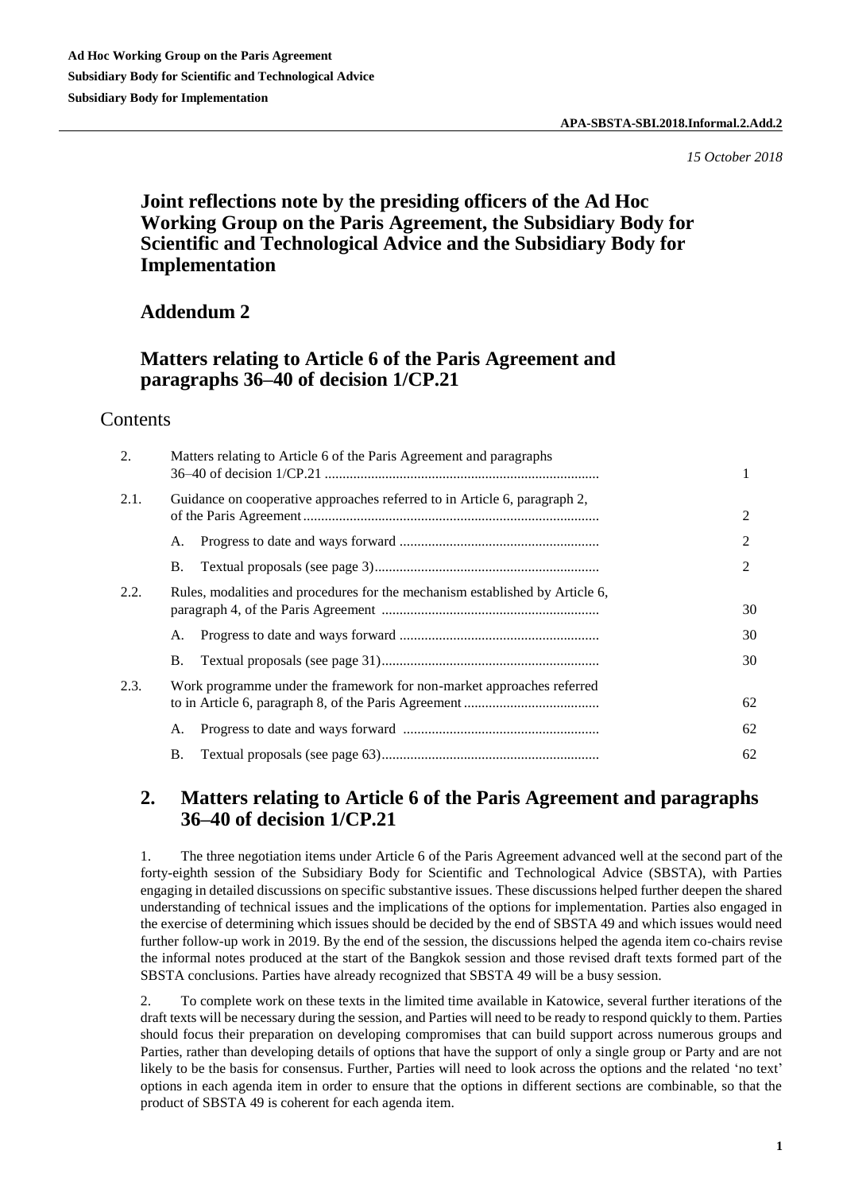**Ad Hoc Working Group on the Paris Agreement**
**Subsidiary Body for Scientific and Technological Advice**
**Subsidiary Body for Implementation**

**APA-SBSTA-SBI.2018.Informal.2.Add.2**

*15 October 2018*

# Joint reflections note by the presiding officers of the Ad Hoc Working Group on the Paris Agreement, the Subsidiary Body for Scientific and Technological Advice and the Subsidiary Body for Implementation

## Addendum 2

## Matters relating to Article 6 of the Paris Agreement and paragraphs 36–40 of decision 1/CP.21

### Contents

| | | |
|---|---|---|
| 2. | Matters relating to Article 6 of the Paris Agreement and paragraphs 36–40 of decision 1/CP.21 | 1 |
| 2.1. | Guidance on cooperative approaches referred to in Article 6, paragraph 2, of the Paris Agreement | 2 |
| | A. Progress to date and ways forward | 2 |
| | B. Textual proposals (see page 3) | 2 |
| 2.2. | Rules, modalities and procedures for the mechanism established by Article 6, paragraph 4, of the Paris Agreement | 30 |
| | A. Progress to date and ways forward | 30 |
| | B. Textual proposals (see page 31) | 30 |
| 2.3. | Work programme under the framework for non-market approaches referred to in Article 6, paragraph 8, of the Paris Agreement | 62 |
| | A. Progress to date and ways forward | 62 |
| | B. Textual proposals (see page 63) | 62 |

## 2. Matters relating to Article 6 of the Paris Agreement and paragraphs 36–40 of decision 1/CP.21

1. The three negotiation items under Article 6 of the Paris Agreement advanced well at the second part of the forty-eighth session of the Subsidiary Body for Scientific and Technological Advice (SBSTA), with Parties engaging in detailed discussions on specific substantive issues. These discussions helped further deepen the shared understanding of technical issues and the implications of the options for implementation. Parties also engaged in the exercise of determining which issues should be decided by the end of SBSTA 49 and which issues would need further follow-up work in 2019. By the end of the session, the discussions helped the agenda item co-chairs revise the informal notes produced at the start of the Bangkok session and those revised draft texts formed part of the SBSTA conclusions. Parties have already recognized that SBSTA 49 will be a busy session.

2. To complete work on these texts in the limited time available in Katowice, several further iterations of the draft texts will be necessary during the session, and Parties will need to be ready to respond quickly to them. Parties should focus their preparation on developing compromises that can build support across numerous groups and Parties, rather than developing details of options that have the support of only a single group or Party and are not likely to be the basis for consensus. Further, Parties will need to look across the options and the related 'no text' options in each agenda item in order to ensure that the options in different sections are combinable, so that the product of SBSTA 49 is coherent for each agenda item.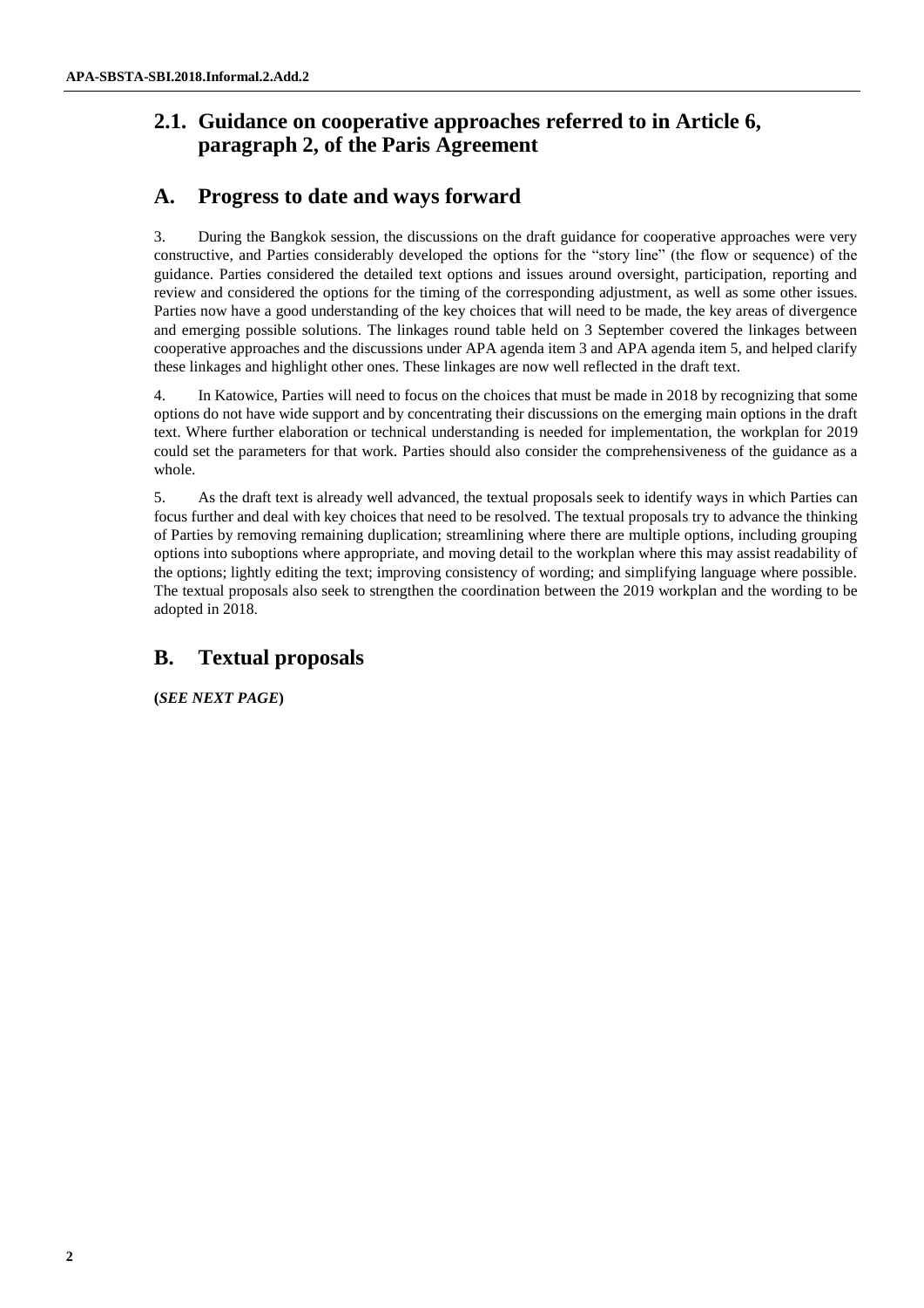## 2.1. Guidance on cooperative approaches referred to in Article 6, paragraph 2, of the Paris Agreement

## A. Progress to date and ways forward

3. During the Bangkok session, the discussions on the draft guidance for cooperative approaches were very constructive, and Parties considerably developed the options for the "story line" (the flow or sequence) of the guidance. Parties considered the detailed text options and issues around oversight, participation, reporting and review and considered the options for the timing of the corresponding adjustment, as well as some other issues. Parties now have a good understanding of the key choices that will need to be made, the key areas of divergence and emerging possible solutions. The linkages round table held on 3 September covered the linkages between cooperative approaches and the discussions under APA agenda item 3 and APA agenda item 5, and helped clarify these linkages and highlight other ones. These linkages are now well reflected in the draft text.

4. In Katowice, Parties will need to focus on the choices that must be made in 2018 by recognizing that some options do not have wide support and by concentrating their discussions on the emerging main options in the draft text. Where further elaboration or technical understanding is needed for implementation, the workplan for 2019 could set the parameters for that work. Parties should also consider the comprehensiveness of the guidance as a whole.

5. As the draft text is already well advanced, the textual proposals seek to identify ways in which Parties can focus further and deal with key choices that need to be resolved. The textual proposals try to advance the thinking of Parties by removing remaining duplication; streamlining where there are multiple options, including grouping options into suboptions where appropriate, and moving detail to the workplan where this may assist readability of the options; lightly editing the text; improving consistency of wording; and simplifying language where possible. The textual proposals also seek to strengthen the coordination between the 2019 workplan and the wording to be adopted in 2018.

## B. Textual proposals

**(*SEE NEXT PAGE*)**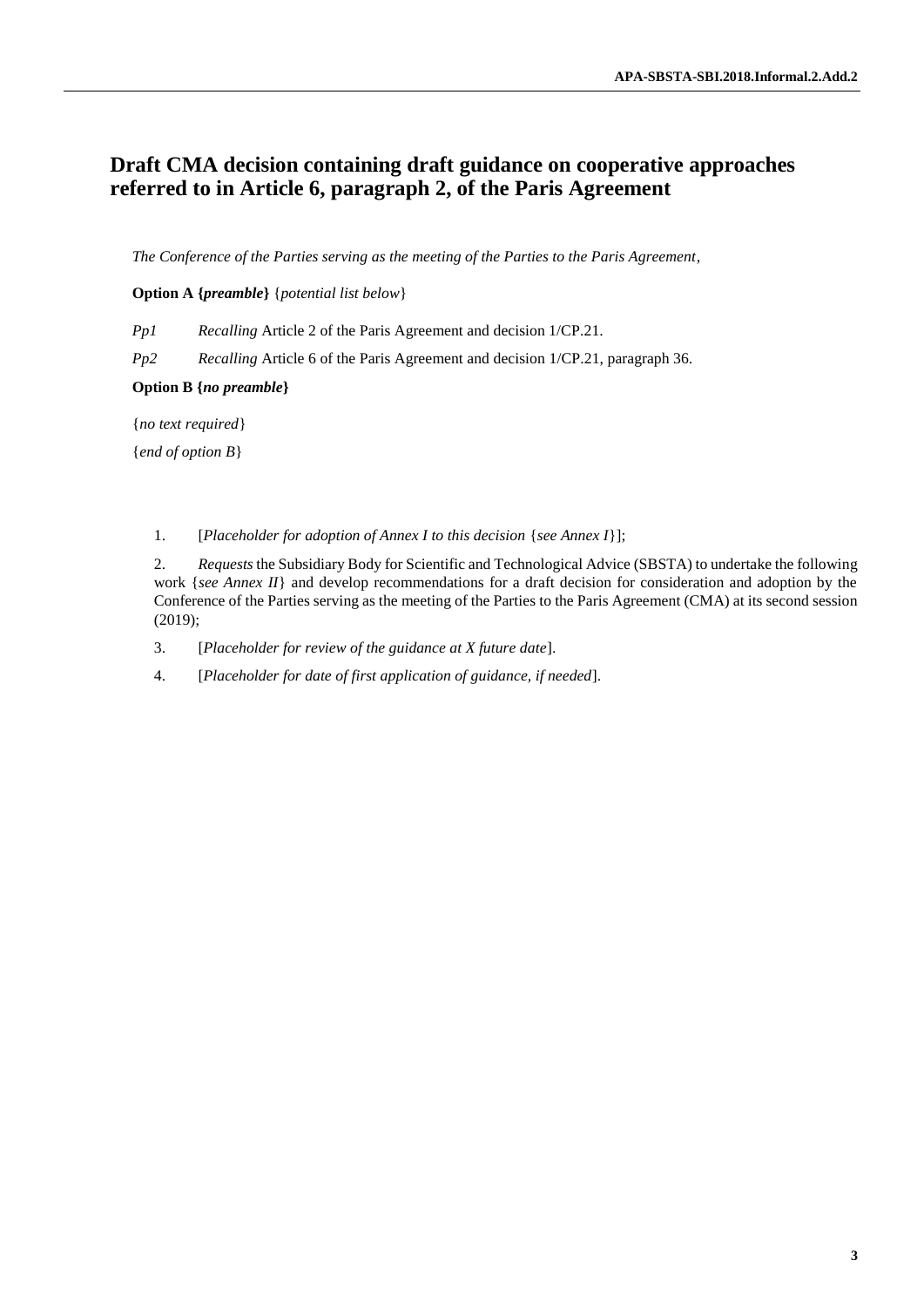# Draft CMA decision containing draft guidance on cooperative approaches referred to in Article 6, paragraph 2, of the Paris Agreement

*The Conference of the Parties serving as the meeting of the Parties to the Paris Agreement*,

**Option A {*preamble*}** {*potential list below*}

*Pp1* *Recalling* Article 2 of the Paris Agreement and decision 1/CP.21.

*Pp2* *Recalling* Article 6 of the Paris Agreement and decision 1/CP.21, paragraph 36.

**Option B {*no preamble*}**

{*no text required*}

{*end of option B*}

1. [*Placeholder for adoption of Annex I to this decision* {*see Annex I*}];

2. *Requests* the Subsidiary Body for Scientific and Technological Advice (SBSTA) to undertake the following work {*see Annex II*} and develop recommendations for a draft decision for consideration and adoption by the Conference of the Parties serving as the meeting of the Parties to the Paris Agreement (CMA) at its second session (2019);

3. [*Placeholder for review of the guidance at X future date*].

4. [*Placeholder for date of first application of guidance, if needed*].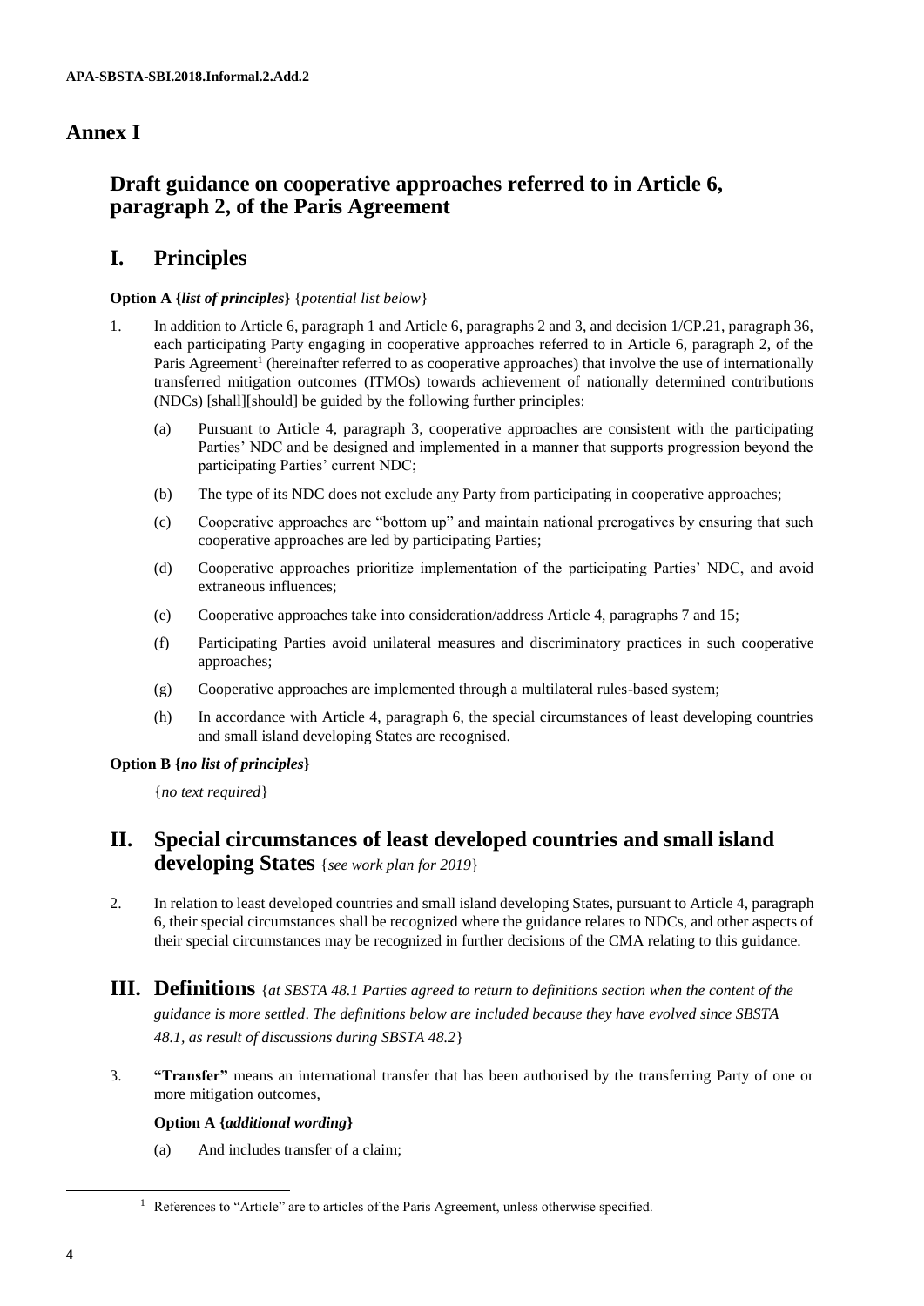# Annex I

## Draft guidance on cooperative approaches referred to in Article 6, paragraph 2, of the Paris Agreement

## I. Principles

**Option A {*list of principles*}** {*potential list below*}

1. In addition to Article 6, paragraph 1 and Article 6, paragraphs 2 and 3, and decision 1/CP.21, paragraph 36, each participating Party engaging in cooperative approaches referred to in Article 6, paragraph 2, of the Paris Agreement[1] (hereinafter referred to as cooperative approaches) that involve the use of internationally transferred mitigation outcomes (ITMOs) towards achievement of nationally determined contributions (NDCs) [shall][should] be guided by the following further principles:

   (a) Pursuant to Article 4, paragraph 3, cooperative approaches are consistent with the participating Parties' NDC and be designed and implemented in a manner that supports progression beyond the participating Parties' current NDC;

   (b) The type of its NDC does not exclude any Party from participating in cooperative approaches;

   (c) Cooperative approaches are "bottom up" and maintain national prerogatives by ensuring that such cooperative approaches are led by participating Parties;

   (d) Cooperative approaches prioritize implementation of the participating Parties' NDC, and avoid extraneous influences;

   (e) Cooperative approaches take into consideration/address Article 4, paragraphs 7 and 15;

   (f) Participating Parties avoid unilateral measures and discriminatory practices in such cooperative approaches;

   (g) Cooperative approaches are implemented through a multilateral rules-based system;

   (h) In accordance with Article 4, paragraph 6, the special circumstances of least developing countries and small island developing States are recognised.

**Option B {*no list of principles*}**

{*no text required*}

## II. Special circumstances of least developed countries and small island developing States {*see work plan for 2019*}

2. In relation to least developed countries and small island developing States, pursuant to Article 4, paragraph 6, their special circumstances shall be recognized where the guidance relates to NDCs, and other aspects of their special circumstances may be recognized in further decisions of the CMA relating to this guidance.

## III. Definitions {*at SBSTA 48.1 Parties agreed to return to definitions section when the content of the guidance is more settled. The definitions below are included because they have evolved since SBSTA 48.1, as result of discussions during SBSTA 48.2*}

3. **"Transfer"** means an international transfer that has been authorised by the transferring Party of one or more mitigation outcomes,

   **Option A {*additional wording*}**

   (a) And includes transfer of a claim;

[1] References to "Article" are to articles of the Paris Agreement, unless otherwise specified.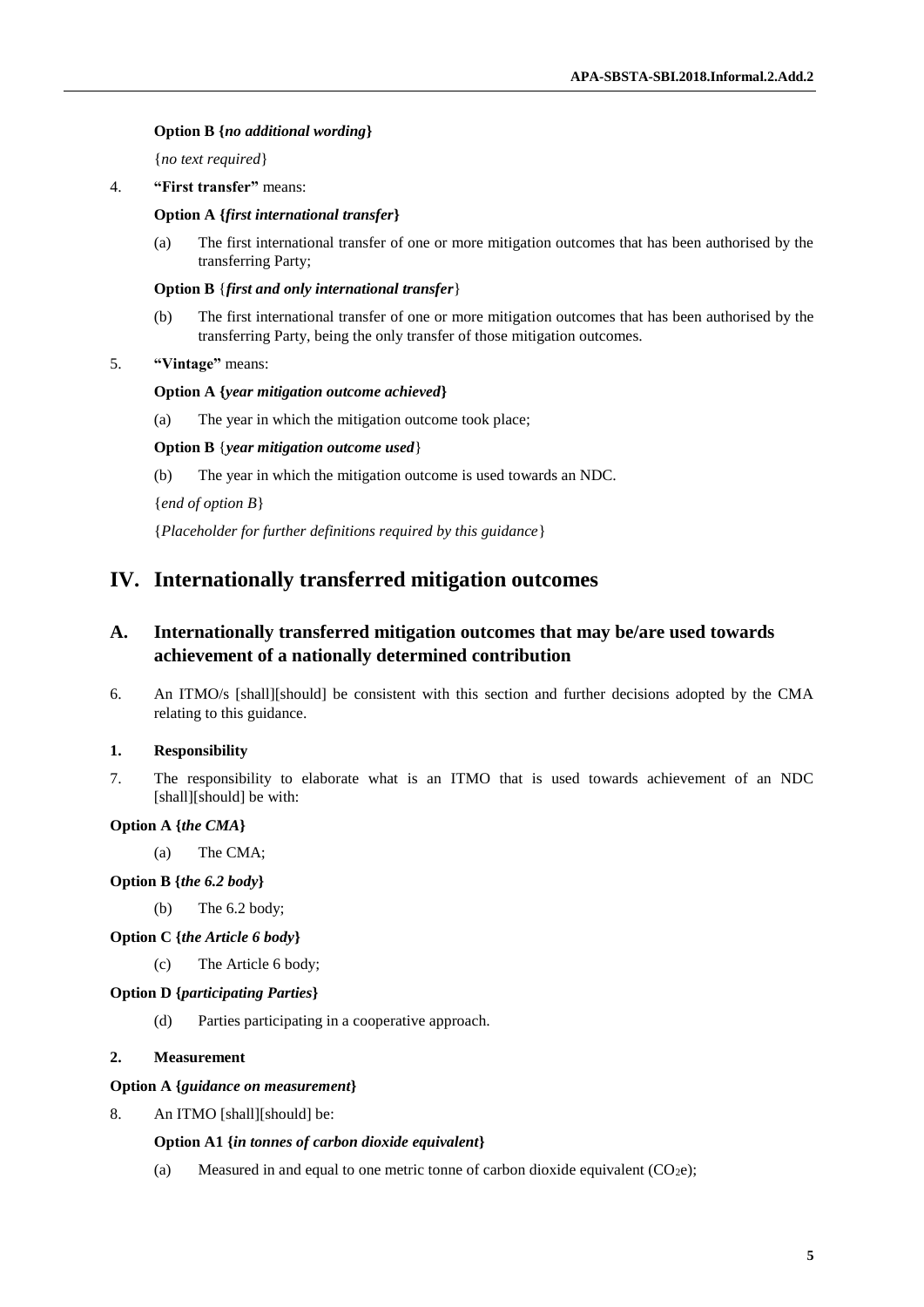**Option B {*no additional wording*}**

{*no text required*}

4. **"First transfer"** means:

   **Option A {*first international transfer*}**

   (a) The first international transfer of one or more mitigation outcomes that has been authorised by the transferring Party;

   **Option B** {***first and only international transfer***}

   (b) The first international transfer of one or more mitigation outcomes that has been authorised by the transferring Party, being the only transfer of those mitigation outcomes.

5. **"Vintage"** means:

   **Option A {*year mitigation outcome achieved*}**

   (a) The year in which the mitigation outcome took place;

   **Option B** {***year mitigation outcome used***}

   (b) The year in which the mitigation outcome is used towards an NDC.

   {*end of option B*}

   {*Placeholder for further definitions required by this guidance*}

# IV. Internationally transferred mitigation outcomes

## A. Internationally transferred mitigation outcomes that may be/are used towards achievement of a nationally determined contribution

6. An ITMO/s [shall][should] be consistent with this section and further decisions adopted by the CMA relating to this guidance.

### 1. Responsibility

7. The responsibility to elaborate what is an ITMO that is used towards achievement of an NDC [shall][should] be with:

**Option A {*the CMA*}**

   (a) The CMA;

**Option B {*the 6.2 body*}**

   (b) The 6.2 body;

**Option C {*the Article 6 body*}**

   (c) The Article 6 body;

**Option D {*participating Parties*}**

   (d) Parties participating in a cooperative approach.

### 2. Measurement

**Option A {*guidance on measurement*}**

8. An ITMO [shall][should] be:

   **Option A1 {*in tonnes of carbon dioxide equivalent*}**

   (a) Measured in and equal to one metric tonne of carbon dioxide equivalent ($CO_2e$);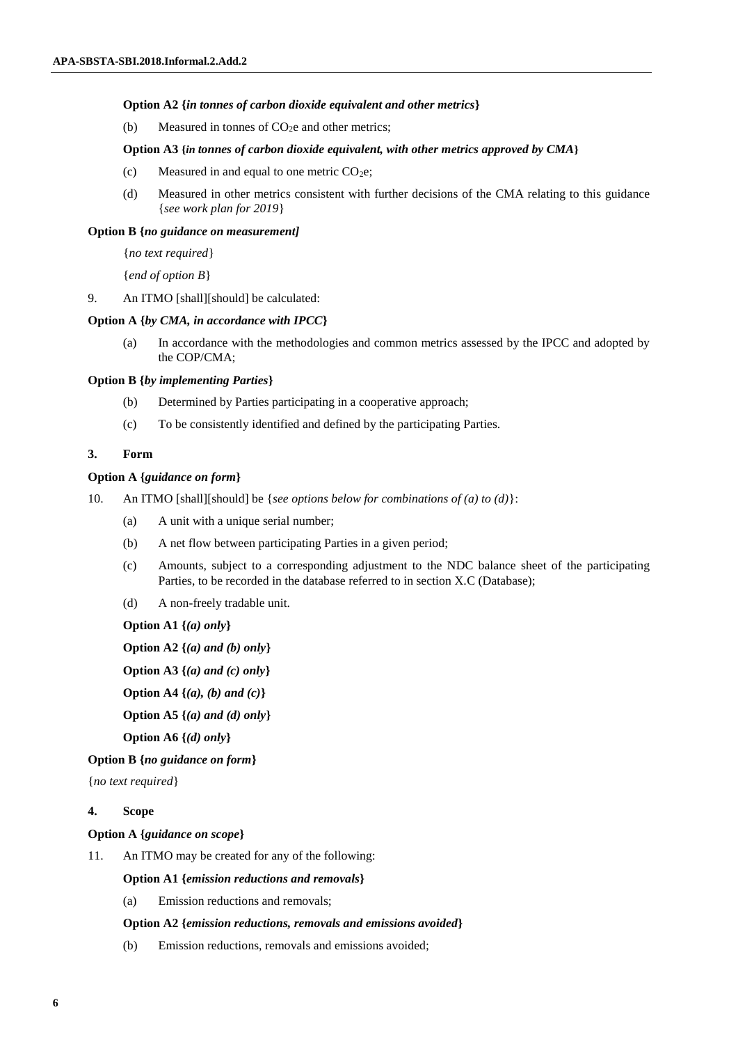**Option A2 {*in tonnes of carbon dioxide equivalent and other metrics*}**

(b) Measured in tonnes of $CO_2e$ and other metrics;

**Option A3 {*in tonnes of carbon dioxide equivalent, with other metrics approved by CMA*}**

(c) Measured in and equal to one metric $CO_2e$;

(d) Measured in other metrics consistent with further decisions of the CMA relating to this guidance {*see work plan for 2019*}

**Option B {*no guidance on measurement]***

{*no text required*}

{*end of option B*}

9. An ITMO [shall][should] be calculated:

**Option A {*by CMA, in accordance with IPCC*}**

(a) In accordance with the methodologies and common metrics assessed by the IPCC and adopted by the COP/CMA;

**Option B {*by implementing Parties*}**

(b) Determined by Parties participating in a cooperative approach;

(c) To be consistently identified and defined by the participating Parties.

### 3. Form

**Option A {*guidance on form*}**

10. An ITMO [shall][should] be {*see options below for combinations of (a) to (d)*}:

(a) A unit with a unique serial number;

(b) A net flow between participating Parties in a given period;

(c) Amounts, subject to a corresponding adjustment to the NDC balance sheet of the participating Parties, to be recorded in the database referred to in section X.C (Database);

(d) A non-freely tradable unit.

**Option A1 {*(a) only*}**

**Option A2 {*(a) and (b) only*}**

**Option A3 {*(a) and (c) only*}**

**Option A4 {*(a), (b) and (c)*}**

**Option A5 {*(a) and (d) only*}**

**Option A6 {*(d) only*}**

**Option B {*no guidance on form*}**

{*no text required*}

### 4. Scope

**Option A {*guidance on scope*}**

11. An ITMO may be created for any of the following:

**Option A1 {*emission reductions and removals*}**

(a) Emission reductions and removals;

**Option A2 {*emission reductions, removals and emissions avoided*}**

(b) Emission reductions, removals and emissions avoided;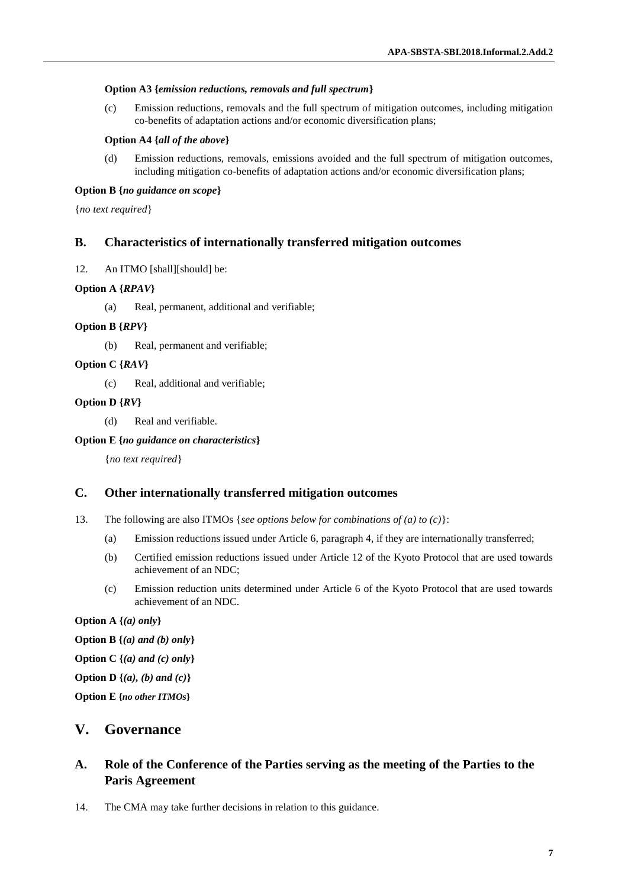**Option A3 {*emission reductions, removals and full spectrum*}**

(c) Emission reductions, removals and the full spectrum of mitigation outcomes, including mitigation co-benefits of adaptation actions and/or economic diversification plans;

**Option A4 {*all of the above*}**

(d) Emission reductions, removals, emissions avoided and the full spectrum of mitigation outcomes, including mitigation co-benefits of adaptation actions and/or economic diversification plans;

**Option B {*no guidance on scope*}**

{*no text required*}

## B. Characteristics of internationally transferred mitigation outcomes

12. An ITMO [shall][should] be:

**Option A {*RPAV*}**

(a) Real, permanent, additional and verifiable;

**Option B {*RPV*}**

(b) Real, permanent and verifiable;

**Option C {*RAV*}**

(c) Real, additional and verifiable;

**Option D {*RV*}**

(d) Real and verifiable.

**Option E {*no guidance on characteristics*}**

{*no text required*}

## C. Other internationally transferred mitigation outcomes

13. The following are also ITMOs {*see options below for combinations of (a) to (c)*}:

(a) Emission reductions issued under Article 6, paragraph 4, if they are internationally transferred;

(b) Certified emission reductions issued under Article 12 of the Kyoto Protocol that are used towards achievement of an NDC;

(c) Emission reduction units determined under Article 6 of the Kyoto Protocol that are used towards achievement of an NDC.

**Option A {*(a) only*}**

**Option B {*(a) and (b) only*}**

**Option C {*(a) and (c) only*}**

**Option D {*(a), (b) and (c)*}**

**Option E {*no other ITMOs*}**

# V. Governance

## A. Role of the Conference of the Parties serving as the meeting of the Parties to the Paris Agreement

14. The CMA may take further decisions in relation to this guidance.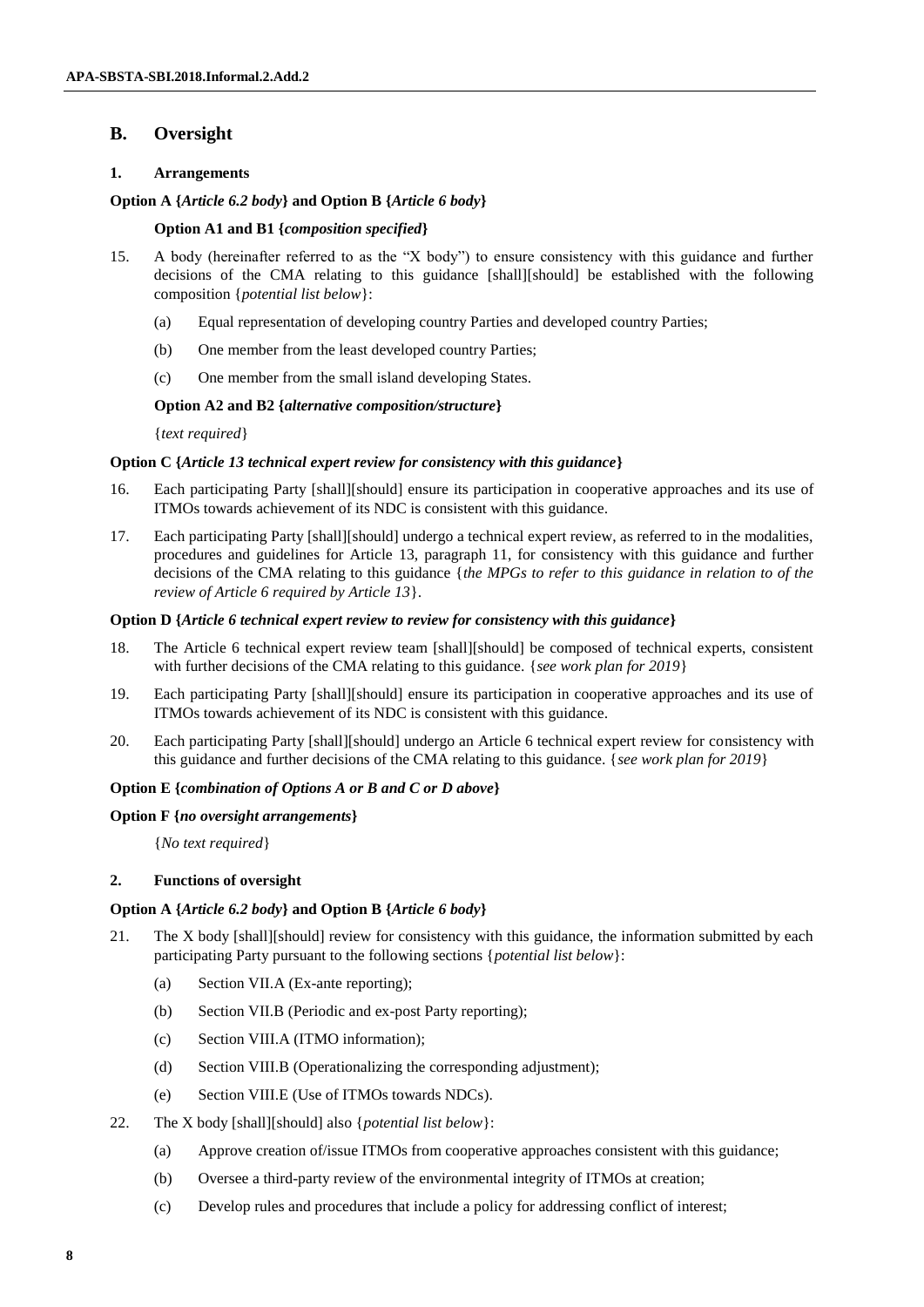## B. Oversight

### 1. Arrangements

**Option A {*Article 6.2 body*} and Option B {*Article 6 body*}**

**Option A1 and B1 {*composition specified*}**

15. A body (hereinafter referred to as the "X body") to ensure consistency with this guidance and further decisions of the CMA relating to this guidance [shall][should] be established with the following composition {*potential list below*}:

    (a) Equal representation of developing country Parties and developed country Parties;

    (b) One member from the least developed country Parties;

    (c) One member from the small island developing States.

**Option A2 and B2 {*alternative composition/structure*}**

{*text required*}

**Option C {*Article 13 technical expert review for consistency with this guidance*}**

16. Each participating Party [shall][should] ensure its participation in cooperative approaches and its use of ITMOs towards achievement of its NDC is consistent with this guidance.

17. Each participating Party [shall][should] undergo a technical expert review, as referred to in the modalities, procedures and guidelines for Article 13, paragraph 11, for consistency with this guidance and further decisions of the CMA relating to this guidance {*the MPGs to refer to this guidance in relation to of the review of Article 6 required by Article 13*}.

**Option D {*Article 6 technical expert review to review for consistency with this guidance*}**

18. The Article 6 technical expert review team [shall][should] be composed of technical experts, consistent with further decisions of the CMA relating to this guidance. {*see work plan for 2019*}

19. Each participating Party [shall][should] ensure its participation in cooperative approaches and its use of ITMOs towards achievement of its NDC is consistent with this guidance.

20. Each participating Party [shall][should] undergo an Article 6 technical expert review for consistency with this guidance and further decisions of the CMA relating to this guidance. {*see work plan for 2019*}

**Option E {*combination of Options A or B and C or D above*}**

**Option F {*no oversight arrangements*}**

{*No text required*}

### 2. Functions of oversight

**Option A {*Article 6.2 body*} and Option B {*Article 6 body*}**

21. The X body [shall][should] review for consistency with this guidance, the information submitted by each participating Party pursuant to the following sections {*potential list below*}:

    (a) Section VII.A (Ex-ante reporting);

    (b) Section VII.B (Periodic and ex-post Party reporting);

    (c) Section VIII.A (ITMO information);

    (d) Section VIII.B (Operationalizing the corresponding adjustment);

    (e) Section VIII.E (Use of ITMOs towards NDCs).

22. The X body [shall][should] also {*potential list below*}:

    (a) Approve creation of/issue ITMOs from cooperative approaches consistent with this guidance;

    (b) Oversee a third-party review of the environmental integrity of ITMOs at creation;

    (c) Develop rules and procedures that include a policy for addressing conflict of interest;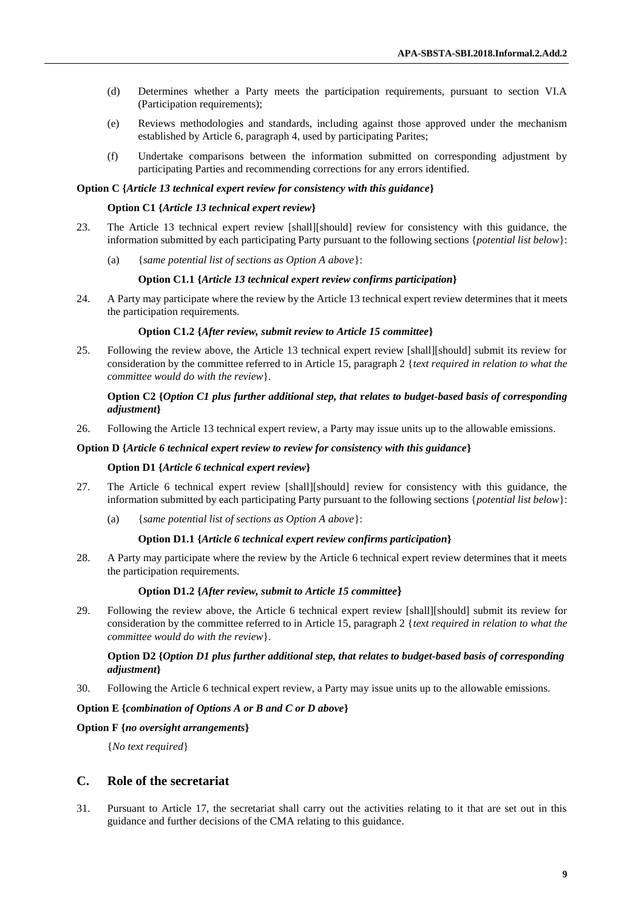(d) Determines whether a Party meets the participation requirements, pursuant to section VI.A (Participation requirements);

(e) Reviews methodologies and standards, including against those approved under the mechanism established by Article 6, paragraph 4, used by participating Parites;

(f) Undertake comparisons between the information submitted on corresponding adjustment by participating Parties and recommending corrections for any errors identified.

**Option C {*Article 13 technical expert review for consistency with this guidance*}**

**Option C1 {*Article 13 technical expert review*}**

23. The Article 13 technical expert review [shall][should] review for consistency with this guidance, the information submitted by each participating Party pursuant to the following sections {*potential list below*}:

(a) {*same potential list of sections as Option A above*}:

**Option C1.1 {*Article 13 technical expert review confirms participation*}**

24. A Party may participate where the review by the Article 13 technical expert review determines that it meets the participation requirements.

**Option C1.2 {*After review, submit review to Article 15 committee*}**

25. Following the review above, the Article 13 technical expert review [shall][should] submit its review for consideration by the committee referred to in Article 15, paragraph 2 {*text required in relation to what the committee would do with the review*}.

**Option C2 {*Option C1 plus further additional step, that relates to budget-based basis of corresponding adjustment*}**

26. Following the Article 13 technical expert review, a Party may issue units up to the allowable emissions.

**Option D {*Article 6 technical expert review to review for consistency with this guidance*}**

**Option D1 {*Article 6 technical expert review*}**

27. The Article 6 technical expert review [shall][should] review for consistency with this guidance, the information submitted by each participating Party pursuant to the following sections {*potential list below*}:

(a) {*same potential list of sections as Option A above*}:

**Option D1.1 {*Article 6 technical expert review confirms participation*}**

28. A Party may participate where the review by the Article 6 technical expert review determines that it meets the participation requirements.

**Option D1.2 {*After review, submit to Article 15 committee*}**

29. Following the review above, the Article 6 technical expert review [shall][should] submit its review for consideration by the committee referred to in Article 15, paragraph 2 {*text required in relation to what the committee would do with the review*}.

**Option D2 {*Option D1 plus further additional step, that relates to budget-based basis of corresponding adjustment*}**

30. Following the Article 6 technical expert review, a Party may issue units up to the allowable emissions.

**Option E {*combination of Options A or B and C or D above*}**

**Option F {*no oversight arrangements*}**

{*No text required*}

## C. Role of the secretariat

31. Pursuant to Article 17, the secretariat shall carry out the activities relating to it that are set out in this guidance and further decisions of the CMA relating to this guidance.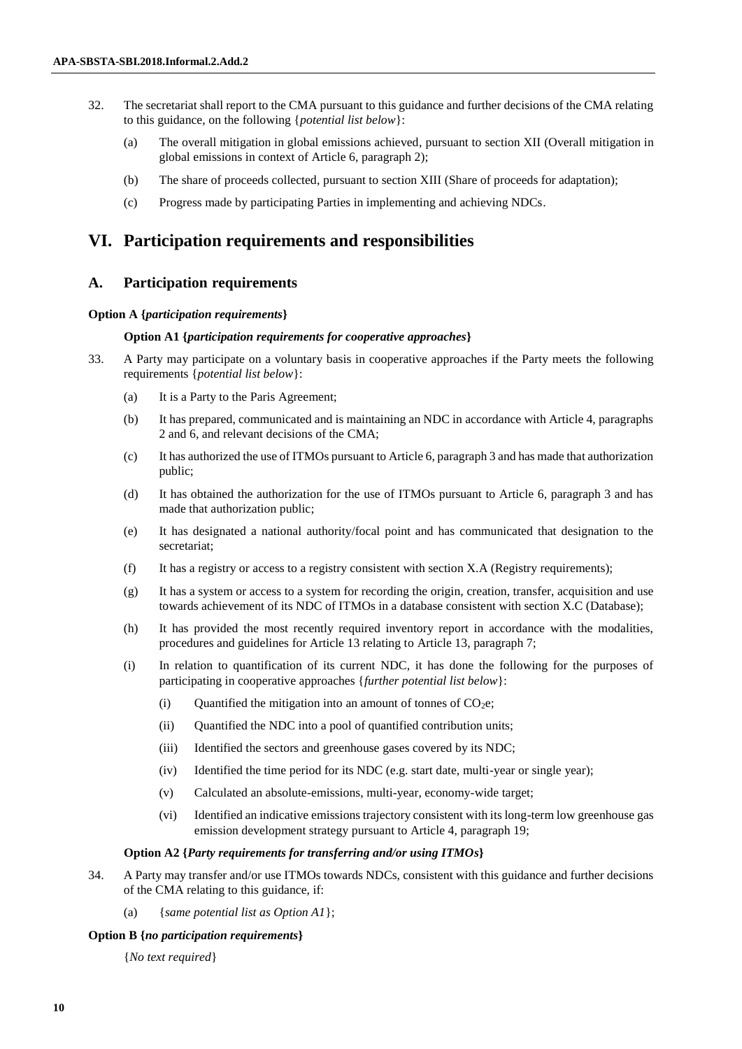32. The secretariat shall report to the CMA pursuant to this guidance and further decisions of the CMA relating to this guidance, on the following {*potential list below*}:

    (a) The overall mitigation in global emissions achieved, pursuant to section XII (Overall mitigation in global emissions in context of Article 6, paragraph 2);

    (b) The share of proceeds collected, pursuant to section XIII (Share of proceeds for adaptation);

    (c) Progress made by participating Parties in implementing and achieving NDCs.

# VI. Participation requirements and responsibilities

## A. Participation requirements

**Option A {*participation requirements*}**

**Option A1 {*participation requirements for cooperative approaches*}**

33. A Party may participate on a voluntary basis in cooperative approaches if the Party meets the following requirements {*potential list below*}:

    (a) It is a Party to the Paris Agreement;

    (b) It has prepared, communicated and is maintaining an NDC in accordance with Article 4, paragraphs 2 and 6, and relevant decisions of the CMA;

    (c) It has authorized the use of ITMOs pursuant to Article 6, paragraph 3 and has made that authorization public;

    (d) It has obtained the authorization for the use of ITMOs pursuant to Article 6, paragraph 3 and has made that authorization public;

    (e) It has designated a national authority/focal point and has communicated that designation to the secretariat;

    (f) It has a registry or access to a registry consistent with section X.A (Registry requirements);

    (g) It has a system or access to a system for recording the origin, creation, transfer, acquisition and use towards achievement of its NDC of ITMOs in a database consistent with section X.C (Database);

    (h) It has provided the most recently required inventory report in accordance with the modalities, procedures and guidelines for Article 13 relating to Article 13, paragraph 7;

    (i) In relation to quantification of its current NDC, it has done the following for the purposes of participating in cooperative approaches {*further potential list below*}:

        (i) Quantified the mitigation into an amount of tonnes of $CO_2e$;

        (ii) Quantified the NDC into a pool of quantified contribution units;

        (iii) Identified the sectors and greenhouse gases covered by its NDC;

        (iv) Identified the time period for its NDC (e.g. start date, multi-year or single year);

        (v) Calculated an absolute-emissions, multi-year, economy-wide target;

        (vi) Identified an indicative emissions trajectory consistent with its long-term low greenhouse gas emission development strategy pursuant to Article 4, paragraph 19;

**Option A2 {*Party requirements for transferring and/or using ITMOs*}**

34. A Party may transfer and/or use ITMOs towards NDCs, consistent with this guidance and further decisions of the CMA relating to this guidance, if:

    (a) {*same potential list as Option A1*};

**Option B {*no participation requirements*}**

{*No text required*}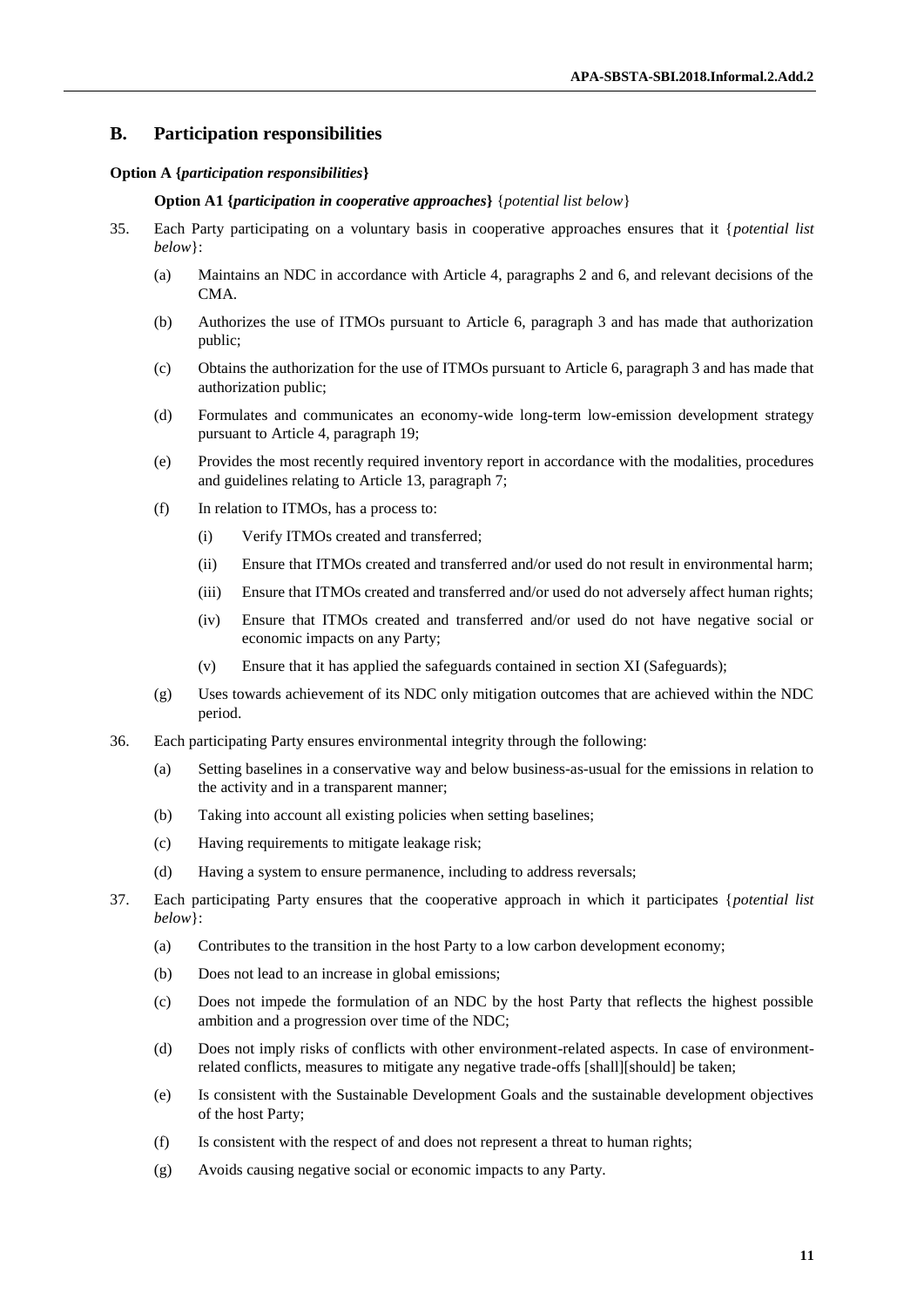## B. Participation responsibilities

**Option A {*participation responsibilities*}**

**Option A1 {*participation in cooperative approaches*}** {*potential list below*}

35. Each Party participating on a voluntary basis in cooperative approaches ensures that it {*potential list below*}:

    (a) Maintains an NDC in accordance with Article 4, paragraphs 2 and 6, and relevant decisions of the CMA.

    (b) Authorizes the use of ITMOs pursuant to Article 6, paragraph 3 and has made that authorization public;

    (c) Obtains the authorization for the use of ITMOs pursuant to Article 6, paragraph 3 and has made that authorization public;

    (d) Formulates and communicates an economy-wide long-term low-emission development strategy pursuant to Article 4, paragraph 19;

    (e) Provides the most recently required inventory report in accordance with the modalities, procedures and guidelines relating to Article 13, paragraph 7;

    (f) In relation to ITMOs, has a process to:

        (i) Verify ITMOs created and transferred;

        (ii) Ensure that ITMOs created and transferred and/or used do not result in environmental harm;

        (iii) Ensure that ITMOs created and transferred and/or used do not adversely affect human rights;

        (iv) Ensure that ITMOs created and transferred and/or used do not have negative social or economic impacts on any Party;

        (v) Ensure that it has applied the safeguards contained in section XI (Safeguards);

    (g) Uses towards achievement of its NDC only mitigation outcomes that are achieved within the NDC period.

36. Each participating Party ensures environmental integrity through the following:

    (a) Setting baselines in a conservative way and below business-as-usual for the emissions in relation to the activity and in a transparent manner;

    (b) Taking into account all existing policies when setting baselines;

    (c) Having requirements to mitigate leakage risk;

    (d) Having a system to ensure permanence, including to address reversals;

37. Each participating Party ensures that the cooperative approach in which it participates {*potential list below*}:

    (a) Contributes to the transition in the host Party to a low carbon development economy;

    (b) Does not lead to an increase in global emissions;

    (c) Does not impede the formulation of an NDC by the host Party that reflects the highest possible ambition and a progression over time of the NDC;

    (d) Does not imply risks of conflicts with other environment-related aspects. In case of environment-related conflicts, measures to mitigate any negative trade-offs [shall][should] be taken;

    (e) Is consistent with the Sustainable Development Goals and the sustainable development objectives of the host Party;

    (f) Is consistent with the respect of and does not represent a threat to human rights;

    (g) Avoids causing negative social or economic impacts to any Party.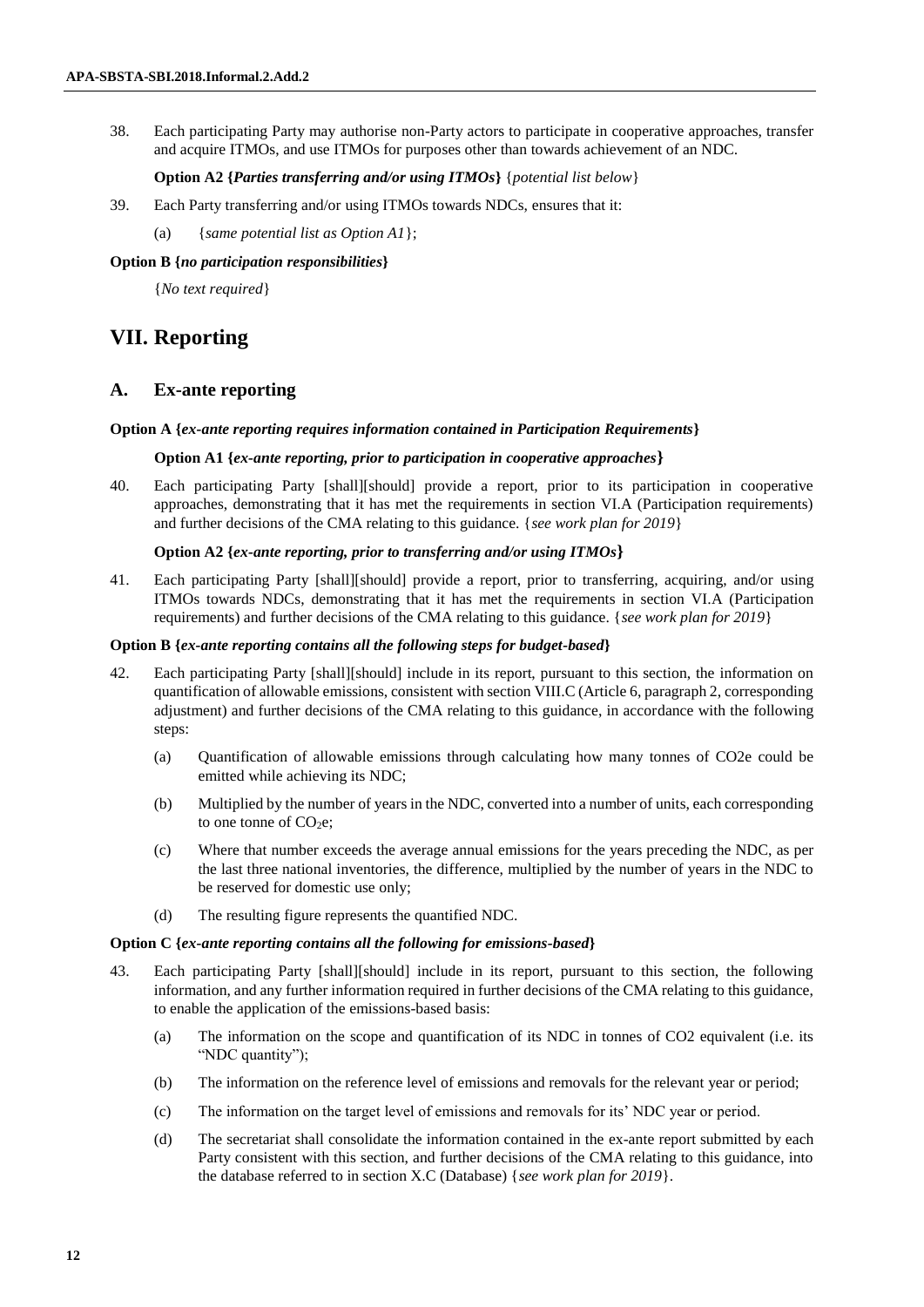38. Each participating Party may authorise non-Party actors to participate in cooperative approaches, transfer and acquire ITMOs, and use ITMOs for purposes other than towards achievement of an NDC.

**Option A2 {*Parties transferring and/or using ITMOs*}** {*potential list below*}

39. Each Party transferring and/or using ITMOs towards NDCs, ensures that it:

    (a) {*same potential list as Option A1*};

**Option B {*no participation responsibilities*}**

{*No text required*}

# VII. Reporting

## A. Ex-ante reporting

**Option A {*ex-ante reporting requires information contained in Participation Requirements*}**

**Option A1 {*ex-ante reporting, prior to participation in cooperative approaches*}**

40. Each participating Party [shall][should] provide a report, prior to its participation in cooperative approaches, demonstrating that it has met the requirements in section VI.A (Participation requirements) and further decisions of the CMA relating to this guidance. {*see work plan for 2019*}

**Option A2 {*ex-ante reporting, prior to transferring and/or using ITMOs*}**

41. Each participating Party [shall][should] provide a report, prior to transferring, acquiring, and/or using ITMOs towards NDCs, demonstrating that it has met the requirements in section VI.A (Participation requirements) and further decisions of the CMA relating to this guidance. {*see work plan for 2019*}

**Option B {*ex-ante reporting contains all the following steps for budget-based*}**

42. Each participating Party [shall][should] include in its report, pursuant to this section, the information on quantification of allowable emissions, consistent with section VIII.C (Article 6, paragraph 2, corresponding adjustment) and further decisions of the CMA relating to this guidance, in accordance with the following steps:

    (a) Quantification of allowable emissions through calculating how many tonnes of CO2e could be emitted while achieving its NDC;

    (b) Multiplied by the number of years in the NDC, converted into a number of units, each corresponding to one tonne of $CO_2e$;

    (c) Where that number exceeds the average annual emissions for the years preceding the NDC, as per the last three national inventories, the difference, multiplied by the number of years in the NDC to be reserved for domestic use only;

    (d) The resulting figure represents the quantified NDC.

**Option C {*ex-ante reporting contains all the following for emissions-based*}**

43. Each participating Party [shall][should] include in its report, pursuant to this section, the following information, and any further information required in further decisions of the CMA relating to this guidance, to enable the application of the emissions-based basis:

    (a) The information on the scope and quantification of its NDC in tonnes of CO2 equivalent (i.e. its "NDC quantity");

    (b) The information on the reference level of emissions and removals for the relevant year or period;

    (c) The information on the target level of emissions and removals for its' NDC year or period.

    (d) The secretariat shall consolidate the information contained in the ex-ante report submitted by each Party consistent with this section, and further decisions of the CMA relating to this guidance, into the database referred to in section X.C (Database) {*see work plan for 2019*}.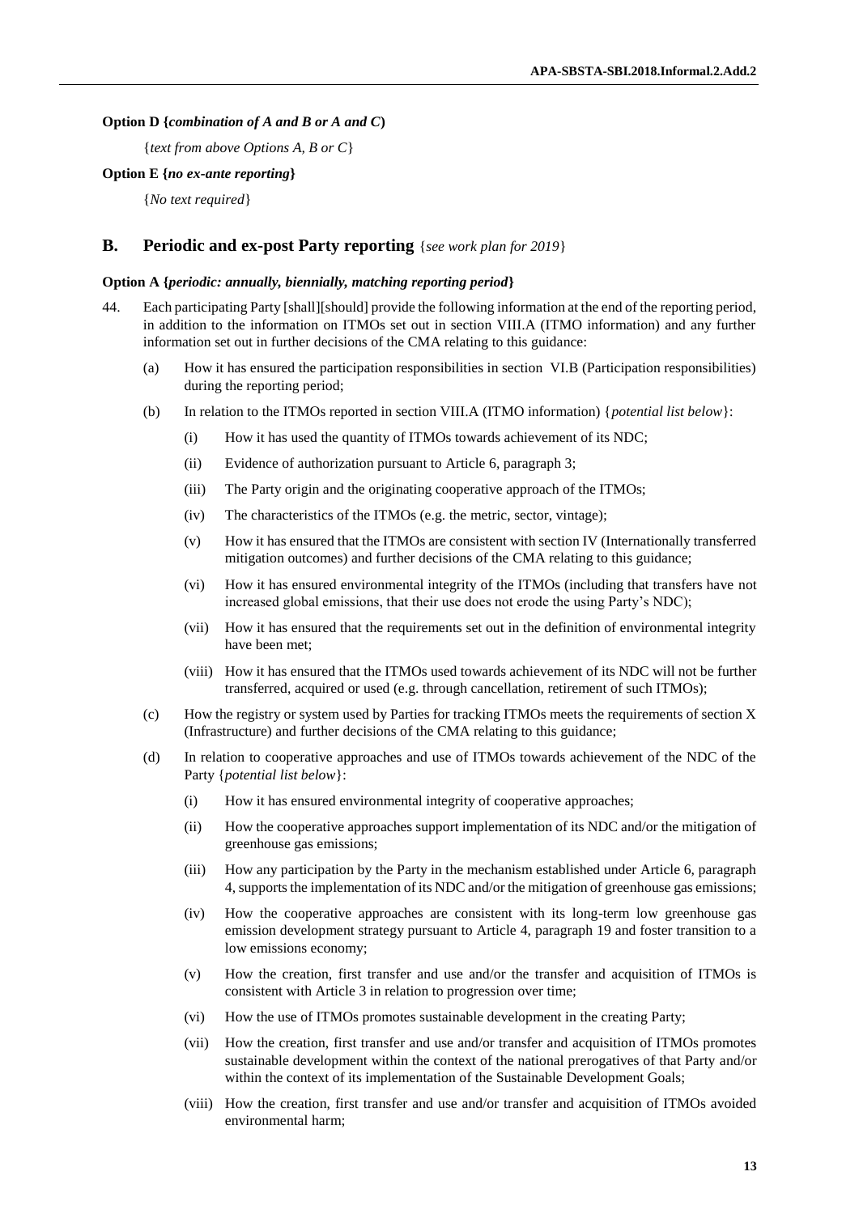**Option D {*combination of A and B or A and C*)**

{*text from above Options A, B or C*}

**Option E {*no ex-ante reporting*}**

{*No text required*}

## B. Periodic and ex-post Party reporting {*see work plan for 2019*}

**Option A {*periodic: annually, biennially, matching reporting period*}**

44. Each participating Party [shall][should] provide the following information at the end of the reporting period, in addition to the information on ITMOs set out in section VIII.A (ITMO information) and any further information set out in further decisions of the CMA relating to this guidance:

   (a) How it has ensured the participation responsibilities in section VI.B (Participation responsibilities) during the reporting period;

   (b) In relation to the ITMOs reported in section VIII.A (ITMO information) {*potential list below*}:

      (i) How it has used the quantity of ITMOs towards achievement of its NDC;

      (ii) Evidence of authorization pursuant to Article 6, paragraph 3;

      (iii) The Party origin and the originating cooperative approach of the ITMOs;

      (iv) The characteristics of the ITMOs (e.g. the metric, sector, vintage);

      (v) How it has ensured that the ITMOs are consistent with section IV (Internationally transferred mitigation outcomes) and further decisions of the CMA relating to this guidance;

      (vi) How it has ensured environmental integrity of the ITMOs (including that transfers have not increased global emissions, that their use does not erode the using Party's NDC);

      (vii) How it has ensured that the requirements set out in the definition of environmental integrity have been met;

      (viii) How it has ensured that the ITMOs used towards achievement of its NDC will not be further transferred, acquired or used (e.g. through cancellation, retirement of such ITMOs);

   (c) How the registry or system used by Parties for tracking ITMOs meets the requirements of section X (Infrastructure) and further decisions of the CMA relating to this guidance;

   (d) In relation to cooperative approaches and use of ITMOs towards achievement of the NDC of the Party {*potential list below*}:

      (i) How it has ensured environmental integrity of cooperative approaches;

      (ii) How the cooperative approaches support implementation of its NDC and/or the mitigation of greenhouse gas emissions;

      (iii) How any participation by the Party in the mechanism established under Article 6, paragraph 4, supports the implementation of its NDC and/or the mitigation of greenhouse gas emissions;

      (iv) How the cooperative approaches are consistent with its long-term low greenhouse gas emission development strategy pursuant to Article 4, paragraph 19 and foster transition to a low emissions economy;

      (v) How the creation, first transfer and use and/or the transfer and acquisition of ITMOs is consistent with Article 3 in relation to progression over time;

      (vi) How the use of ITMOs promotes sustainable development in the creating Party;

      (vii) How the creation, first transfer and use and/or transfer and acquisition of ITMOs promotes sustainable development within the context of the national prerogatives of that Party and/or within the context of its implementation of the Sustainable Development Goals;

      (viii) How the creation, first transfer and use and/or transfer and acquisition of ITMOs avoided environmental harm;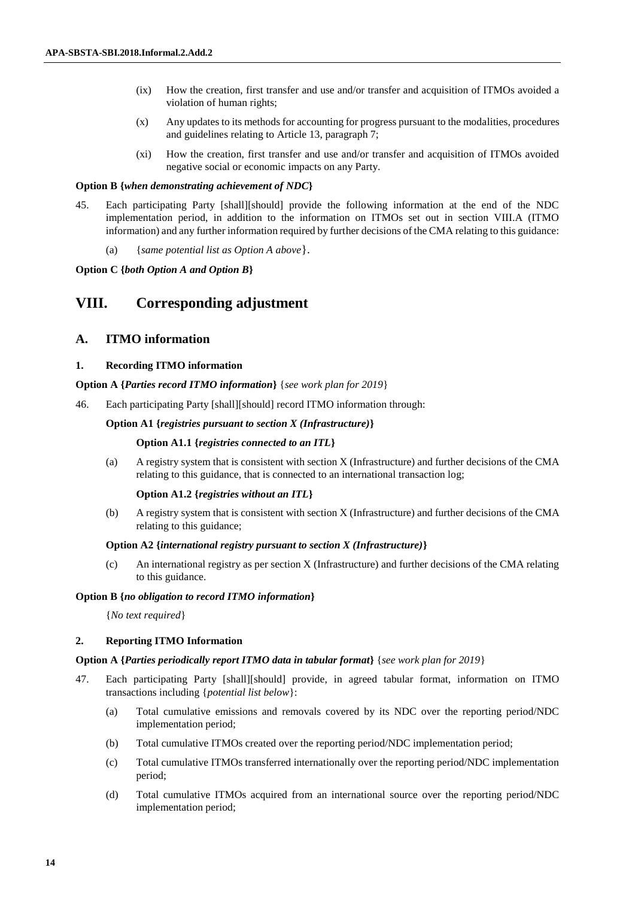(ix) How the creation, first transfer and use and/or transfer and acquisition of ITMOs avoided a violation of human rights;

(x) Any updates to its methods for accounting for progress pursuant to the modalities, procedures and guidelines relating to Article 13, paragraph 7;

(xi) How the creation, first transfer and use and/or transfer and acquisition of ITMOs avoided negative social or economic impacts on any Party.

**Option B {*when demonstrating achievement of NDC*}**

45. Each participating Party [shall][should] provide the following information at the end of the NDC implementation period, in addition to the information on ITMOs set out in section VIII.A (ITMO information) and any further information required by further decisions of the CMA relating to this guidance:

(a) {*same potential list as Option A above*}.

**Option C {*both Option A and Option B*}**

# VIII. Corresponding adjustment

## A. ITMO information

### 1. Recording ITMO information

**Option A {*Parties record ITMO information*}** {*see work plan for 2019*}

46. Each participating Party [shall][should] record ITMO information through:

**Option A1 {*registries pursuant to section X (Infrastructure)*}**

**Option A1.1 {*registries connected to an ITL*}**

(a) A registry system that is consistent with section X (Infrastructure) and further decisions of the CMA relating to this guidance, that is connected to an international transaction log;

**Option A1.2 {*registries without an ITL*}**

(b) A registry system that is consistent with section X (Infrastructure) and further decisions of the CMA relating to this guidance;

**Option A2 {*international registry pursuant to section X (Infrastructure)*}**

(c) An international registry as per section X (Infrastructure) and further decisions of the CMA relating to this guidance.

**Option B {*no obligation to record ITMO information*}**

{*No text required*}

### 2. Reporting ITMO Information

**Option A {*Parties periodically report ITMO data in tabular format*}** {*see work plan for 2019*}

47. Each participating Party [shall][should] provide, in agreed tabular format, information on ITMO transactions including {*potential list below*}:

(a) Total cumulative emissions and removals covered by its NDC over the reporting period/NDC implementation period;

(b) Total cumulative ITMOs created over the reporting period/NDC implementation period;

(c) Total cumulative ITMOs transferred internationally over the reporting period/NDC implementation period;

(d) Total cumulative ITMOs acquired from an international source over the reporting period/NDC implementation period;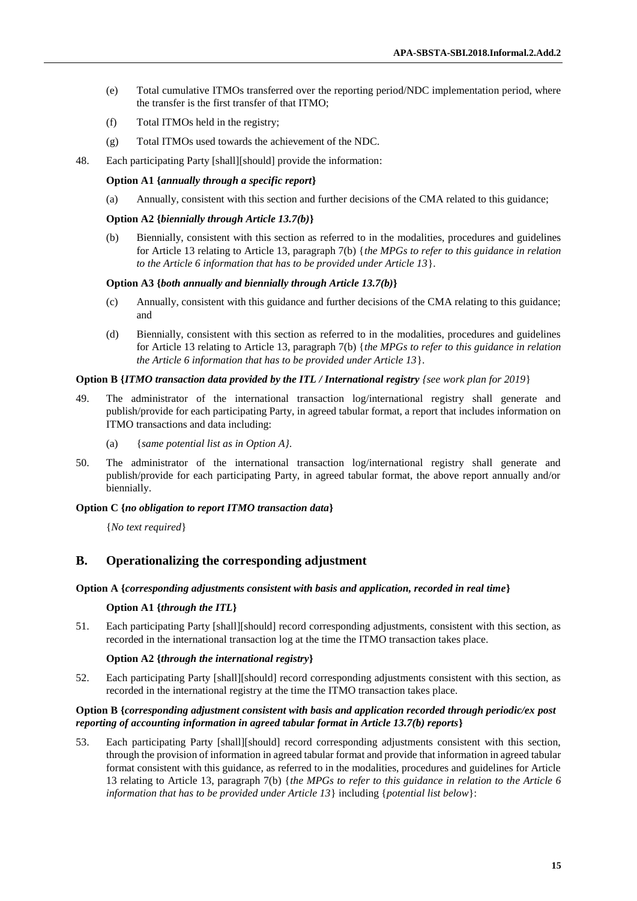(e) Total cumulative ITMOs transferred over the reporting period/NDC implementation period, where the transfer is the first transfer of that ITMO;

(f) Total ITMOs held in the registry;

(g) Total ITMOs used towards the achievement of the NDC.

48. Each participating Party [shall][should] provide the information:

**Option A1 {*annually through a specific report*}**

(a) Annually, consistent with this section and further decisions of the CMA related to this guidance;

**Option A2 {*biennially through Article 13.7(b)*}**

(b) Biennially, consistent with this section as referred to in the modalities, procedures and guidelines for Article 13 relating to Article 13, paragraph 7(b) {*the MPGs to refer to this guidance in relation to the Article 6 information that has to be provided under Article 13*}.

**Option A3 {*both annually and biennially through Article 13.7(b)*}**

(c) Annually, consistent with this guidance and further decisions of the CMA relating to this guidance; and

(d) Biennially, consistent with this section as referred to in the modalities, procedures and guidelines for Article 13 relating to Article 13, paragraph 7(b) {*the MPGs to refer to this guidance in relation the Article 6 information that has to be provided under Article 13*}.

**Option B {*ITMO transaction data provided by the ITL / International registry* *{see work plan for 2019*}**

49. The administrator of the international transaction log/international registry shall generate and publish/provide for each participating Party, in agreed tabular format, a report that includes information on ITMO transactions and data including:

(a) {*same potential list as in Option A}*.

50. The administrator of the international transaction log/international registry shall generate and publish/provide for each participating Party, in agreed tabular format, the above report annually and/or biennially.

**Option C {*no obligation to report ITMO transaction data*}**

{*No text required*}

## B. Operationalizing the corresponding adjustment

**Option A {*corresponding adjustments consistent with basis and application, recorded in real time*}**

**Option A1 {*through the ITL*}**

51. Each participating Party [shall][should] record corresponding adjustments, consistent with this section, as recorded in the international transaction log at the time the ITMO transaction takes place.

**Option A2 {*through the international registry*}**

52. Each participating Party [shall][should] record corresponding adjustments consistent with this section, as recorded in the international registry at the time the ITMO transaction takes place.

**Option B {*corresponding adjustment consistent with basis and application recorded through periodic/ex post reporting of accounting information in agreed tabular format in Article 13.7(b) reports*}**

53. Each participating Party [shall][should] record corresponding adjustments consistent with this section, through the provision of information in agreed tabular format and provide that information in agreed tabular format consistent with this guidance, as referred to in the modalities, procedures and guidelines for Article 13 relating to Article 13, paragraph 7(b) {*the MPGs to refer to this guidance in relation to the Article 6 information that has to be provided under Article 13*} including {*potential list below*}: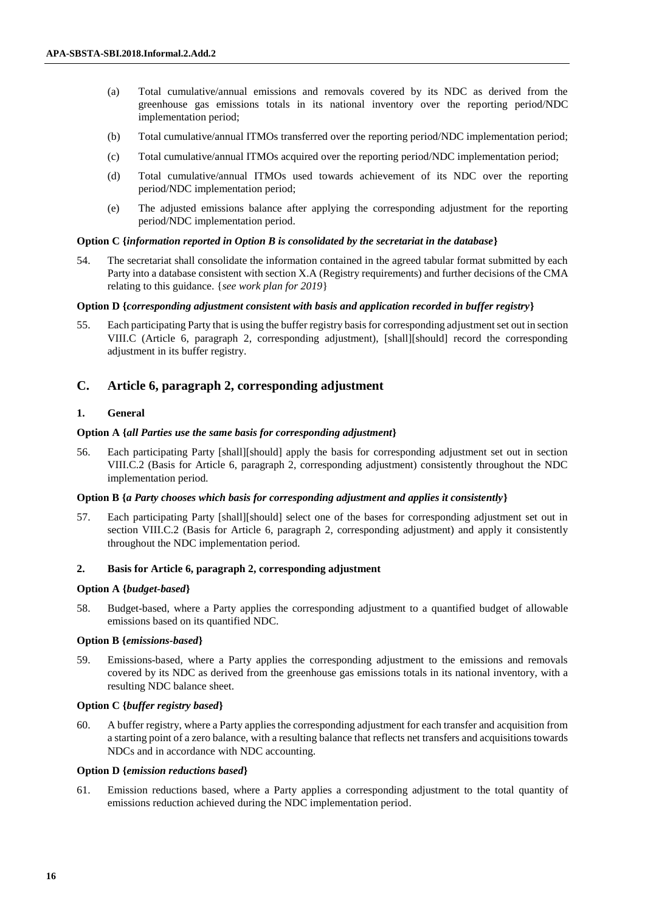(a) Total cumulative/annual emissions and removals covered by its NDC as derived from the greenhouse gas emissions totals in its national inventory over the reporting period/NDC implementation period;

(b) Total cumulative/annual ITMOs transferred over the reporting period/NDC implementation period;

(c) Total cumulative/annual ITMOs acquired over the reporting period/NDC implementation period;

(d) Total cumulative/annual ITMOs used towards achievement of its NDC over the reporting period/NDC implementation period;

(e) The adjusted emissions balance after applying the corresponding adjustment for the reporting period/NDC implementation period.

**Option C {*information reported in Option B is consolidated by the secretariat in the database*}**

54. The secretariat shall consolidate the information contained in the agreed tabular format submitted by each Party into a database consistent with section X.A (Registry requirements) and further decisions of the CMA relating to this guidance. {*see work plan for 2019*}

**Option D {*corresponding adjustment consistent with basis and application recorded in buffer registry*}**

55. Each participating Party that is using the buffer registry basis for corresponding adjustment set out in section VIII.C (Article 6, paragraph 2, corresponding adjustment), [shall][should] record the corresponding adjustment in its buffer registry.

## C. Article 6, paragraph 2, corresponding adjustment

### 1. General

**Option A {*all Parties use the same basis for corresponding adjustment*}**

56. Each participating Party [shall][should] apply the basis for corresponding adjustment set out in section VIII.C.2 (Basis for Article 6, paragraph 2, corresponding adjustment) consistently throughout the NDC implementation period.

**Option B {*a Party chooses which basis for corresponding adjustment and applies it consistently*}**

57. Each participating Party [shall][should] select one of the bases for corresponding adjustment set out in section VIII.C.2 (Basis for Article 6, paragraph 2, corresponding adjustment) and apply it consistently throughout the NDC implementation period.

### 2. Basis for Article 6, paragraph 2, corresponding adjustment

**Option A {*budget-based*}**

58. Budget-based, where a Party applies the corresponding adjustment to a quantified budget of allowable emissions based on its quantified NDC.

**Option B {*emissions-based*}**

59. Emissions-based, where a Party applies the corresponding adjustment to the emissions and removals covered by its NDC as derived from the greenhouse gas emissions totals in its national inventory, with a resulting NDC balance sheet.

**Option C {*buffer registry based*}**

60. A buffer registry, where a Party applies the corresponding adjustment for each transfer and acquisition from a starting point of a zero balance, with a resulting balance that reflects net transfers and acquisitions towards NDCs and in accordance with NDC accounting.

**Option D {*emission reductions based*}**

61. Emission reductions based, where a Party applies a corresponding adjustment to the total quantity of emissions reduction achieved during the NDC implementation period.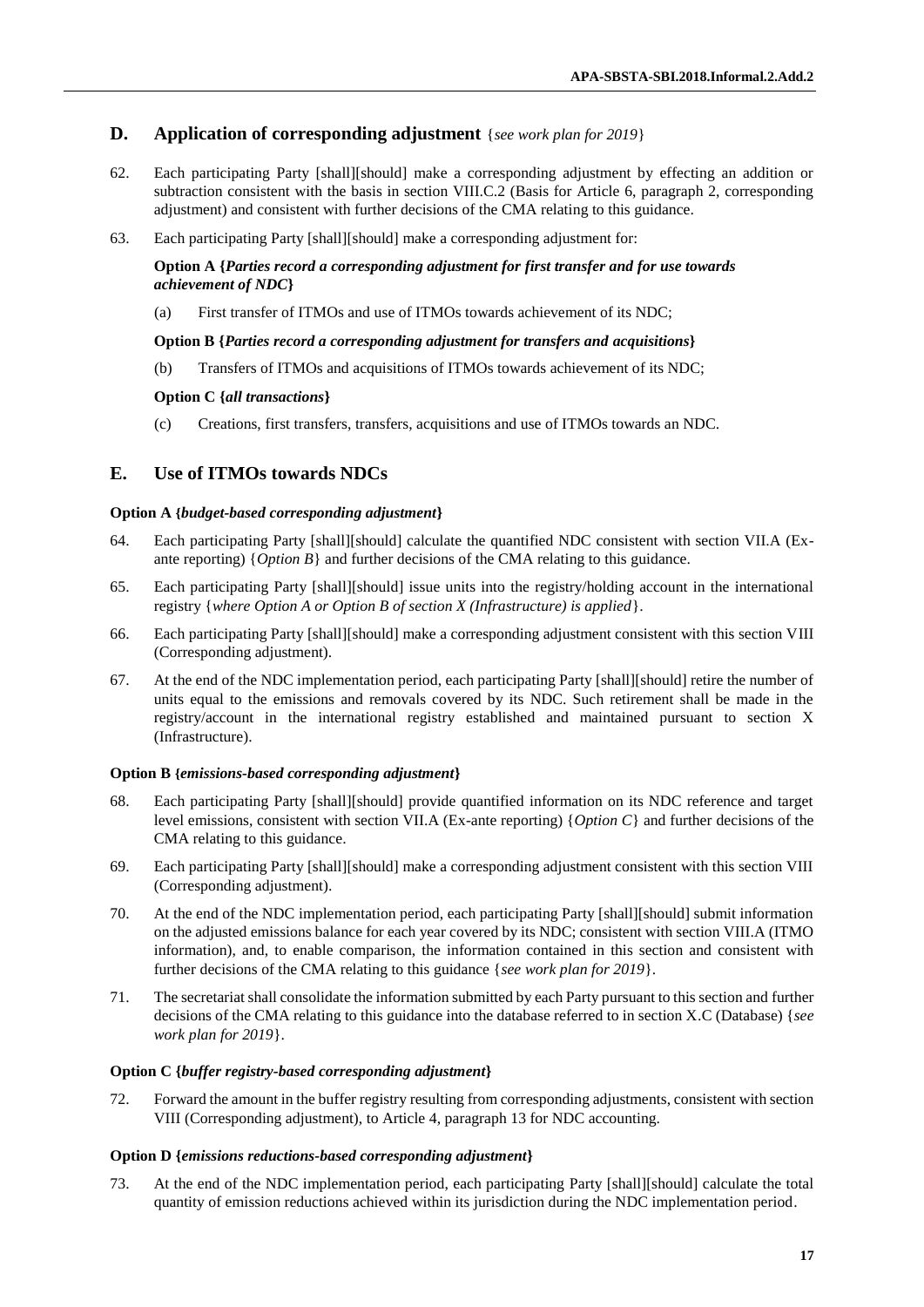## D. Application of corresponding adjustment {*see work plan for 2019*}

62. Each participating Party [shall][should] make a corresponding adjustment by effecting an addition or subtraction consistent with the basis in section VIII.C.2 (Basis for Article 6, paragraph 2, corresponding adjustment) and consistent with further decisions of the CMA relating to this guidance.

63. Each participating Party [shall][should] make a corresponding adjustment for:

**Option A {*Parties record a corresponding adjustment for first transfer and for use towards achievement of NDC*}**

(a) First transfer of ITMOs and use of ITMOs towards achievement of its NDC;

**Option B {*Parties record a corresponding adjustment for transfers and acquisitions*}**

(b) Transfers of ITMOs and acquisitions of ITMOs towards achievement of its NDC;

**Option C {*all transactions*}**

(c) Creations, first transfers, transfers, acquisitions and use of ITMOs towards an NDC.

## E. Use of ITMOs towards NDCs

**Option A {*budget-based corresponding adjustment*}**

64. Each participating Party [shall][should] calculate the quantified NDC consistent with section VII.A (Ex-ante reporting) {*Option B*} and further decisions of the CMA relating to this guidance.

65. Each participating Party [shall][should] issue units into the registry/holding account in the international registry {*where Option A or Option B of section X (Infrastructure) is applied*}.

66. Each participating Party [shall][should] make a corresponding adjustment consistent with this section VIII (Corresponding adjustment).

67. At the end of the NDC implementation period, each participating Party [shall][should] retire the number of units equal to the emissions and removals covered by its NDC. Such retirement shall be made in the registry/account in the international registry established and maintained pursuant to section X (Infrastructure).

**Option B {*emissions-based corresponding adjustment*}**

68. Each participating Party [shall][should] provide quantified information on its NDC reference and target level emissions, consistent with section VII.A (Ex-ante reporting) {*Option C*} and further decisions of the CMA relating to this guidance.

69. Each participating Party [shall][should] make a corresponding adjustment consistent with this section VIII (Corresponding adjustment).

70. At the end of the NDC implementation period, each participating Party [shall][should] submit information on the adjusted emissions balance for each year covered by its NDC; consistent with section VIII.A (ITMO information), and, to enable comparison, the information contained in this section and consistent with further decisions of the CMA relating to this guidance {*see work plan for 2019*}.

71. The secretariat shall consolidate the information submitted by each Party pursuant to this section and further decisions of the CMA relating to this guidance into the database referred to in section X.C (Database) {*see work plan for 2019*}.

**Option C {*buffer registry-based corresponding adjustment*}**

72. Forward the amount in the buffer registry resulting from corresponding adjustments, consistent with section VIII (Corresponding adjustment), to Article 4, paragraph 13 for NDC accounting.

**Option D {*emissions reductions-based corresponding adjustment*}**

73. At the end of the NDC implementation period, each participating Party [shall][should] calculate the total quantity of emission reductions achieved within its jurisdiction during the NDC implementation period.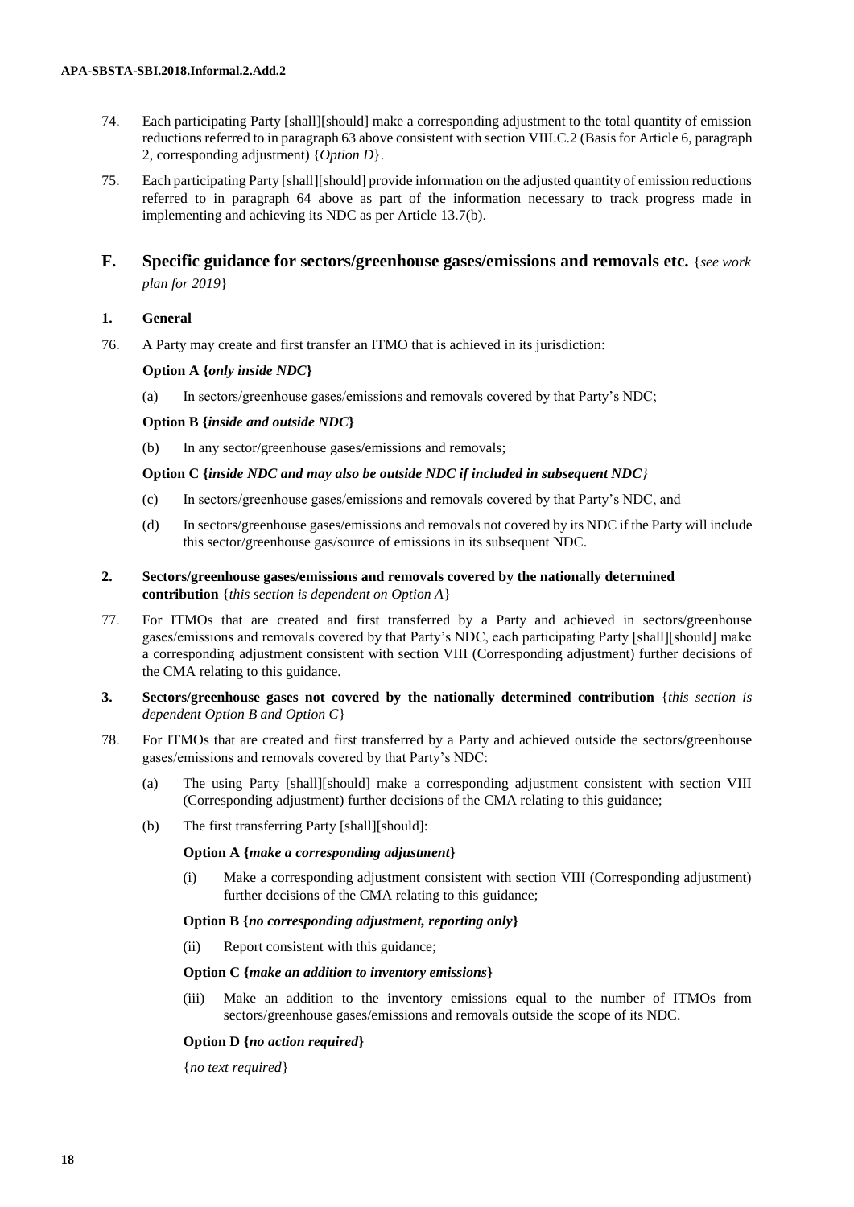74. Each participating Party [shall][should] make a corresponding adjustment to the total quantity of emission reductions referred to in paragraph 63 above consistent with section VIII.C.2 (Basis for Article 6, paragraph 2, corresponding adjustment) {*Option D*}.

75. Each participating Party [shall][should] provide information on the adjusted quantity of emission reductions referred to in paragraph 64 above as part of the information necessary to track progress made in implementing and achieving its NDC as per Article 13.7(b).

## F. Specific guidance for sectors/greenhouse gases/emissions and removals etc. {*see work plan for 2019*}

### 1. General

76. A Party may create and first transfer an ITMO that is achieved in its jurisdiction:

**Option A {*only inside NDC*}**

(a) In sectors/greenhouse gases/emissions and removals covered by that Party's NDC;

**Option B {*inside and outside NDC*}**

(b) In any sector/greenhouse gases/emissions and removals;

**Option C {*inside NDC and may also be outside NDC if included in subsequent NDC}***

(c) In sectors/greenhouse gases/emissions and removals covered by that Party's NDC, and

(d) In sectors/greenhouse gases/emissions and removals not covered by its NDC if the Party will include this sector/greenhouse gas/source of emissions in its subsequent NDC.

### 2. Sectors/greenhouse gases/emissions and removals covered by the nationally determined contribution {*this section is dependent on Option A*}

77. For ITMOs that are created and first transferred by a Party and achieved in sectors/greenhouse gases/emissions and removals covered by that Party's NDC, each participating Party [shall][should] make a corresponding adjustment consistent with section VIII (Corresponding adjustment) further decisions of the CMA relating to this guidance.

### 3. Sectors/greenhouse gases not covered by the nationally determined contribution {*this section is dependent Option B and Option C*}

78. For ITMOs that are created and first transferred by a Party and achieved outside the sectors/greenhouse gases/emissions and removals covered by that Party's NDC:

(a) The using Party [shall][should] make a corresponding adjustment consistent with section VIII (Corresponding adjustment) further decisions of the CMA relating to this guidance;

(b) The first transferring Party [shall][should]:

**Option A {*make a corresponding adjustment*}**

(i) Make a corresponding adjustment consistent with section VIII (Corresponding adjustment) further decisions of the CMA relating to this guidance;

**Option B {*no corresponding adjustment, reporting only*}**

(ii) Report consistent with this guidance;

**Option C {*make an addition to inventory emissions*}**

(iii) Make an addition to the inventory emissions equal to the number of ITMOs from sectors/greenhouse gases/emissions and removals outside the scope of its NDC.

**Option D {*no action required*}**

{*no text required*}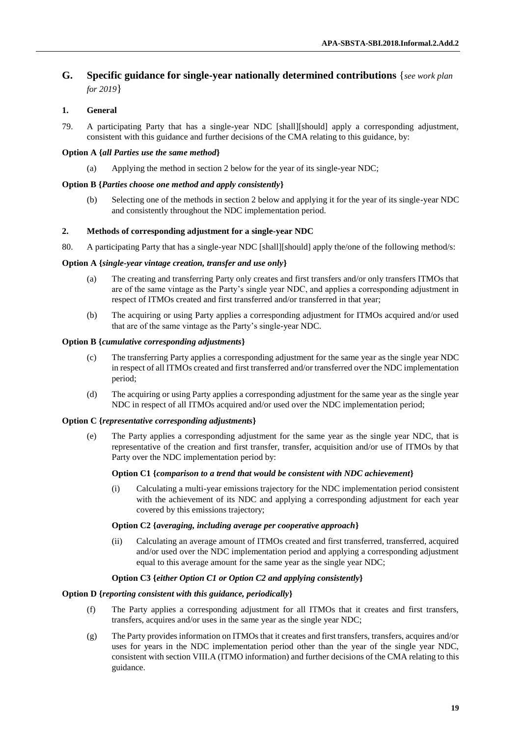## G. Specific guidance for single-year nationally determined contributions {*see work plan for 2019*}

### 1. General

79. A participating Party that has a single-year NDC [shall][should] apply a corresponding adjustment, consistent with this guidance and further decisions of the CMA relating to this guidance, by:

**Option A {*all Parties use the same method*}**

(a) Applying the method in section 2 below for the year of its single-year NDC;

**Option B {*Parties choose one method and apply consistently*}**

(b) Selecting one of the methods in section 2 below and applying it for the year of its single-year NDC and consistently throughout the NDC implementation period.

### 2. Methods of corresponding adjustment for a single-year NDC

80. A participating Party that has a single-year NDC [shall][should] apply the/one of the following method/s:

**Option A {*single-year vintage creation, transfer and use only*}**

(a) The creating and transferring Party only creates and first transfers and/or only transfers ITMOs that are of the same vintage as the Party's single year NDC, and applies a corresponding adjustment in respect of ITMOs created and first transferred and/or transferred in that year;

(b) The acquiring or using Party applies a corresponding adjustment for ITMOs acquired and/or used that are of the same vintage as the Party's single-year NDC.

**Option B {*cumulative corresponding adjustments*}**

(c) The transferring Party applies a corresponding adjustment for the same year as the single year NDC in respect of all ITMOs created and first transferred and/or transferred over the NDC implementation period;

(d) The acquiring or using Party applies a corresponding adjustment for the same year as the single year NDC in respect of all ITMOs acquired and/or used over the NDC implementation period;

**Option C {*representative corresponding adjustments*}**

(e) The Party applies a corresponding adjustment for the same year as the single year NDC, that is representative of the creation and first transfer, transfer, acquisition and/or use of ITMOs by that Party over the NDC implementation period by:

**Option C1 {*comparison to a trend that would be consistent with NDC achievement*}**

(i) Calculating a multi-year emissions trajectory for the NDC implementation period consistent with the achievement of its NDC and applying a corresponding adjustment for each year covered by this emissions trajectory;

**Option C2 {*averaging, including average per cooperative approach*}**

(ii) Calculating an average amount of ITMOs created and first transferred, transferred, acquired and/or used over the NDC implementation period and applying a corresponding adjustment equal to this average amount for the same year as the single year NDC;

**Option C3 {*either Option C1 or Option C2 and applying consistently*}**

**Option D {*reporting consistent with this guidance, periodically*}**

(f) The Party applies a corresponding adjustment for all ITMOs that it creates and first transfers, transfers, acquires and/or uses in the same year as the single year NDC;

(g) The Party provides information on ITMOs that it creates and first transfers, transfers, acquires and/or uses for years in the NDC implementation period other than the year of the single year NDC, consistent with section VIII.A (ITMO information) and further decisions of the CMA relating to this guidance.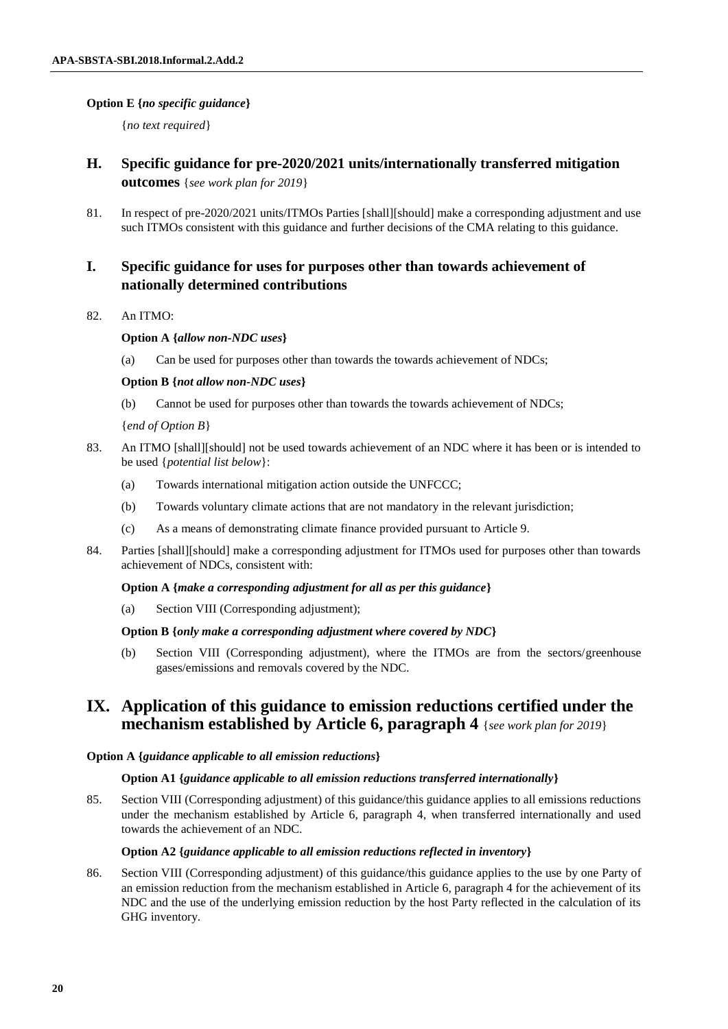**Option E {*no specific guidance*}**

{*no text required*}

## H. Specific guidance for pre-2020/2021 units/internationally transferred mitigation outcomes {*see work plan for 2019*}

81. In respect of pre-2020/2021 units/ITMOs Parties [shall][should] make a corresponding adjustment and use such ITMOs consistent with this guidance and further decisions of the CMA relating to this guidance.

## I. Specific guidance for uses for purposes other than towards achievement of nationally determined contributions

82. An ITMO:

**Option A {*allow non-NDC uses*}**

(a) Can be used for purposes other than towards the towards achievement of NDCs;

**Option B {*not allow non-NDC uses*}**

(b) Cannot be used for purposes other than towards the towards achievement of NDCs;

{*end of Option B*}

83. An ITMO [shall][should] not be used towards achievement of an NDC where it has been or is intended to be used {*potential list below*}:

(a) Towards international mitigation action outside the UNFCCC;

(b) Towards voluntary climate actions that are not mandatory in the relevant jurisdiction;

(c) As a means of demonstrating climate finance provided pursuant to Article 9.

84. Parties [shall][should] make a corresponding adjustment for ITMOs used for purposes other than towards achievement of NDCs, consistent with:

**Option A {*make a corresponding adjustment for all as per this guidance*}**

(a) Section VIII (Corresponding adjustment);

**Option B {*only make a corresponding adjustment where covered by NDC*}**

(b) Section VIII (Corresponding adjustment), where the ITMOs are from the sectors/greenhouse gases/emissions and removals covered by the NDC.

# IX. Application of this guidance to emission reductions certified under the mechanism established by Article 6, paragraph 4 {*see work plan for 2019*}

**Option A {*guidance applicable to all emission reductions*}**

**Option A1 {*guidance applicable to all emission reductions transferred internationally*}**

85. Section VIII (Corresponding adjustment) of this guidance/this guidance applies to all emissions reductions under the mechanism established by Article 6, paragraph 4, when transferred internationally and used towards the achievement of an NDC.

**Option A2 {*guidance applicable to all emission reductions reflected in inventory*}**

86. Section VIII (Corresponding adjustment) of this guidance/this guidance applies to the use by one Party of an emission reduction from the mechanism established in Article 6, paragraph 4 for the achievement of its NDC and the use of the underlying emission reduction by the host Party reflected in the calculation of its GHG inventory.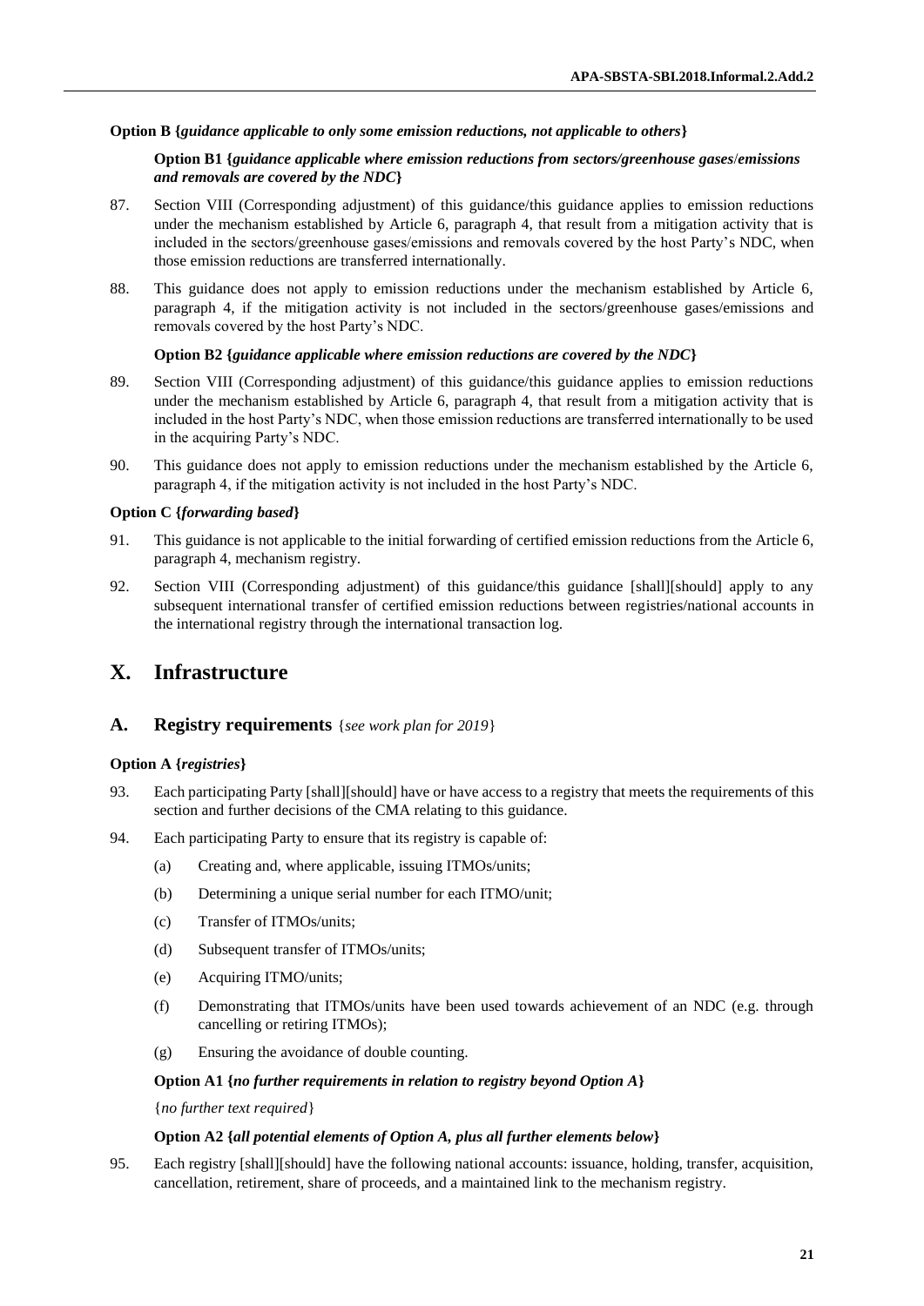**Option B {*guidance applicable to only some emission reductions, not applicable to others*}**

**Option B1 {*guidance applicable where emission reductions from sectors/greenhouse gases/emissions and removals are covered by the NDC*}**

87. Section VIII (Corresponding adjustment) of this guidance/this guidance applies to emission reductions under the mechanism established by Article 6, paragraph 4, that result from a mitigation activity that is included in the sectors/greenhouse gases/emissions and removals covered by the host Party's NDC, when those emission reductions are transferred internationally.

88. This guidance does not apply to emission reductions under the mechanism established by Article 6, paragraph 4, if the mitigation activity is not included in the sectors/greenhouse gases/emissions and removals covered by the host Party's NDC.

**Option B2 {*guidance applicable where emission reductions are covered by the NDC*}**

89. Section VIII (Corresponding adjustment) of this guidance/this guidance applies to emission reductions under the mechanism established by Article 6, paragraph 4, that result from a mitigation activity that is included in the host Party's NDC, when those emission reductions are transferred internationally to be used in the acquiring Party's NDC.

90. This guidance does not apply to emission reductions under the mechanism established by the Article 6, paragraph 4, if the mitigation activity is not included in the host Party's NDC.

**Option C {*forwarding based*}**

91. This guidance is not applicable to the initial forwarding of certified emission reductions from the Article 6, paragraph 4, mechanism registry.

92. Section VIII (Corresponding adjustment) of this guidance/this guidance [shall][should] apply to any subsequent international transfer of certified emission reductions between registries/national accounts in the international registry through the international transaction log.

# X. Infrastructure

## A. Registry requirements {*see work plan for 2019*}

**Option A {*registries*}**

93. Each participating Party [shall][should] have or have access to a registry that meets the requirements of this section and further decisions of the CMA relating to this guidance.

94. Each participating Party to ensure that its registry is capable of:

    (a) Creating and, where applicable, issuing ITMOs/units;

    (b) Determining a unique serial number for each ITMO/unit;

    (c) Transfer of ITMOs/units;

    (d) Subsequent transfer of ITMOs/units;

    (e) Acquiring ITMO/units;

    (f) Demonstrating that ITMOs/units have been used towards achievement of an NDC (e.g. through cancelling or retiring ITMOs);

    (g) Ensuring the avoidance of double counting.

**Option A1 {*no further requirements in relation to registry beyond Option A*}**

{*no further text required*}

**Option A2 {*all potential elements of Option A, plus all further elements below*}**

95. Each registry [shall][should] have the following national accounts: issuance, holding, transfer, acquisition, cancellation, retirement, share of proceeds, and a maintained link to the mechanism registry.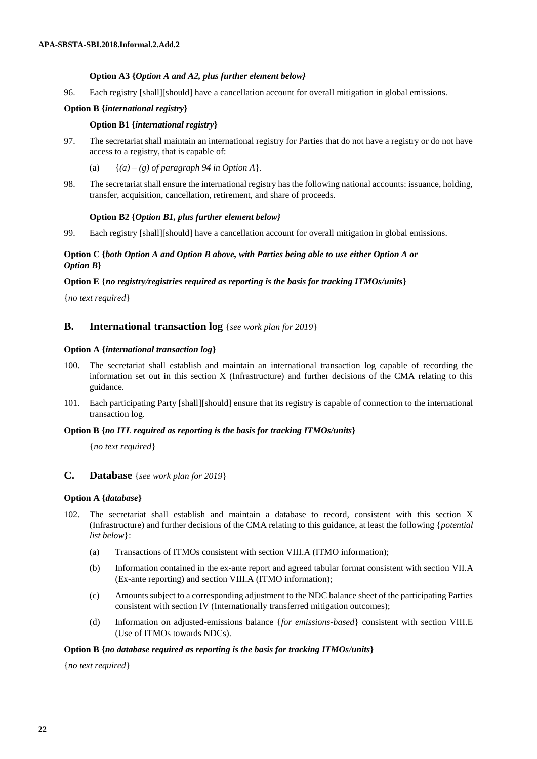**Option A3 {*Option A and A2, plus further element below}***

96. Each registry [shall][should] have a cancellation account for overall mitigation in global emissions.

**Option B {*international registry*}**

**Option B1 {*international registry*}**

97. The secretariat shall maintain an international registry for Parties that do not have a registry or do not have access to a registry, that is capable of:

   (a) {*(a) – (g) of paragraph 94 in Option A*}.

98. The secretariat shall ensure the international registry has the following national accounts: issuance, holding, transfer, acquisition, cancellation, retirement, and share of proceeds.

**Option B2 {*Option B1, plus further element below}***

99. Each registry [shall][should] have a cancellation account for overall mitigation in global emissions.

**Option C {*both Option A and Option B above, with Parties being able to use either Option A or Option B*}**

**Option E** {***no registry/registries required as reporting is the basis for tracking ITMOs/units*}**

{*no text required*}

## B. International transaction log {*see work plan for 2019*}

**Option A {*international transaction log*}**

100. The secretariat shall establish and maintain an international transaction log capable of recording the information set out in this section X (Infrastructure) and further decisions of the CMA relating to this guidance.

101. Each participating Party [shall][should] ensure that its registry is capable of connection to the international transaction log.

**Option B {*no ITL required as reporting is the basis for tracking ITMOs/units*}**

{*no text required*}

## C. Database {*see work plan for 2019*}

**Option A {*database*}**

102. The secretariat shall establish and maintain a database to record, consistent with this section X (Infrastructure) and further decisions of the CMA relating to this guidance, at least the following {*potential list below*}:

   (a) Transactions of ITMOs consistent with section VIII.A (ITMO information);

   (b) Information contained in the ex-ante report and agreed tabular format consistent with section VII.A (Ex-ante reporting) and section VIII.A (ITMO information);

   (c) Amounts subject to a corresponding adjustment to the NDC balance sheet of the participating Parties consistent with section IV (Internationally transferred mitigation outcomes);

   (d) Information on adjusted-emissions balance {*for emissions-based*} consistent with section VIII.E (Use of ITMOs towards NDCs).

**Option B {*no database required as reporting is the basis for tracking ITMOs/units*}**

{*no text required*}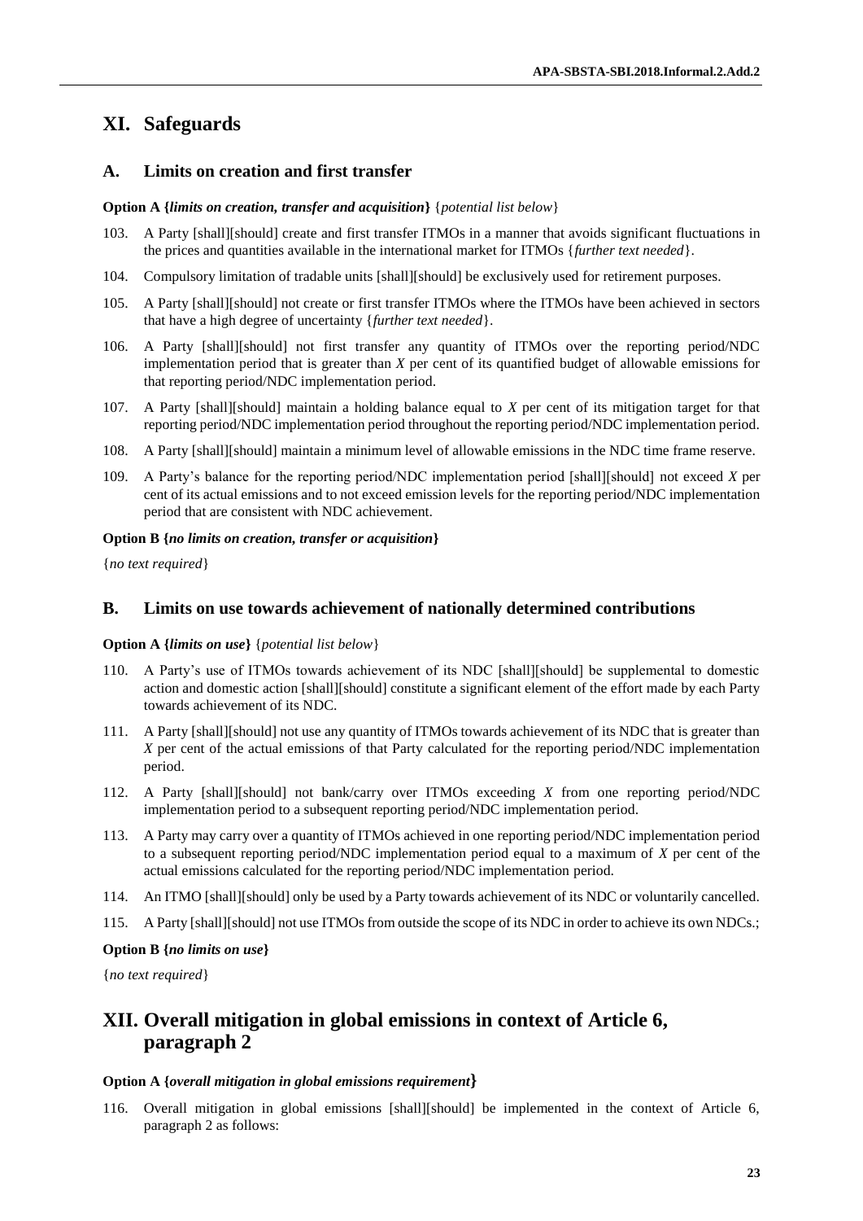# XI. Safeguards

## A. Limits on creation and first transfer

**Option A {*limits on creation, transfer and acquisition*}** {*potential list below*}

103. A Party [shall][should] create and first transfer ITMOs in a manner that avoids significant fluctuations in the prices and quantities available in the international market for ITMOs {*further text needed*}.

104. Compulsory limitation of tradable units [shall][should] be exclusively used for retirement purposes.

105. A Party [shall][should] not create or first transfer ITMOs where the ITMOs have been achieved in sectors that have a high degree of uncertainty {*further text needed*}.

106. A Party [shall][should] not first transfer any quantity of ITMOs over the reporting period/NDC implementation period that is greater than *X* per cent of its quantified budget of allowable emissions for that reporting period/NDC implementation period.

107. A Party [shall][should] maintain a holding balance equal to *X* per cent of its mitigation target for that reporting period/NDC implementation period throughout the reporting period/NDC implementation period.

108. A Party [shall][should] maintain a minimum level of allowable emissions in the NDC time frame reserve.

109. A Party's balance for the reporting period/NDC implementation period [shall][should] not exceed *X* per cent of its actual emissions and to not exceed emission levels for the reporting period/NDC implementation period that are consistent with NDC achievement.

**Option B {*no limits on creation, transfer or acquisition*}**

{*no text required*}

## B. Limits on use towards achievement of nationally determined contributions

**Option A {*limits on use*}** {*potential list below*}

110. A Party's use of ITMOs towards achievement of its NDC [shall][should] be supplemental to domestic action and domestic action [shall][should] constitute a significant element of the effort made by each Party towards achievement of its NDC.

111. A Party [shall][should] not use any quantity of ITMOs towards achievement of its NDC that is greater than *X* per cent of the actual emissions of that Party calculated for the reporting period/NDC implementation period.

112. A Party [shall][should] not bank/carry over ITMOs exceeding *X* from one reporting period/NDC implementation period to a subsequent reporting period/NDC implementation period.

113. A Party may carry over a quantity of ITMOs achieved in one reporting period/NDC implementation period to a subsequent reporting period/NDC implementation period equal to a maximum of *X* per cent of the actual emissions calculated for the reporting period/NDC implementation period.

114. An ITMO [shall][should] only be used by a Party towards achievement of its NDC or voluntarily cancelled.

115. A Party [shall][should] not use ITMOs from outside the scope of its NDC in order to achieve its own NDCs.;

**Option B {*no limits on use*}**

{*no text required*}

# XII. Overall mitigation in global emissions in context of Article 6, paragraph 2

**Option A {*overall mitigation in global emissions requirement*}**

116. Overall mitigation in global emissions [shall][should] be implemented in the context of Article 6, paragraph 2 as follows: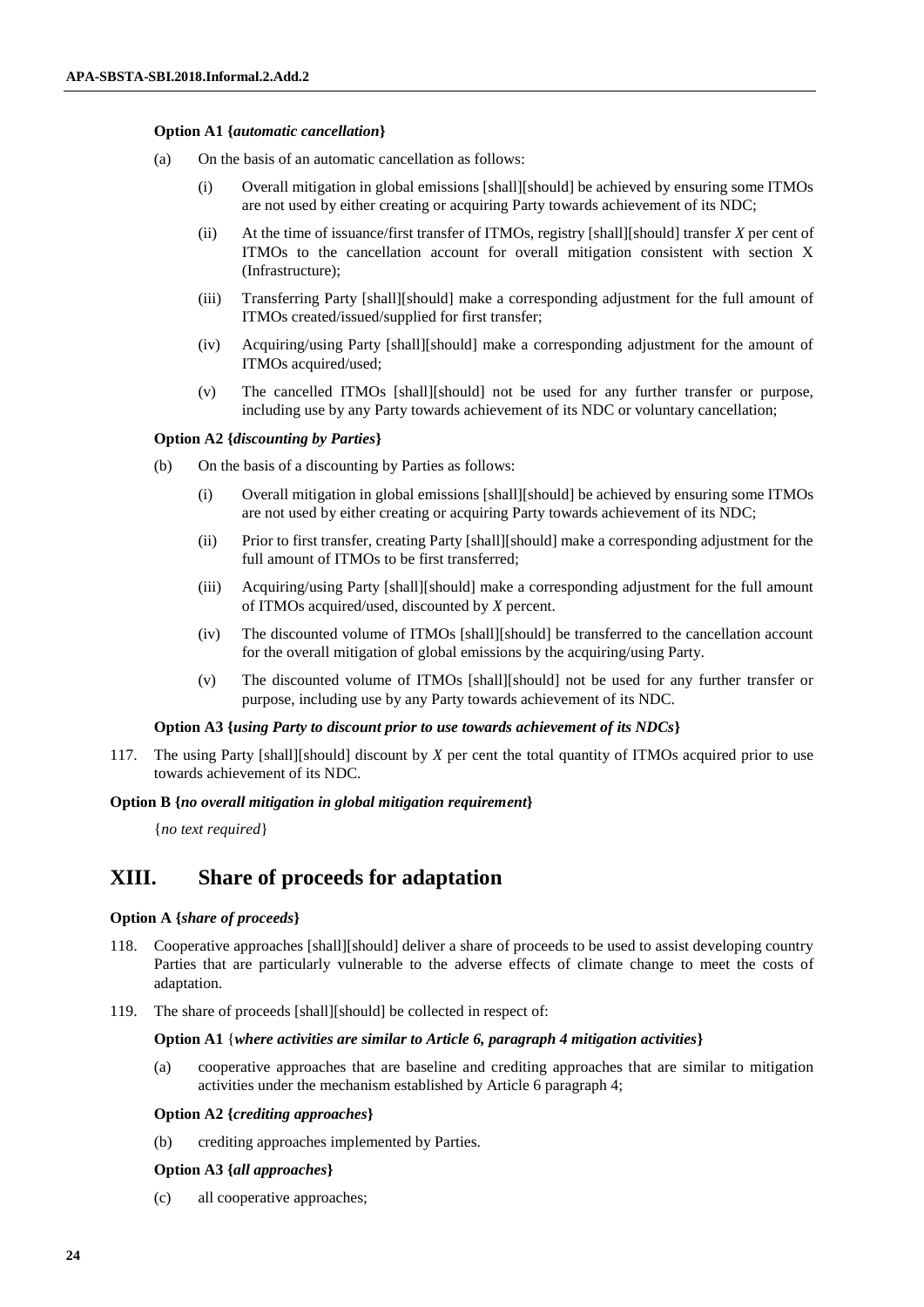**Option A1 {*automatic cancellation*}**

(a) On the basis of an automatic cancellation as follows:

(i) Overall mitigation in global emissions [shall][should] be achieved by ensuring some ITMOs are not used by either creating or acquiring Party towards achievement of its NDC;

(ii) At the time of issuance/first transfer of ITMOs, registry [shall][should] transfer *X* per cent of ITMOs to the cancellation account for overall mitigation consistent with section X (Infrastructure);

(iii) Transferring Party [shall][should] make a corresponding adjustment for the full amount of ITMOs created/issued/supplied for first transfer;

(iv) Acquiring/using Party [shall][should] make a corresponding adjustment for the amount of ITMOs acquired/used;

(v) The cancelled ITMOs [shall][should] not be used for any further transfer or purpose, including use by any Party towards achievement of its NDC or voluntary cancellation;

**Option A2 {*discounting by Parties*}**

(b) On the basis of a discounting by Parties as follows:

(i) Overall mitigation in global emissions [shall][should] be achieved by ensuring some ITMOs are not used by either creating or acquiring Party towards achievement of its NDC;

(ii) Prior to first transfer, creating Party [shall][should] make a corresponding adjustment for the full amount of ITMOs to be first transferred;

(iii) Acquiring/using Party [shall][should] make a corresponding adjustment for the full amount of ITMOs acquired/used, discounted by *X* percent.

(iv) The discounted volume of ITMOs [shall][should] be transferred to the cancellation account for the overall mitigation of global emissions by the acquiring/using Party.

(v) The discounted volume of ITMOs [shall][should] not be used for any further transfer or purpose, including use by any Party towards achievement of its NDC.

**Option A3 {*using Party to discount prior to use towards achievement of its NDCs*}**

117. The using Party [shall][should] discount by *X* per cent the total quantity of ITMOs acquired prior to use towards achievement of its NDC.

**Option B {*no overall mitigation in global mitigation requirement*}**

{*no text required*}

# XIII. Share of proceeds for adaptation

**Option A {*share of proceeds*}**

118. Cooperative approaches [shall][should] deliver a share of proceeds to be used to assist developing country Parties that are particularly vulnerable to the adverse effects of climate change to meet the costs of adaptation.

119. The share of proceeds [shall][should] be collected in respect of:

**Option A1** {***where activities are similar to Article 6, paragraph 4 mitigation activities***}

(a) cooperative approaches that are baseline and crediting approaches that are similar to mitigation activities under the mechanism established by Article 6 paragraph 4;

**Option A2 {*crediting approaches*}**

(b) crediting approaches implemented by Parties.

**Option A3 {*all approaches*}**

(c) all cooperative approaches;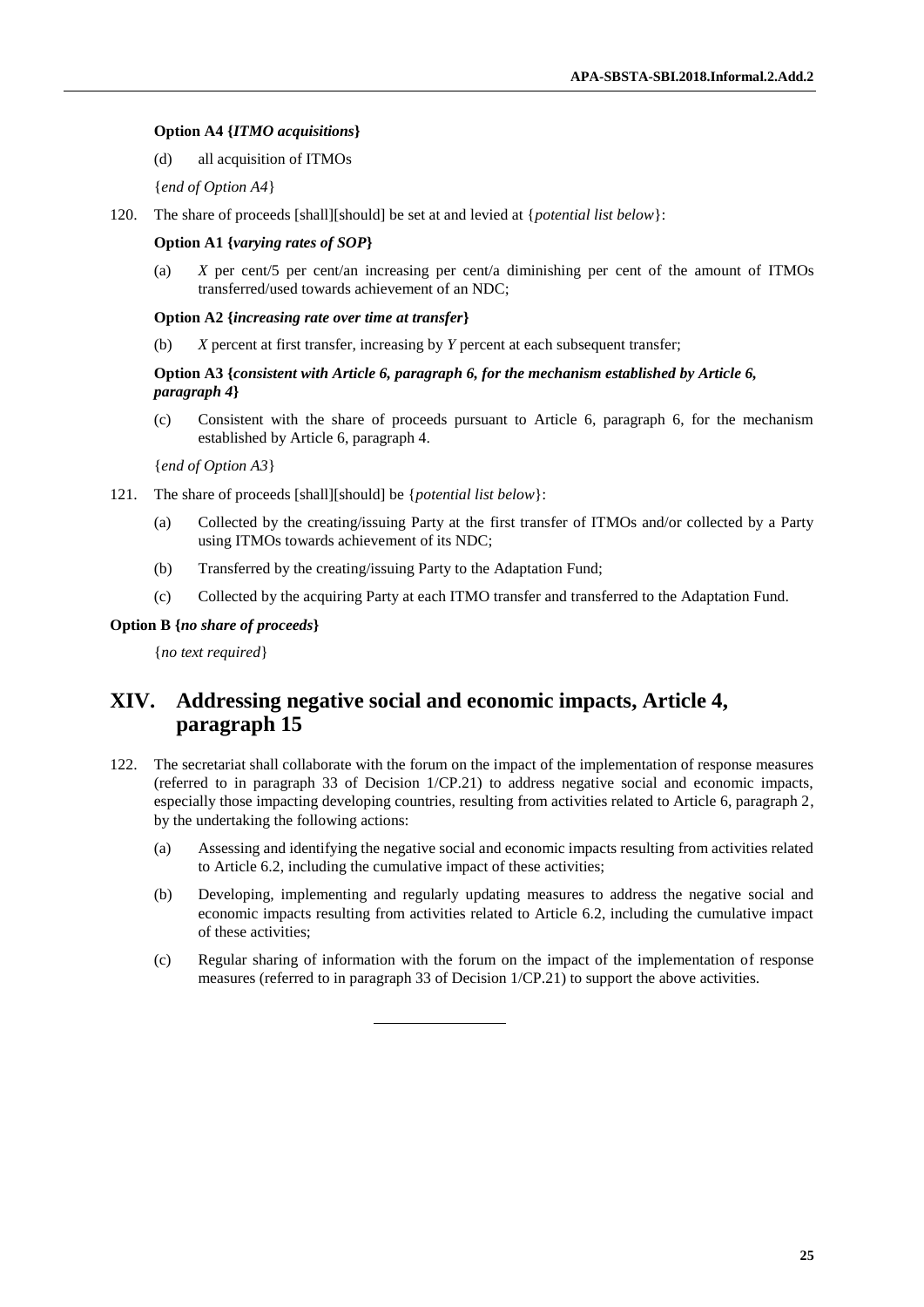**Option A4 {*ITMO acquisitions*}**

(d) all acquisition of ITMOs

{*end of Option A4*}

120. The share of proceeds [shall][should] be set at and levied at {*potential list below*}:

**Option A1 {*varying rates of SOP*}**

(a) *X* per cent/5 per cent/an increasing per cent/a diminishing per cent of the amount of ITMOs transferred/used towards achievement of an NDC;

**Option A2 {*increasing rate over time at transfer*}**

(b) *X* percent at first transfer, increasing by *Y* percent at each subsequent transfer;

**Option A3 {*consistent with Article 6, paragraph 6, for the mechanism established by Article 6, paragraph 4*}**

(c) Consistent with the share of proceeds pursuant to Article 6, paragraph 6, for the mechanism established by Article 6, paragraph 4.

{*end of Option A3*}

121. The share of proceeds [shall][should] be {*potential list below*}:

(a) Collected by the creating/issuing Party at the first transfer of ITMOs and/or collected by a Party using ITMOs towards achievement of its NDC;

(b) Transferred by the creating/issuing Party to the Adaptation Fund;

(c) Collected by the acquiring Party at each ITMO transfer and transferred to the Adaptation Fund.

**Option B {*no share of proceeds*}**

{*no text required*}

# XIV. Addressing negative social and economic impacts, Article 4, paragraph 15

122. The secretariat shall collaborate with the forum on the impact of the implementation of response measures (referred to in paragraph 33 of Decision 1/CP.21) to address negative social and economic impacts, especially those impacting developing countries, resulting from activities related to Article 6, paragraph 2, by the undertaking the following actions:

(a) Assessing and identifying the negative social and economic impacts resulting from activities related to Article 6.2, including the cumulative impact of these activities;

(b) Developing, implementing and regularly updating measures to address the negative social and economic impacts resulting from activities related to Article 6.2, including the cumulative impact of these activities;

(c) Regular sharing of information with the forum on the impact of the implementation of response measures (referred to in paragraph 33 of Decision 1/CP.21) to support the above activities.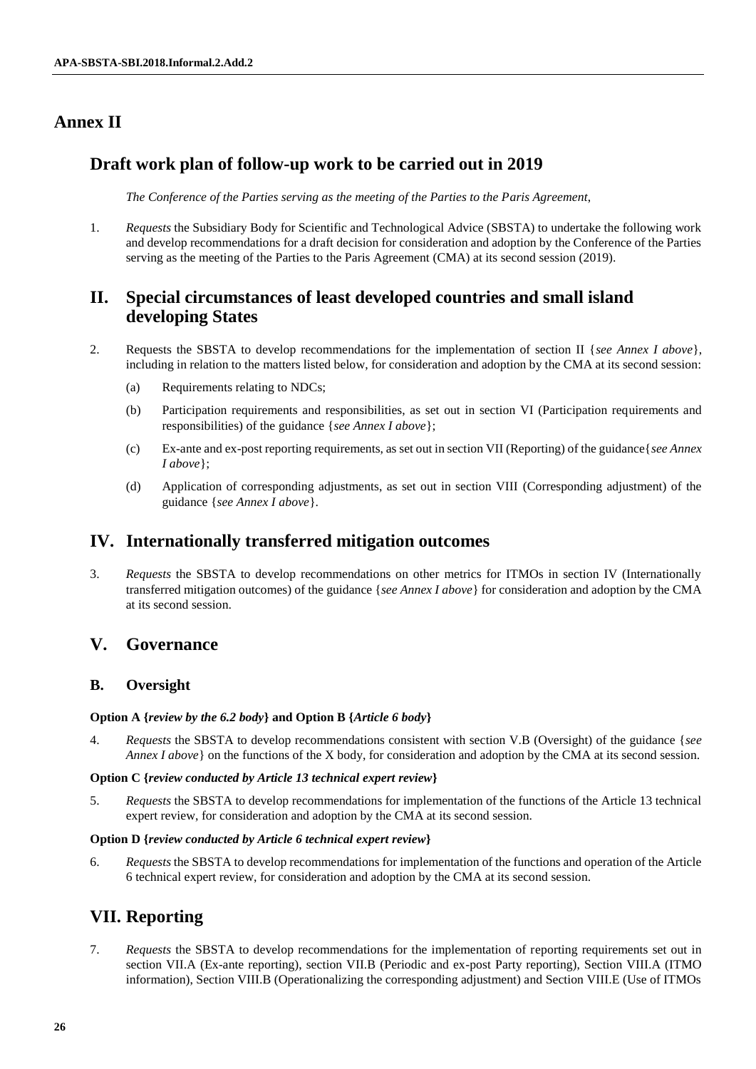# Annex II

## Draft work plan of follow-up work to be carried out in 2019

*The Conference of the Parties serving as the meeting of the Parties to the Paris Agreement,*

1. *Requests* the Subsidiary Body for Scientific and Technological Advice (SBSTA) to undertake the following work and develop recommendations for a draft decision for consideration and adoption by the Conference of the Parties serving as the meeting of the Parties to the Paris Agreement (CMA) at its second session (2019).

## II. Special circumstances of least developed countries and small island developing States

2. Requests the SBSTA to develop recommendations for the implementation of section II {*see Annex I above*}, including in relation to the matters listed below, for consideration and adoption by the CMA at its second session:

   (a) Requirements relating to NDCs;

   (b) Participation requirements and responsibilities, as set out in section VI (Participation requirements and responsibilities) of the guidance {*see Annex I above*};

   (c) Ex-ante and ex-post reporting requirements, as set out in section VII (Reporting) of the guidance{*see Annex I above*};

   (d) Application of corresponding adjustments, as set out in section VIII (Corresponding adjustment) of the guidance {*see Annex I above*}.

## IV. Internationally transferred mitigation outcomes

3. *Requests* the SBSTA to develop recommendations on other metrics for ITMOs in section IV (Internationally transferred mitigation outcomes) of the guidance {*see Annex I above*} for consideration and adoption by the CMA at its second session.

## V. Governance

### B. Oversight

**Option A {*review by the 6.2 body*} and Option B {*Article 6 body*}**

4. *Requests* the SBSTA to develop recommendations consistent with section V.B (Oversight) of the guidance {*see Annex I above*} on the functions of the X body, for consideration and adoption by the CMA at its second session.

**Option C {*review conducted by Article 13 technical expert review*}**

5. *Requests* the SBSTA to develop recommendations for implementation of the functions of the Article 13 technical expert review, for consideration and adoption by the CMA at its second session.

**Option D {*review conducted by Article 6 technical expert review*}**

6. *Requests* the SBSTA to develop recommendations for implementation of the functions and operation of the Article 6 technical expert review, for consideration and adoption by the CMA at its second session.

## VII. Reporting

7. *Requests* the SBSTA to develop recommendations for the implementation of reporting requirements set out in section VII.A (Ex-ante reporting), section VII.B (Periodic and ex-post Party reporting), Section VIII.A (ITMO information), Section VIII.B (Operationalizing the corresponding adjustment) and Section VIII.E (Use of ITMOs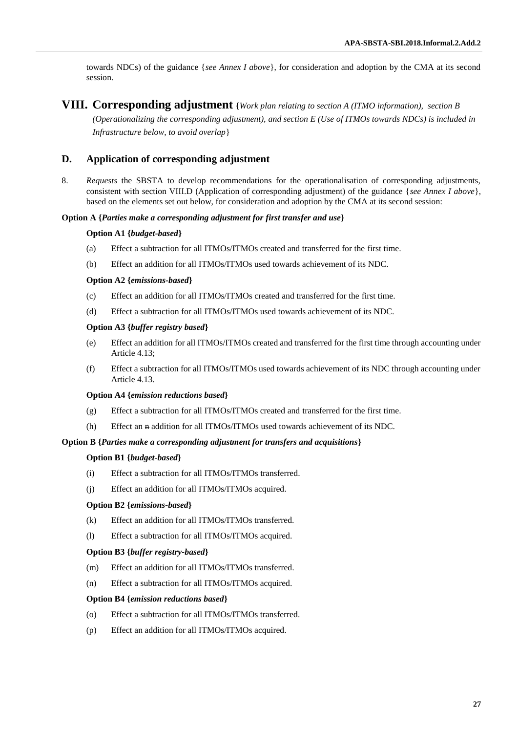towards NDCs) of the guidance {*see Annex I above*}, for consideration and adoption by the CMA at its second session.

# VIII. Corresponding adjustment {*Work plan relating to section A (ITMO information), section B (Operationalizing the corresponding adjustment), and section E (Use of ITMOs towards NDCs) is included in Infrastructure below, to avoid overlap*}

## D. Application of corresponding adjustment

8. *Requests* the SBSTA to develop recommendations for the operationalisation of corresponding adjustments, consistent with section VIII.D (Application of corresponding adjustment) of the guidance {*see Annex I above*}, based on the elements set out below, for consideration and adoption by the CMA at its second session:

**Option A {*Parties make a corresponding adjustment for first transfer and use*}**

**Option A1 {*budget-based*}**

(a) Effect a subtraction for all ITMOs/ITMOs created and transferred for the first time.

(b) Effect an addition for all ITMOs/ITMOs used towards achievement of its NDC.

**Option A2 {*emissions-based*}**

(c) Effect an addition for all ITMOs/ITMOs created and transferred for the first time.

(d) Effect a subtraction for all ITMOs/ITMOs used towards achievement of its NDC.

**Option A3 {*buffer registry based*}**

(e) Effect an addition for all ITMOs/ITMOs created and transferred for the first time through accounting under Article 4.13;

(f) Effect a subtraction for all ITMOs/ITMOs used towards achievement of its NDC through accounting under Article 4.13.

**Option A4 {*emission reductions based*}**

(g) Effect a subtraction for all ITMOs/ITMOs created and transferred for the first time.

(h) Effect an ~~n~~ addition for all ITMOs/ITMOs used towards achievement of its NDC.

**Option B {*Parties make a corresponding adjustment for transfers and acquisitions*}**

**Option B1 {*budget-based*}**

(i) Effect a subtraction for all ITMOs/ITMOs transferred.

(j) Effect an addition for all ITMOs/ITMOs acquired.

**Option B2 {*emissions-based*}**

(k) Effect an addition for all ITMOs/ITMOs transferred.

(l) Effect a subtraction for all ITMOs/ITMOs acquired.

**Option B3 {*buffer registry-based*}**

(m) Effect an addition for all ITMOs/ITMOs transferred.

(n) Effect a subtraction for all ITMOs/ITMOs acquired.

**Option B4 {*emission reductions based*}**

(o) Effect a subtraction for all ITMOs/ITMOs transferred.

(p) Effect an addition for all ITMOs/ITMOs acquired.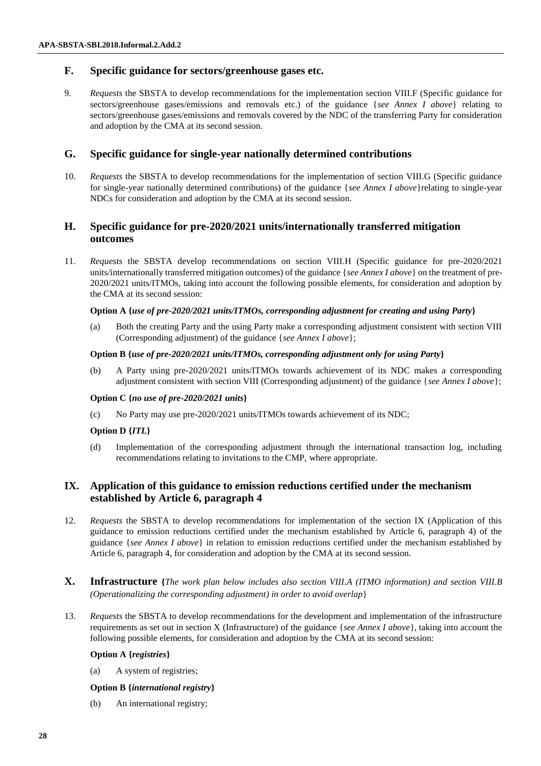## F. Specific guidance for sectors/greenhouse gases etc.

9. *Requests* the SBSTA to develop recommendations for the implementation section VIII.F (Specific guidance for sectors/greenhouse gases/emissions and removals etc.) of the guidance {*see Annex I above*} relating to sectors/greenhouse gases/emissions and removals covered by the NDC of the transferring Party for consideration and adoption by the CMA at its second session.

## G. Specific guidance for single-year nationally determined contributions

10. *Requests* the SBSTA to develop recommendations for the implementation of section VIII.G (Specific guidance for single-year nationally determined contributions) of the guidance {*see Annex I above*}relating to single-year NDCs for consideration and adoption by the CMA at its second session.

## H. Specific guidance for pre-2020/2021 units/internationally transferred mitigation outcomes

11. *Requests* the SBSTA develop recommendations on section VIII.H (Specific guidance for pre-2020/2021 units/internationally transferred mitigation outcomes) of the guidance {*see Annex I above*} on the treatment of pre-2020/2021 units/ITMOs, taking into account the following possible elements, for consideration and adoption by the CMA at its second session:

**Option A {*use of pre-2020/2021 units/ITMOs, corresponding adjustment for creating and using Party*}**

(a) Both the creating Party and the using Party make a corresponding adjustment consistent with section VIII (Corresponding adjustment) of the guidance {*see Annex I above*};

**Option B {*use of pre-2020/2021 units/ITMOs, corresponding adjustment only for using Party*}**

(b) A Party using pre-2020/2021 units/ITMOs towards achievement of its NDC makes a corresponding adjustment consistent with section VIII (Corresponding adjustment) of the guidance {*see Annex I above*};

**Option C {*no use of pre-2020/2021 units*}**

(c) No Party may use pre-2020/2021 units/ITMOs towards achievement of its NDC;

**Option D {*ITL*}**

(d) Implementation of the corresponding adjustment through the international transaction log, including recommendations relating to invitations to the CMP, where appropriate.

# IX. Application of this guidance to emission reductions certified under the mechanism established by Article 6, paragraph 4

12. *Requests* the SBSTA to develop recommendations for implementation of the section IX (Application of this guidance to emission reductions certified under the mechanism established by Article 6, paragraph 4) of the guidance {*see Annex I above*} in relation to emission reductions certified under the mechanism established by Article 6, paragraph 4, for consideration and adoption by the CMA at its second session.

# X. Infrastructure {*The work plan below includes also section VIII.A (ITMO information) and section VIII.B (Operationalizing the corresponding adjustment) in order to avoid overlap*}

13. *Requests* the SBSTA to develop recommendations for the development and implementation of the infrastructure requirements as set out in section X (Infrastructure) of the guidance {*see Annex I above*}, taking into account the following possible elements, for consideration and adoption by the CMA at its second session:

**Option A {*registries*}**

(a) A system of registries;

**Option B {*international registry*}**

(b) An international registry;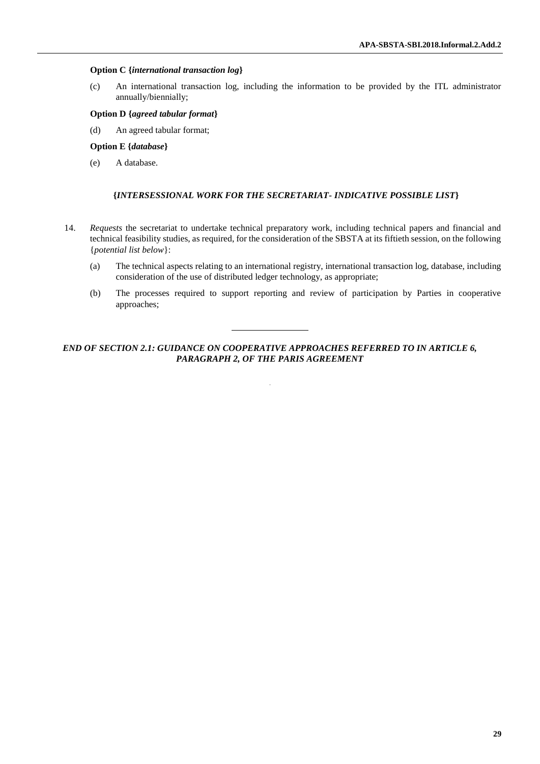**Option C {*international transaction log*}**

(c) An international transaction log, including the information to be provided by the ITL administrator annually/biennially;

**Option D {*agreed tabular format*}**

(d) An agreed tabular format;

**Option E {*database*}**

(e) A database.

**{*INTERSESSIONAL WORK FOR THE SECRETARIAT- INDICATIVE POSSIBLE LIST*}**

14. *Requests* the secretariat to undertake technical preparatory work, including technical papers and financial and technical feasibility studies, as required, for the consideration of the SBSTA at its fiftieth session, on the following {*potential list below*}:

(a) The technical aspects relating to an international registry, international transaction log, database, including consideration of the use of distributed ledger technology, as appropriate;

(b) The processes required to support reporting and review of participation by Parties in cooperative approaches;

---

***END OF SECTION 2.1: GUIDANCE ON COOPERATIVE APPROACHES REFERRED TO IN ARTICLE 6, PARAGRAPH 2, OF THE PARIS AGREEMENT***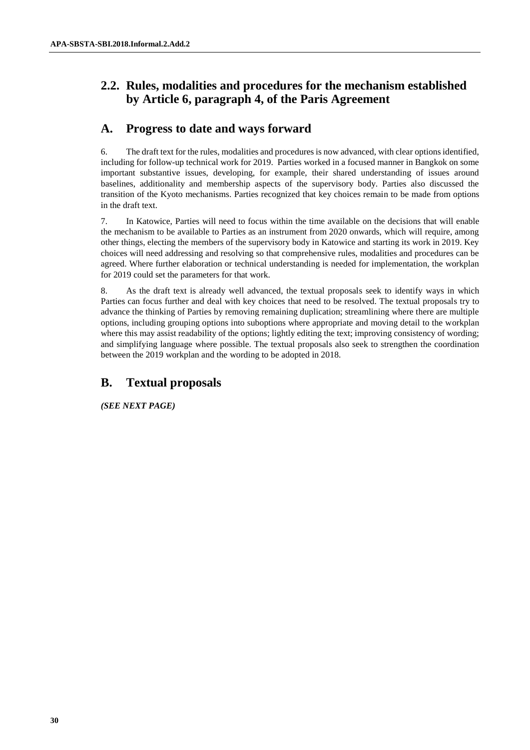## 2.2. Rules, modalities and procedures for the mechanism established by Article 6, paragraph 4, of the Paris Agreement

## A. Progress to date and ways forward

6. The draft text for the rules, modalities and procedures is now advanced, with clear options identified, including for follow-up technical work for 2019. Parties worked in a focused manner in Bangkok on some important substantive issues, developing, for example, their shared understanding of issues around baselines, additionality and membership aspects of the supervisory body. Parties also discussed the transition of the Kyoto mechanisms. Parties recognized that key choices remain to be made from options in the draft text.

7. In Katowice, Parties will need to focus within the time available on the decisions that will enable the mechanism to be available to Parties as an instrument from 2020 onwards, which will require, among other things, electing the members of the supervisory body in Katowice and starting its work in 2019. Key choices will need addressing and resolving so that comprehensive rules, modalities and procedures can be agreed. Where further elaboration or technical understanding is needed for implementation, the workplan for 2019 could set the parameters for that work.

8. As the draft text is already well advanced, the textual proposals seek to identify ways in which Parties can focus further and deal with key choices that need to be resolved. The textual proposals try to advance the thinking of Parties by removing remaining duplication; streamlining where there are multiple options, including grouping options into suboptions where appropriate and moving detail to the workplan where this may assist readability of the options; lightly editing the text; improving consistency of wording; and simplifying language where possible. The textual proposals also seek to strengthen the coordination between the 2019 workplan and the wording to be adopted in 2018.

## B. Textual proposals

***(SEE NEXT PAGE)***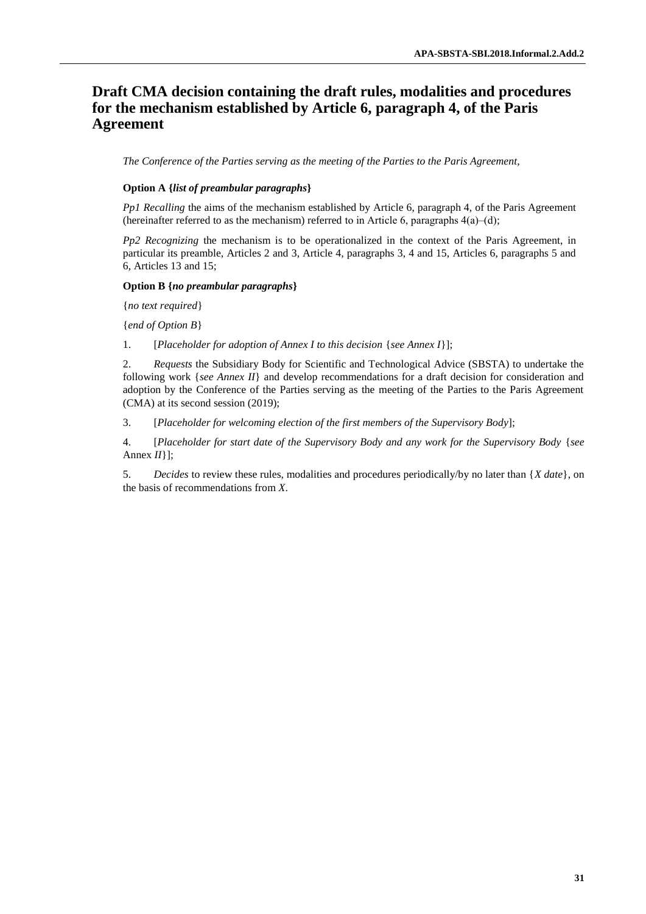# Draft CMA decision containing the draft rules, modalities and procedures for the mechanism established by Article 6, paragraph 4, of the Paris Agreement

*The Conference of the Parties serving as the meeting of the Parties to the Paris Agreement,*

**Option A {*list of preambular paragraphs*}**

*Pp1 Recalling* the aims of the mechanism established by Article 6, paragraph 4, of the Paris Agreement (hereinafter referred to as the mechanism) referred to in Article 6, paragraphs 4(a)–(d);

*Pp2 Recognizing* the mechanism is to be operationalized in the context of the Paris Agreement, in particular its preamble, Articles 2 and 3, Article 4, paragraphs 3, 4 and 15, Articles 6, paragraphs 5 and 6, Articles 13 and 15;

**Option B {*no preambular paragraphs*}**

{*no text required*}

{*end of Option B*}

1. [*Placeholder for adoption of Annex I to this decision* {*see Annex I*}];

2. *Requests* the Subsidiary Body for Scientific and Technological Advice (SBSTA) to undertake the following work {*see Annex II*} and develop recommendations for a draft decision for consideration and adoption by the Conference of the Parties serving as the meeting of the Parties to the Paris Agreement (CMA) at its second session (2019);

3. [*Placeholder for welcoming election of the first members of the Supervisory Body*];

4. [*Placeholder for start date of the Supervisory Body and any work for the Supervisory Body* {*see* Annex *II*}];

5. *Decides* to review these rules, modalities and procedures periodically/by no later than {*X date*}, on the basis of recommendations from *X*.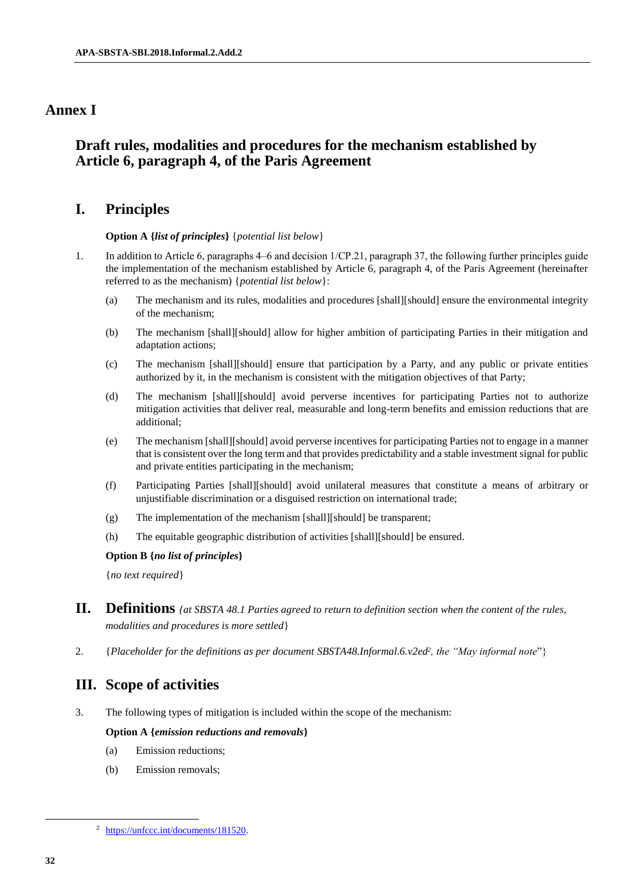# Annex I

## Draft rules, modalities and procedures for the mechanism established by Article 6, paragraph 4, of the Paris Agreement

## I. Principles

**Option A {*list of principles*}** {*potential list below*}

1. In addition to Article 6, paragraphs 4–6 and decision 1/CP.21, paragraph 37, the following further principles guide the implementation of the mechanism established by Article 6, paragraph 4, of the Paris Agreement (hereinafter referred to as the mechanism) {*potential list below*}:

    (a) The mechanism and its rules, modalities and procedures [shall][should] ensure the environmental integrity of the mechanism;

    (b) The mechanism [shall][should] allow for higher ambition of participating Parties in their mitigation and adaptation actions;

    (c) The mechanism [shall][should] ensure that participation by a Party, and any public or private entities authorized by it, in the mechanism is consistent with the mitigation objectives of that Party;

    (d) The mechanism [shall][should] avoid perverse incentives for participating Parties not to authorize mitigation activities that deliver real, measurable and long-term benefits and emission reductions that are additional;

    (e) The mechanism [shall][should] avoid perverse incentives for participating Parties not to engage in a manner that is consistent over the long term and that provides predictability and a stable investment signal for public and private entities participating in the mechanism;

    (f) Participating Parties [shall][should] avoid unilateral measures that constitute a means of arbitrary or unjustifiable discrimination or a disguised restriction on international trade;

    (g) The implementation of the mechanism [shall][should] be transparent;

    (h) The equitable geographic distribution of activities [shall][should] be ensured.

**Option B {*no list of principles*}**

{*no text required*}

## II. Definitions *{at SBSTA 48.1 Parties agreed to return to definition section when the content of the rules, modalities and procedures is more settled}*

2. {*Placeholder for the definitions as per document SBSTA48.Informal.6.v2ed*[2]*, the "May informal note*"}

## III. Scope of activities

3. The following types of mitigation is included within the scope of the mechanism:

    **Option A {*emission reductions and removals*}**

    (a) Emission reductions;

    (b) Emission removals;

[2] https://unfccc.int/documents/181520.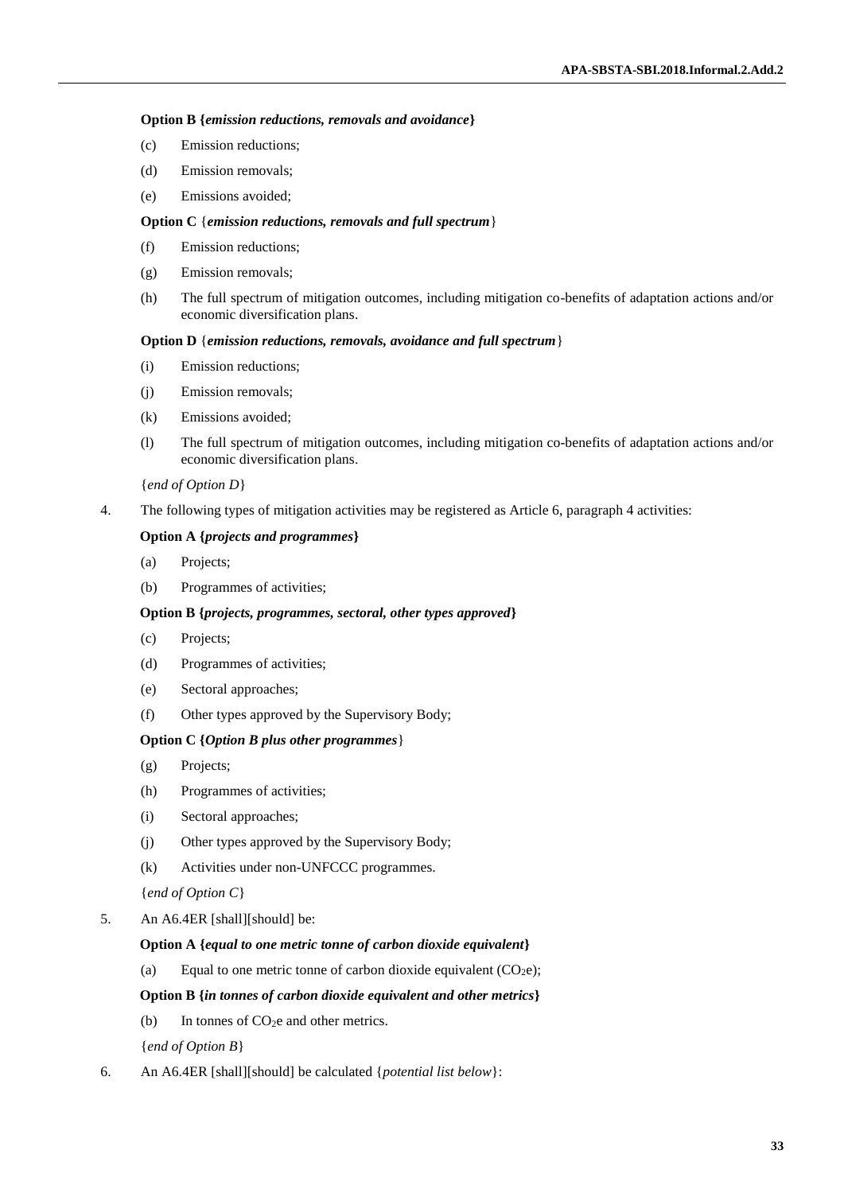**Option B {*emission reductions, removals and avoidance*}**

(c) Emission reductions;

(d) Emission removals;

(e) Emissions avoided;

**Option C** {***emission reductions, removals and full spectrum***}

(f) Emission reductions;

(g) Emission removals;

(h) The full spectrum of mitigation outcomes, including mitigation co-benefits of adaptation actions and/or economic diversification plans.

**Option D** {***emission reductions, removals, avoidance and full spectrum***}

(i) Emission reductions;

(j) Emission removals;

(k) Emissions avoided;

(l) The full spectrum of mitigation outcomes, including mitigation co-benefits of adaptation actions and/or economic diversification plans.

{*end of Option D*}

4. The following types of mitigation activities may be registered as Article 6, paragraph 4 activities:

**Option A {*projects and programmes*}**

(a) Projects;

(b) Programmes of activities;

**Option B {*projects, programmes, sectoral, other types approved*}**

(c) Projects;

(d) Programmes of activities;

(e) Sectoral approaches;

(f) Other types approved by the Supervisory Body;

**Option C {*Option B plus other programmes*}**

(g) Projects;

(h) Programmes of activities;

(i) Sectoral approaches;

(j) Other types approved by the Supervisory Body;

(k) Activities under non-UNFCCC programmes.

{*end of Option C*}

5. An A6.4ER [shall][should] be:

**Option A {*equal to one metric tonne of carbon dioxide equivalent*}**

(a) Equal to one metric tonne of carbon dioxide equivalent ($CO_2e$);

**Option B {*in tonnes of carbon dioxide equivalent and other metrics*}**

(b) In tonnes of $CO_2e$ and other metrics.

{*end of Option B*}

6. An A6.4ER [shall][should] be calculated {*potential list below*}: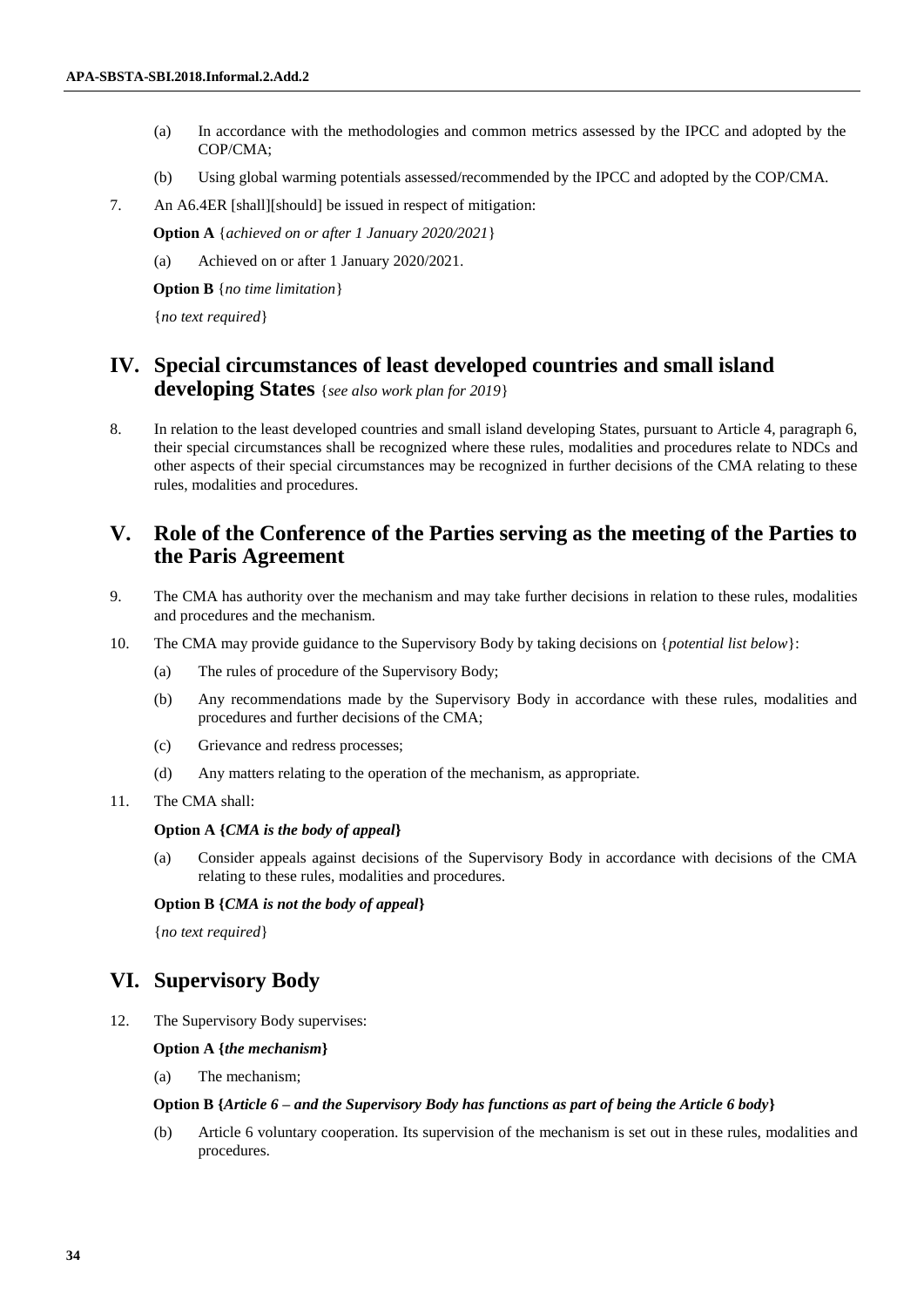(a) In accordance with the methodologies and common metrics assessed by the IPCC and adopted by the COP/CMA;

(b) Using global warming potentials assessed/recommended by the IPCC and adopted by the COP/CMA.

7. An A6.4ER [shall][should] be issued in respect of mitigation:

**Option A** {*achieved on or after 1 January 2020/2021*}

(a) Achieved on or after 1 January 2020/2021.

**Option B** {*no time limitation*}

{*no text required*}

# IV. Special circumstances of least developed countries and small island developing States {*see also work plan for 2019*}

8. In relation to the least developed countries and small island developing States, pursuant to Article 4, paragraph 6, their special circumstances shall be recognized where these rules, modalities and procedures relate to NDCs and other aspects of their special circumstances may be recognized in further decisions of the CMA relating to these rules, modalities and procedures.

# V. Role of the Conference of the Parties serving as the meeting of the Parties to the Paris Agreement

9. The CMA has authority over the mechanism and may take further decisions in relation to these rules, modalities and procedures and the mechanism.

10. The CMA may provide guidance to the Supervisory Body by taking decisions on {*potential list below*}:

(a) The rules of procedure of the Supervisory Body;

(b) Any recommendations made by the Supervisory Body in accordance with these rules, modalities and procedures and further decisions of the CMA;

(c) Grievance and redress processes;

(d) Any matters relating to the operation of the mechanism, as appropriate.

11. The CMA shall:

**Option A {*CMA is the body of appeal*}**

(a) Consider appeals against decisions of the Supervisory Body in accordance with decisions of the CMA relating to these rules, modalities and procedures.

**Option B {*CMA is not the body of appeal*}**

{*no text required*}

# VI. Supervisory Body

12. The Supervisory Body supervises:

**Option A {*the mechanism*}**

(a) The mechanism;

**Option B {*Article 6 – and the Supervisory Body has functions as part of being the Article 6 body*}**

(b) Article 6 voluntary cooperation. Its supervision of the mechanism is set out in these rules, modalities and procedures.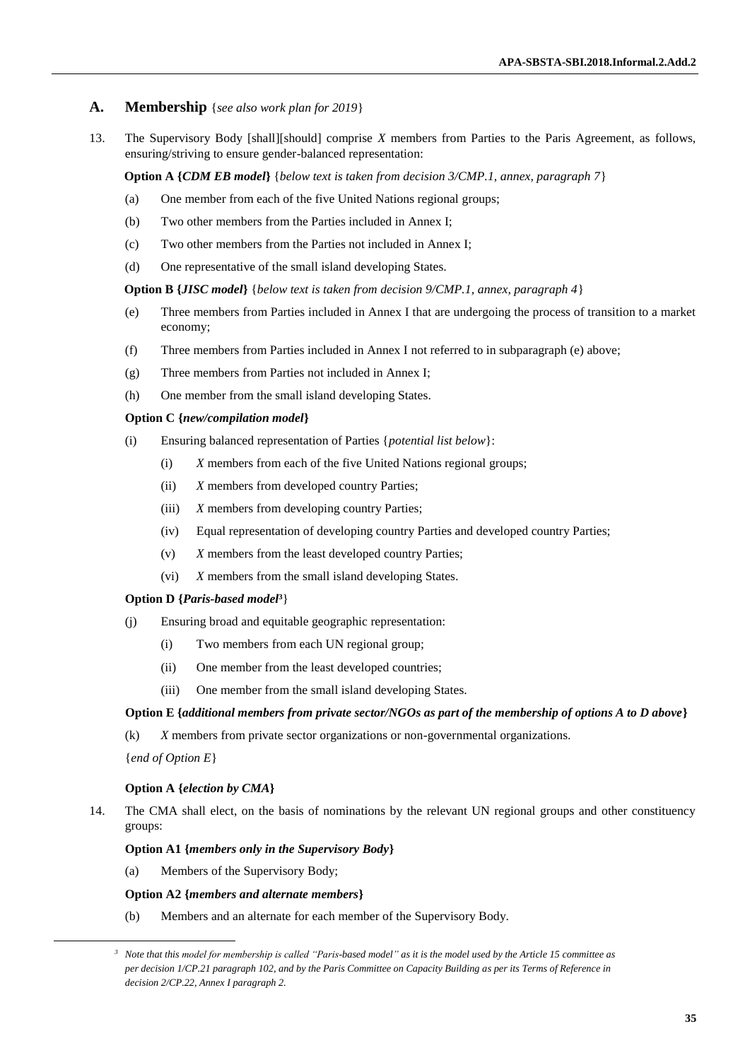## A. Membership {*see also work plan for 2019*}

13. The Supervisory Body [shall][should] comprise *X* members from Parties to the Paris Agreement, as follows, ensuring/striving to ensure gender-balanced representation:

**Option A {*CDM EB model*}** {*below text is taken from decision 3/CMP.1, annex, paragraph 7*}

(a) One member from each of the five United Nations regional groups;

(b) Two other members from the Parties included in Annex I;

(c) Two other members from the Parties not included in Annex I;

(d) One representative of the small island developing States.

**Option B {*JISC model*}** {*below text is taken from decision 9/CMP.1, annex, paragraph 4*}

(e) Three members from Parties included in Annex I that are undergoing the process of transition to a market economy;

(f) Three members from Parties included in Annex I not referred to in subparagraph (e) above;

(g) Three members from Parties not included in Annex I;

(h) One member from the small island developing States.

**Option C {*new/compilation model*}**

(i) Ensuring balanced representation of Parties {*potential list below*}:

(i) *X* members from each of the five United Nations regional groups;

(ii) *X* members from developed country Parties;

(iii) *X* members from developing country Parties;

(iv) Equal representation of developing country Parties and developed country Parties;

(v) *X* members from the least developed country Parties;

(vi) *X* members from the small island developing States.

**Option D {*Paris-based model*[3]}**

(j) Ensuring broad and equitable geographic representation:

(i) Two members from each UN regional group;

(ii) One member from the least developed countries;

(iii) One member from the small island developing States.

**Option E {*additional members from private sector/NGOs as part of the membership of options A to D above*}**

(k) *X* members from private sector organizations or non-governmental organizations.

{*end of Option E*}

**Option A {*election by CMA*}**

14. The CMA shall elect, on the basis of nominations by the relevant UN regional groups and other constituency groups:

**Option A1 {*members only in the Supervisory Body*}**

(a) Members of the Supervisory Body;

**Option A2 {*members and alternate members*}**

(b) Members and an alternate for each member of the Supervisory Body.

---

[3] *Note that this model for membership is called "Paris-based model" as it is the model used by the Article 15 committee as per decision 1/CP.21 paragraph 102, and by the Paris Committee on Capacity Building as per its Terms of Reference in decision 2/CP.22, Annex I paragraph 2.*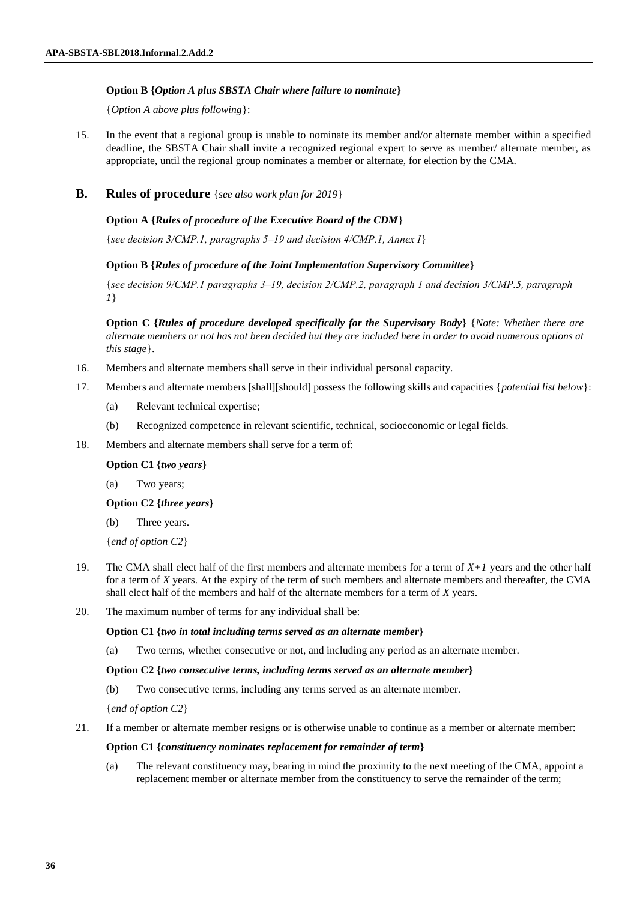**Option B {*Option A plus SBSTA Chair where failure to nominate*}**

{*Option A above plus following*}:

15. In the event that a regional group is unable to nominate its member and/or alternate member within a specified deadline, the SBSTA Chair shall invite a recognized regional expert to serve as member/ alternate member, as appropriate, until the regional group nominates a member or alternate, for election by the CMA.

## B. Rules of procedure {*see also work plan for 2019*}

**Option A {*Rules of procedure of the Executive Board of the CDM*}**

{*see decision 3/CMP.1, paragraphs 5–19 and decision 4/CMP.1, Annex I*}

**Option B {*Rules of procedure of the Joint Implementation Supervisory Committee*}**

{*see decision 9/CMP.1 paragraphs 3–19, decision 2/CMP.2, paragraph 1 and decision 3/CMP.5, paragraph 1*}

**Option C {*Rules of procedure developed specifically for the Supervisory Body*}** {*Note: Whether there are alternate members or not has not been decided but they are included here in order to avoid numerous options at this stage*}.

16. Members and alternate members shall serve in their individual personal capacity.

17. Members and alternate members [shall][should] possess the following skills and capacities {*potential list below*}:

    (a) Relevant technical expertise;

    (b) Recognized competence in relevant scientific, technical, socioeconomic or legal fields.

18. Members and alternate members shall serve for a term of:

    **Option C1 {*two years*}**

    (a) Two years;

    **Option C2 {*three years*}**

    (b) Three years.

    {*end of option C2*}

19. The CMA shall elect half of the first members and alternate members for a term of $X+1$ years and the other half for a term of $X$ years. At the expiry of the term of such members and alternate members and thereafter, the CMA shall elect half of the members and half of the alternate members for a term of $X$ years.

20. The maximum number of terms for any individual shall be:

    **Option C1 {*two in total including terms served as an alternate member*}**

    (a) Two terms, whether consecutive or not, and including any period as an alternate member.

    **Option C2 {*two consecutive terms, including terms served as an alternate member*}**

    (b) Two consecutive terms, including any terms served as an alternate member.

    {*end of option C2*}

21. If a member or alternate member resigns or is otherwise unable to continue as a member or alternate member:

    **Option C1 {*constituency nominates replacement for remainder of term*}**

    (a) The relevant constituency may, bearing in mind the proximity to the next meeting of the CMA, appoint a replacement member or alternate member from the constituency to serve the remainder of the term;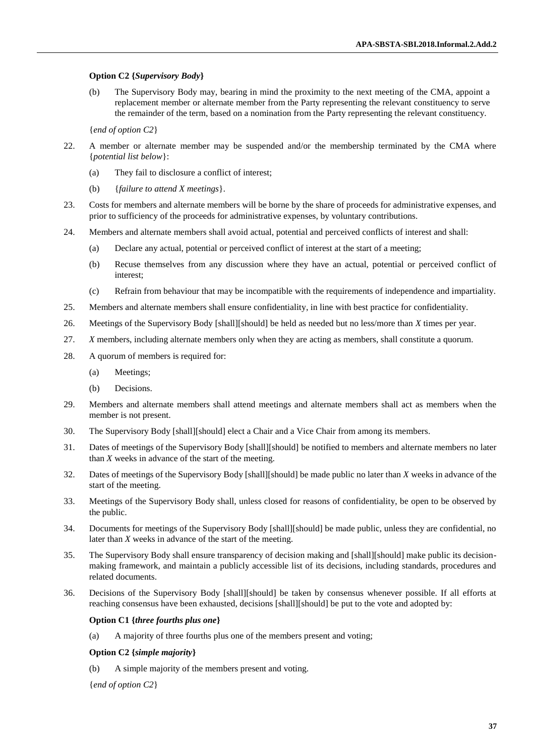**Option C2 {*Supervisory Body*}**

(b) The Supervisory Body may, bearing in mind the proximity to the next meeting of the CMA, appoint a replacement member or alternate member from the Party representing the relevant constituency to serve the remainder of the term, based on a nomination from the Party representing the relevant constituency.

{*end of option C2*}

22. A member or alternate member may be suspended and/or the membership terminated by the CMA where {*potential list below*}:

    (a) They fail to disclosure a conflict of interest;

    (b) {*failure to attend X meetings*}.

23. Costs for members and alternate members will be borne by the share of proceeds for administrative expenses, and prior to sufficiency of the proceeds for administrative expenses, by voluntary contributions.

24. Members and alternate members shall avoid actual, potential and perceived conflicts of interest and shall:

    (a) Declare any actual, potential or perceived conflict of interest at the start of a meeting;

    (b) Recuse themselves from any discussion where they have an actual, potential or perceived conflict of interest;

    (c) Refrain from behaviour that may be incompatible with the requirements of independence and impartiality.

25. Members and alternate members shall ensure confidentiality, in line with best practice for confidentiality.

26. Meetings of the Supervisory Body [shall][should] be held as needed but no less/more than *X* times per year.

27. *X* members, including alternate members only when they are acting as members, shall constitute a quorum.

28. A quorum of members is required for:

    (a) Meetings;

    (b) Decisions.

29. Members and alternate members shall attend meetings and alternate members shall act as members when the member is not present.

30. The Supervisory Body [shall][should] elect a Chair and a Vice Chair from among its members.

31. Dates of meetings of the Supervisory Body [shall][should] be notified to members and alternate members no later than *X* weeks in advance of the start of the meeting.

32. Dates of meetings of the Supervisory Body [shall][should] be made public no later than *X* weeks in advance of the start of the meeting.

33. Meetings of the Supervisory Body shall, unless closed for reasons of confidentiality, be open to be observed by the public.

34. Documents for meetings of the Supervisory Body [shall][should] be made public, unless they are confidential, no later than *X* weeks in advance of the start of the meeting.

35. The Supervisory Body shall ensure transparency of decision making and [shall][should] make public its decision-making framework, and maintain a publicly accessible list of its decisions, including standards, procedures and related documents.

36. Decisions of the Supervisory Body [shall][should] be taken by consensus whenever possible. If all efforts at reaching consensus have been exhausted, decisions [shall][should] be put to the vote and adopted by:

**Option C1 {*three fourths plus one*}**

(a) A majority of three fourths plus one of the members present and voting;

**Option C2 {*simple majority*}**

(b) A simple majority of the members present and voting.

{*end of option C2*}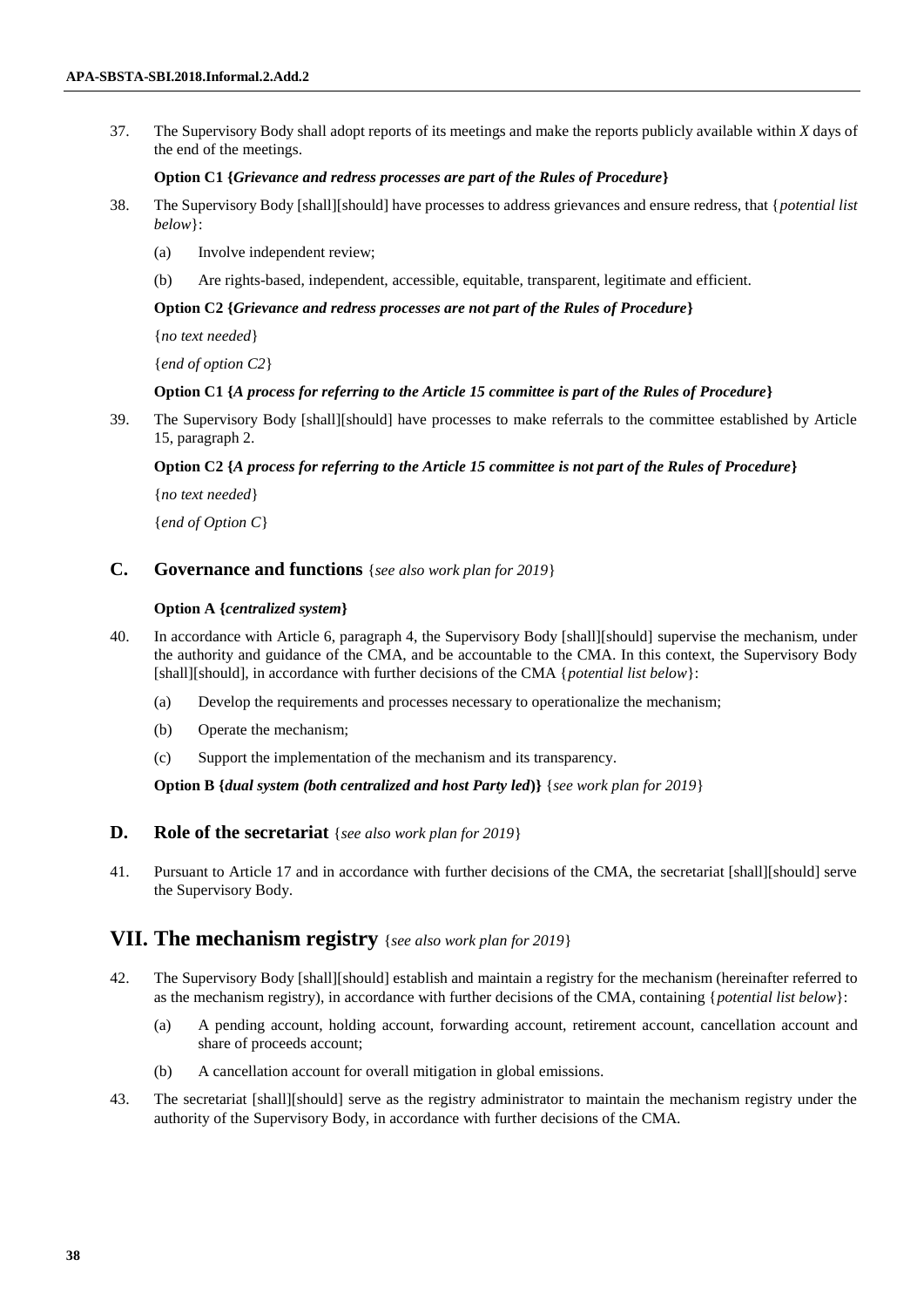37. The Supervisory Body shall adopt reports of its meetings and make the reports publicly available within *X* days of the end of the meetings.

**Option C1 {*Grievance and redress processes are part of the Rules of Procedure*}**

38. The Supervisory Body [shall][should] have processes to address grievances and ensure redress, that {*potential list below*}:

    (a) Involve independent review;

    (b) Are rights-based, independent, accessible, equitable, transparent, legitimate and efficient.

**Option C2 {*Grievance and redress processes are not part of the Rules of Procedure*}**

{*no text needed*}

{*end of option C2*}

**Option C1 {*A process for referring to the Article 15 committee is part of the Rules of Procedure*}**

39. The Supervisory Body [shall][should] have processes to make referrals to the committee established by Article 15, paragraph 2.

**Option C2 {*A process for referring to the Article 15 committee is not part of the Rules of Procedure*}**

{*no text needed*}

{*end of Option C*}

### C. Governance and functions {*see also work plan for 2019*}

**Option A {*centralized system*}**

40. In accordance with Article 6, paragraph 4, the Supervisory Body [shall][should] supervise the mechanism, under the authority and guidance of the CMA, and be accountable to the CMA. In this context, the Supervisory Body [shall][should], in accordance with further decisions of the CMA {*potential list below*}:

    (a) Develop the requirements and processes necessary to operationalize the mechanism;

    (b) Operate the mechanism;

    (c) Support the implementation of the mechanism and its transparency.

**Option B {*dual system (both centralized and host Party led*)}** {*see work plan for 2019*}

### D. Role of the secretariat {*see also work plan for 2019*}

41. Pursuant to Article 17 and in accordance with further decisions of the CMA, the secretariat [shall][should] serve the Supervisory Body.

## VII. The mechanism registry {*see also work plan for 2019*}

42. The Supervisory Body [shall][should] establish and maintain a registry for the mechanism (hereinafter referred to as the mechanism registry), in accordance with further decisions of the CMA, containing {*potential list below*}:

    (a) A pending account, holding account, forwarding account, retirement account, cancellation account and share of proceeds account;

    (b) A cancellation account for overall mitigation in global emissions.

43. The secretariat [shall][should] serve as the registry administrator to maintain the mechanism registry under the authority of the Supervisory Body, in accordance with further decisions of the CMA.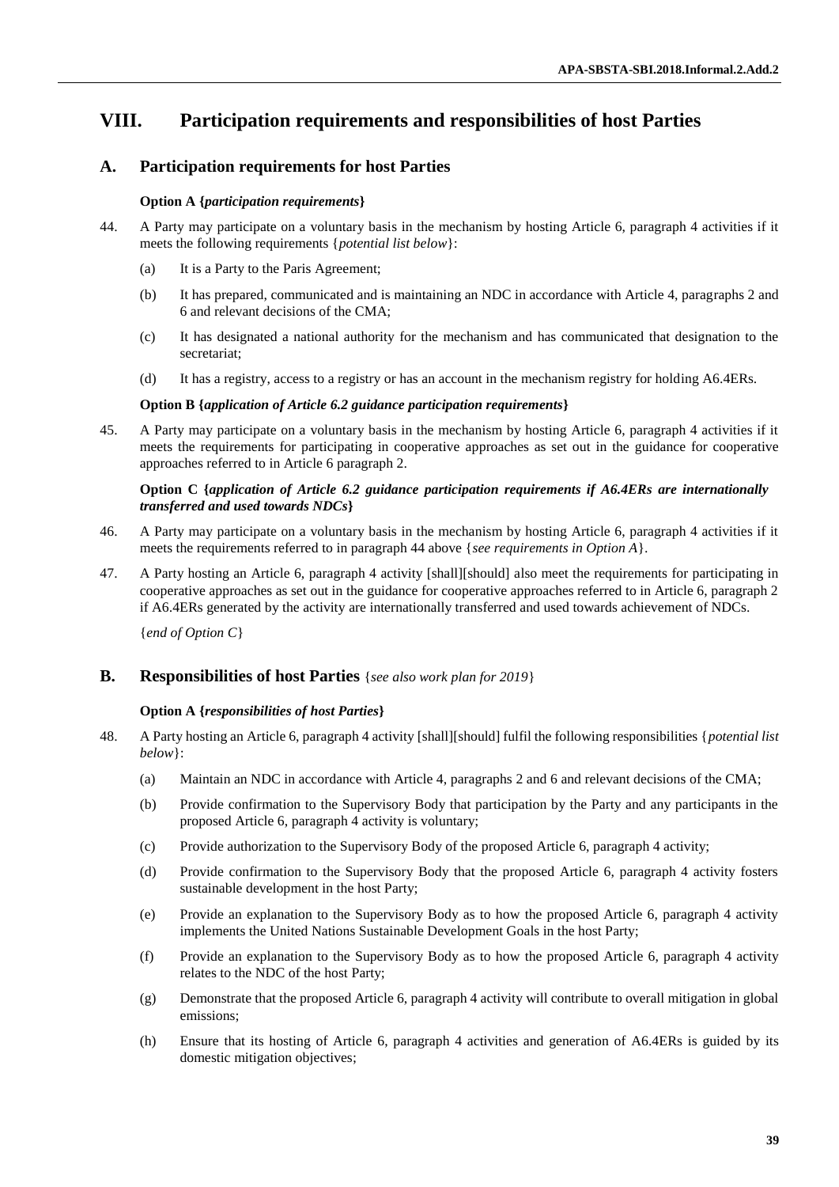# VIII. Participation requirements and responsibilities of host Parties

## A. Participation requirements for host Parties

**Option A {*participation requirements*}**

44. A Party may participate on a voluntary basis in the mechanism by hosting Article 6, paragraph 4 activities if it meets the following requirements {*potential list below*}:

   (a) It is a Party to the Paris Agreement;

   (b) It has prepared, communicated and is maintaining an NDC in accordance with Article 4, paragraphs 2 and 6 and relevant decisions of the CMA;

   (c) It has designated a national authority for the mechanism and has communicated that designation to the secretariat;

   (d) It has a registry, access to a registry or has an account in the mechanism registry for holding A6.4ERs.

**Option B {*application of Article 6.2 guidance participation requirements*}**

45. A Party may participate on a voluntary basis in the mechanism by hosting Article 6, paragraph 4 activities if it meets the requirements for participating in cooperative approaches as set out in the guidance for cooperative approaches referred to in Article 6 paragraph 2.

**Option C {*application of Article 6.2 guidance participation requirements if A6.4ERs are internationally transferred and used towards NDCs*}**

46. A Party may participate on a voluntary basis in the mechanism by hosting Article 6, paragraph 4 activities if it meets the requirements referred to in paragraph 44 above {*see requirements in Option A*}.

47. A Party hosting an Article 6, paragraph 4 activity [shall][should] also meet the requirements for participating in cooperative approaches as set out in the guidance for cooperative approaches referred to in Article 6, paragraph 2 if A6.4ERs generated by the activity are internationally transferred and used towards achievement of NDCs.

{*end of Option C*}

## B. Responsibilities of host Parties {*see also work plan for 2019*}

**Option A {*responsibilities of host Parties*}**

48. A Party hosting an Article 6, paragraph 4 activity [shall][should] fulfil the following responsibilities {*potential list below*}:

   (a) Maintain an NDC in accordance with Article 4, paragraphs 2 and 6 and relevant decisions of the CMA;

   (b) Provide confirmation to the Supervisory Body that participation by the Party and any participants in the proposed Article 6, paragraph 4 activity is voluntary;

   (c) Provide authorization to the Supervisory Body of the proposed Article 6, paragraph 4 activity;

   (d) Provide confirmation to the Supervisory Body that the proposed Article 6, paragraph 4 activity fosters sustainable development in the host Party;

   (e) Provide an explanation to the Supervisory Body as to how the proposed Article 6, paragraph 4 activity implements the United Nations Sustainable Development Goals in the host Party;

   (f) Provide an explanation to the Supervisory Body as to how the proposed Article 6, paragraph 4 activity relates to the NDC of the host Party;

   (g) Demonstrate that the proposed Article 6, paragraph 4 activity will contribute to overall mitigation in global emissions;

   (h) Ensure that its hosting of Article 6, paragraph 4 activities and generation of A6.4ERs is guided by its domestic mitigation objectives;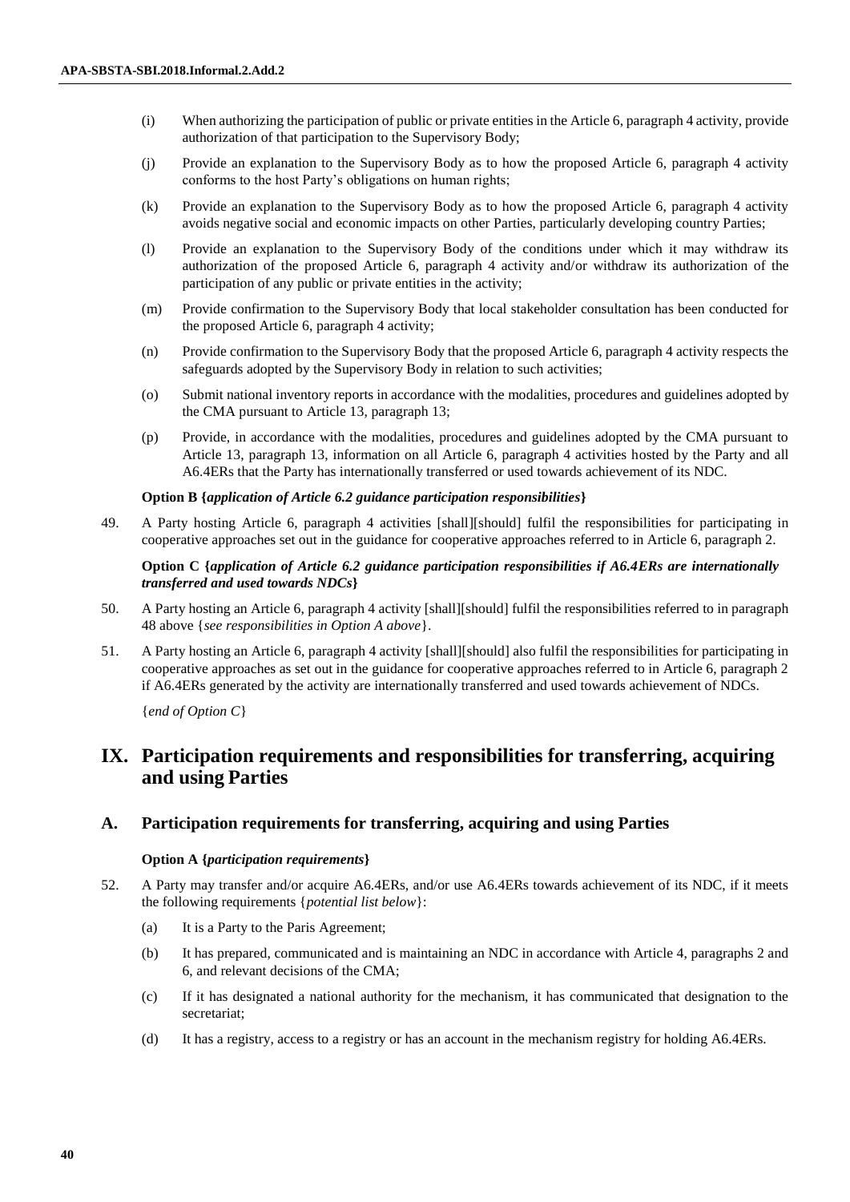(i) When authorizing the participation of public or private entities in the Article 6, paragraph 4 activity, provide authorization of that participation to the Supervisory Body;

(j) Provide an explanation to the Supervisory Body as to how the proposed Article 6, paragraph 4 activity conforms to the host Party's obligations on human rights;

(k) Provide an explanation to the Supervisory Body as to how the proposed Article 6, paragraph 4 activity avoids negative social and economic impacts on other Parties, particularly developing country Parties;

(l) Provide an explanation to the Supervisory Body of the conditions under which it may withdraw its authorization of the proposed Article 6, paragraph 4 activity and/or withdraw its authorization of the participation of any public or private entities in the activity;

(m) Provide confirmation to the Supervisory Body that local stakeholder consultation has been conducted for the proposed Article 6, paragraph 4 activity;

(n) Provide confirmation to the Supervisory Body that the proposed Article 6, paragraph 4 activity respects the safeguards adopted by the Supervisory Body in relation to such activities;

(o) Submit national inventory reports in accordance with the modalities, procedures and guidelines adopted by the CMA pursuant to Article 13, paragraph 13;

(p) Provide, in accordance with the modalities, procedures and guidelines adopted by the CMA pursuant to Article 13, paragraph 13, information on all Article 6, paragraph 4 activities hosted by the Party and all A6.4ERs that the Party has internationally transferred or used towards achievement of its NDC.

**Option B {*application of Article 6.2 guidance participation responsibilities*}**

49. A Party hosting Article 6, paragraph 4 activities [shall][should] fulfil the responsibilities for participating in cooperative approaches set out in the guidance for cooperative approaches referred to in Article 6, paragraph 2.

**Option C {*application of Article 6.2 guidance participation responsibilities if A6.4ERs are internationally transferred and used towards NDCs*}**

50. A Party hosting an Article 6, paragraph 4 activity [shall][should] fulfil the responsibilities referred to in paragraph 48 above {*see responsibilities in Option A above*}.

51. A Party hosting an Article 6, paragraph 4 activity [shall][should] also fulfil the responsibilities for participating in cooperative approaches as set out in the guidance for cooperative approaches referred to in Article 6, paragraph 2 if A6.4ERs generated by the activity are internationally transferred and used towards achievement of NDCs.

{*end of Option C*}

# IX. Participation requirements and responsibilities for transferring, acquiring and using Parties

## A. Participation requirements for transferring, acquiring and using Parties

**Option A {*participation requirements*}**

52. A Party may transfer and/or acquire A6.4ERs, and/or use A6.4ERs towards achievement of its NDC, if it meets the following requirements {*potential list below*}:

(a) It is a Party to the Paris Agreement;

(b) It has prepared, communicated and is maintaining an NDC in accordance with Article 4, paragraphs 2 and 6, and relevant decisions of the CMA;

(c) If it has designated a national authority for the mechanism, it has communicated that designation to the secretariat;

(d) It has a registry, access to a registry or has an account in the mechanism registry for holding A6.4ERs.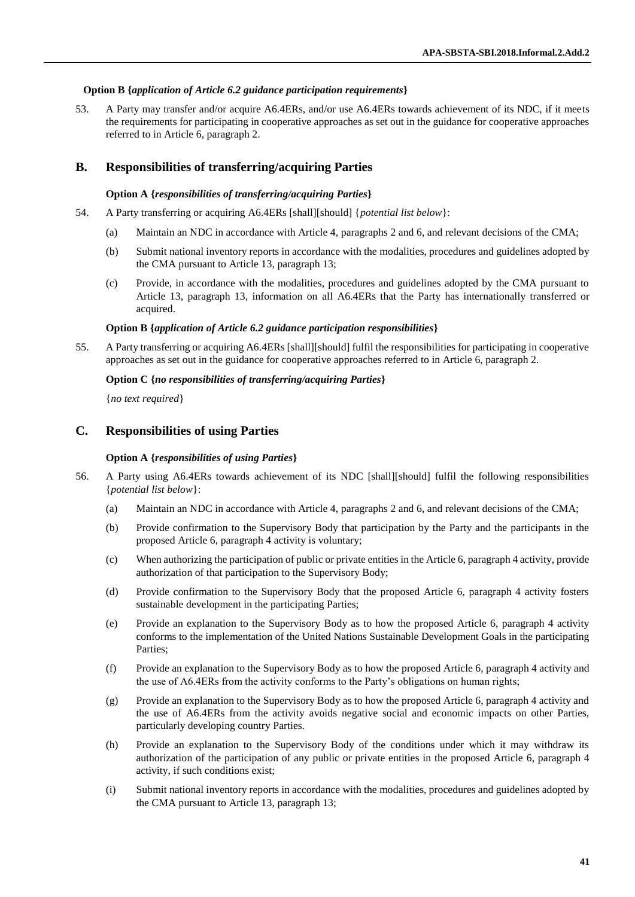**Option B {*application of Article 6.2 guidance participation requirements*}**

53. A Party may transfer and/or acquire A6.4ERs, and/or use A6.4ERs towards achievement of its NDC, if it meets the requirements for participating in cooperative approaches as set out in the guidance for cooperative approaches referred to in Article 6, paragraph 2.

## B. Responsibilities of transferring/acquiring Parties

**Option A {*responsibilities of transferring/acquiring Parties*}**

54. A Party transferring or acquiring A6.4ERs [shall][should] {*potential list below*}:

(a) Maintain an NDC in accordance with Article 4, paragraphs 2 and 6, and relevant decisions of the CMA;

(b) Submit national inventory reports in accordance with the modalities, procedures and guidelines adopted by the CMA pursuant to Article 13, paragraph 13;

(c) Provide, in accordance with the modalities, procedures and guidelines adopted by the CMA pursuant to Article 13, paragraph 13, information on all A6.4ERs that the Party has internationally transferred or acquired.

**Option B {*application of Article 6.2 guidance participation responsibilities*}**

55. A Party transferring or acquiring A6.4ERs [shall][should] fulfil the responsibilities for participating in cooperative approaches as set out in the guidance for cooperative approaches referred to in Article 6, paragraph 2.

**Option C {*no responsibilities of transferring/acquiring Parties*}**

{*no text required*}

## C. Responsibilities of using Parties

**Option A {*responsibilities of using Parties*}**

56. A Party using A6.4ERs towards achievement of its NDC [shall][should] fulfil the following responsibilities {*potential list below*}:

(a) Maintain an NDC in accordance with Article 4, paragraphs 2 and 6, and relevant decisions of the CMA;

(b) Provide confirmation to the Supervisory Body that participation by the Party and the participants in the proposed Article 6, paragraph 4 activity is voluntary;

(c) When authorizing the participation of public or private entities in the Article 6, paragraph 4 activity, provide authorization of that participation to the Supervisory Body;

(d) Provide confirmation to the Supervisory Body that the proposed Article 6, paragraph 4 activity fosters sustainable development in the participating Parties;

(e) Provide an explanation to the Supervisory Body as to how the proposed Article 6, paragraph 4 activity conforms to the implementation of the United Nations Sustainable Development Goals in the participating Parties;

(f) Provide an explanation to the Supervisory Body as to how the proposed Article 6, paragraph 4 activity and the use of A6.4ERs from the activity conforms to the Party's obligations on human rights;

(g) Provide an explanation to the Supervisory Body as to how the proposed Article 6, paragraph 4 activity and the use of A6.4ERs from the activity avoids negative social and economic impacts on other Parties, particularly developing country Parties.

(h) Provide an explanation to the Supervisory Body of the conditions under which it may withdraw its authorization of the participation of any public or private entities in the proposed Article 6, paragraph 4 activity, if such conditions exist;

(i) Submit national inventory reports in accordance with the modalities, procedures and guidelines adopted by the CMA pursuant to Article 13, paragraph 13;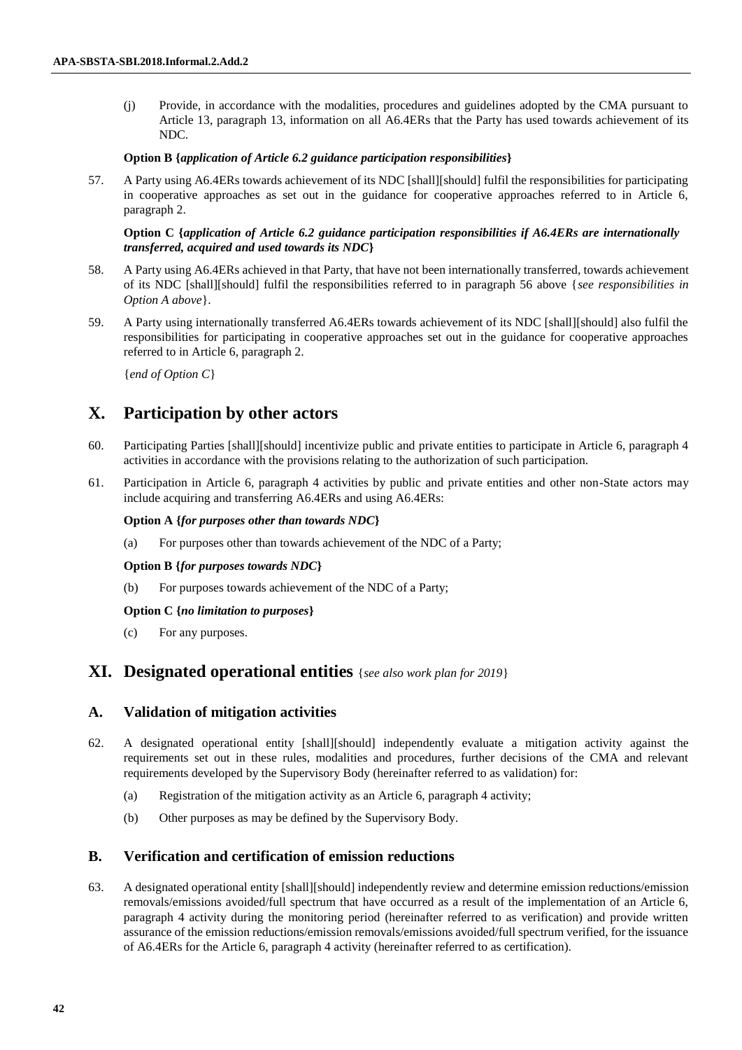(j) Provide, in accordance with the modalities, procedures and guidelines adopted by the CMA pursuant to Article 13, paragraph 13, information on all A6.4ERs that the Party has used towards achievement of its NDC.

**Option B {*application of Article 6.2 guidance participation responsibilities*}**

57. A Party using A6.4ERs towards achievement of its NDC [shall][should] fulfil the responsibilities for participating in cooperative approaches as set out in the guidance for cooperative approaches referred to in Article 6, paragraph 2.

**Option C {*application of Article 6.2 guidance participation responsibilities if A6.4ERs are internationally transferred, acquired and used towards its NDC*}**

58. A Party using A6.4ERs achieved in that Party, that have not been internationally transferred, towards achievement of its NDC [shall][should] fulfil the responsibilities referred to in paragraph 56 above {*see responsibilities in Option A above*}.

59. A Party using internationally transferred A6.4ERs towards achievement of its NDC [shall][should] also fulfil the responsibilities for participating in cooperative approaches set out in the guidance for cooperative approaches referred to in Article 6, paragraph 2.

{*end of Option C*}

# X. Participation by other actors

60. Participating Parties [shall][should] incentivize public and private entities to participate in Article 6, paragraph 4 activities in accordance with the provisions relating to the authorization of such participation.

61. Participation in Article 6, paragraph 4 activities by public and private entities and other non-State actors may include acquiring and transferring A6.4ERs and using A6.4ERs:

**Option A {*for purposes other than towards NDC*}**

(a) For purposes other than towards achievement of the NDC of a Party;

**Option B {*for purposes towards NDC*}**

(b) For purposes towards achievement of the NDC of a Party;

**Option C {*no limitation to purposes*}**

(c) For any purposes.

# XI. Designated operational entities {*see also work plan for 2019*}

## A. Validation of mitigation activities

62. A designated operational entity [shall][should] independently evaluate a mitigation activity against the requirements set out in these rules, modalities and procedures, further decisions of the CMA and relevant requirements developed by the Supervisory Body (hereinafter referred to as validation) for:

(a) Registration of the mitigation activity as an Article 6, paragraph 4 activity;

(b) Other purposes as may be defined by the Supervisory Body.

## B. Verification and certification of emission reductions

63. A designated operational entity [shall][should] independently review and determine emission reductions/emission removals/emissions avoided/full spectrum that have occurred as a result of the implementation of an Article 6, paragraph 4 activity during the monitoring period (hereinafter referred to as verification) and provide written assurance of the emission reductions/emission removals/emissions avoided/full spectrum verified, for the issuance of A6.4ERs for the Article 6, paragraph 4 activity (hereinafter referred to as certification).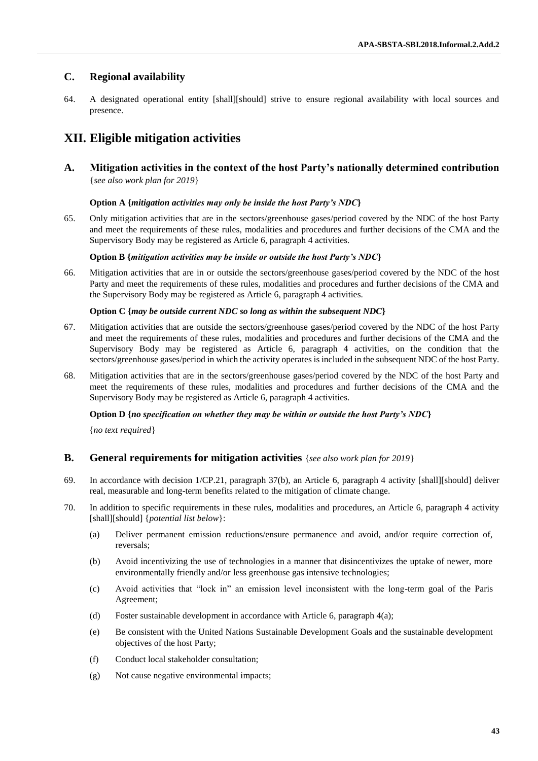## C. Regional availability

64. A designated operational entity [shall][should] strive to ensure regional availability with local sources and presence.

# XII. Eligible mitigation activities

## A. Mitigation activities in the context of the host Party's nationally determined contribution

{*see also work plan for 2019*}

**Option A {*mitigation activities may only be inside the host Party's NDC*}**

65. Only mitigation activities that are in the sectors/greenhouse gases/period covered by the NDC of the host Party and meet the requirements of these rules, modalities and procedures and further decisions of the CMA and the Supervisory Body may be registered as Article 6, paragraph 4 activities.

**Option B {*mitigation activities may be inside or outside the host Party's NDC*}**

66. Mitigation activities that are in or outside the sectors/greenhouse gases/period covered by the NDC of the host Party and meet the requirements of these rules, modalities and procedures and further decisions of the CMA and the Supervisory Body may be registered as Article 6, paragraph 4 activities.

**Option C {*may be outside current NDC so long as within the subsequent NDC*}**

67. Mitigation activities that are outside the sectors/greenhouse gases/period covered by the NDC of the host Party and meet the requirements of these rules, modalities and procedures and further decisions of the CMA and the Supervisory Body may be registered as Article 6, paragraph 4 activities, on the condition that the sectors/greenhouse gases/period in which the activity operates is included in the subsequent NDC of the host Party.

68. Mitigation activities that are in the sectors/greenhouse gases/period covered by the NDC of the host Party and meet the requirements of these rules, modalities and procedures and further decisions of the CMA and the Supervisory Body may be registered as Article 6, paragraph 4 activities.

**Option D {*no specification on whether they may be within or outside the host Party's NDC*}**

{*no text required*}

## B. General requirements for mitigation activities {*see also work plan for 2019*}

69. In accordance with decision 1/CP.21, paragraph 37(b), an Article 6, paragraph 4 activity [shall][should] deliver real, measurable and long-term benefits related to the mitigation of climate change.

70. In addition to specific requirements in these rules, modalities and procedures, an Article 6, paragraph 4 activity [shall][should] {*potential list below*}:

(a) Deliver permanent emission reductions/ensure permanence and avoid, and/or require correction of, reversals;

(b) Avoid incentivizing the use of technologies in a manner that disincentivizes the uptake of newer, more environmentally friendly and/or less greenhouse gas intensive technologies;

(c) Avoid activities that "lock in" an emission level inconsistent with the long-term goal of the Paris Agreement;

(d) Foster sustainable development in accordance with Article 6, paragraph 4(a);

(e) Be consistent with the United Nations Sustainable Development Goals and the sustainable development objectives of the host Party;

(f) Conduct local stakeholder consultation;

(g) Not cause negative environmental impacts;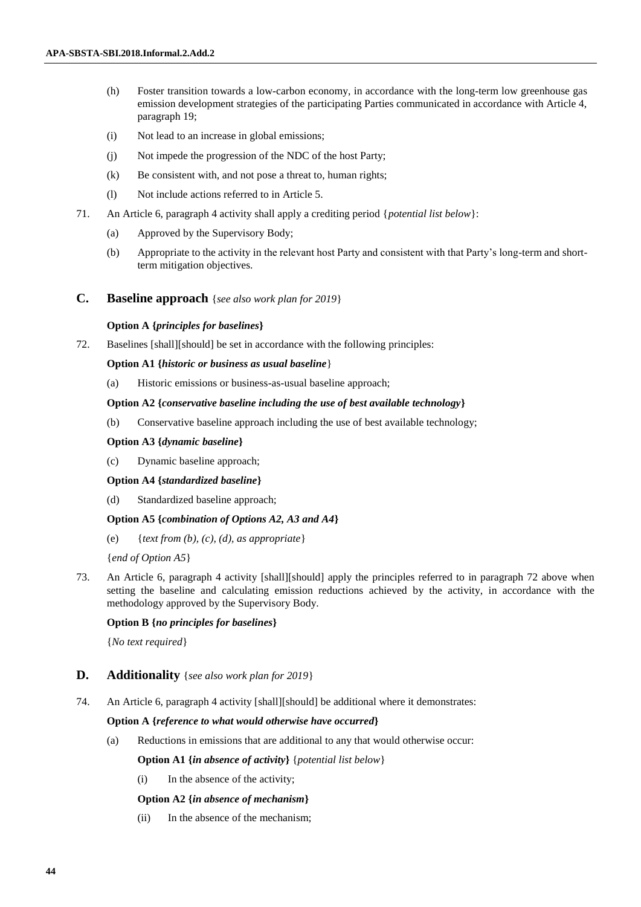(h) Foster transition towards a low-carbon economy, in accordance with the long-term low greenhouse gas emission development strategies of the participating Parties communicated in accordance with Article 4, paragraph 19;

(i) Not lead to an increase in global emissions;

(j) Not impede the progression of the NDC of the host Party;

(k) Be consistent with, and not pose a threat to, human rights;

(l) Not include actions referred to in Article 5.

71. An Article 6, paragraph 4 activity shall apply a crediting period {*potential list below*}:

(a) Approved by the Supervisory Body;

(b) Appropriate to the activity in the relevant host Party and consistent with that Party's long-term and short-term mitigation objectives.

## C. Baseline approach {*see also work plan for 2019*}

**Option A {*principles for baselines*}**

72. Baselines [shall][should] be set in accordance with the following principles:

**Option A1 {*historic or business as usual baseline*}**

(a) Historic emissions or business-as-usual baseline approach;

**Option A2 {*conservative baseline including the use of best available technology*}**

(b) Conservative baseline approach including the use of best available technology;

**Option A3 {*dynamic baseline*}**

(c) Dynamic baseline approach;

**Option A4 {*standardized baseline*}**

(d) Standardized baseline approach;

**Option A5 {*combination of Options A2, A3 and A4*}**

(e) {*text from (b), (c), (d), as appropriate*}

{*end of Option A5*}

73. An Article 6, paragraph 4 activity [shall][should] apply the principles referred to in paragraph 72 above when setting the baseline and calculating emission reductions achieved by the activity, in accordance with the methodology approved by the Supervisory Body.

**Option B {*no principles for baselines*}**

{*No text required*}

## D. Additionality {*see also work plan for 2019*}

74. An Article 6, paragraph 4 activity [shall][should] be additional where it demonstrates:

**Option A {*reference to what would otherwise have occurred*}**

(a) Reductions in emissions that are additional to any that would otherwise occur:

**Option A1 {*in absence of activity*}** {*potential list below*}

(i) In the absence of the activity;

**Option A2 {*in absence of mechanism*}**

(ii) In the absence of the mechanism;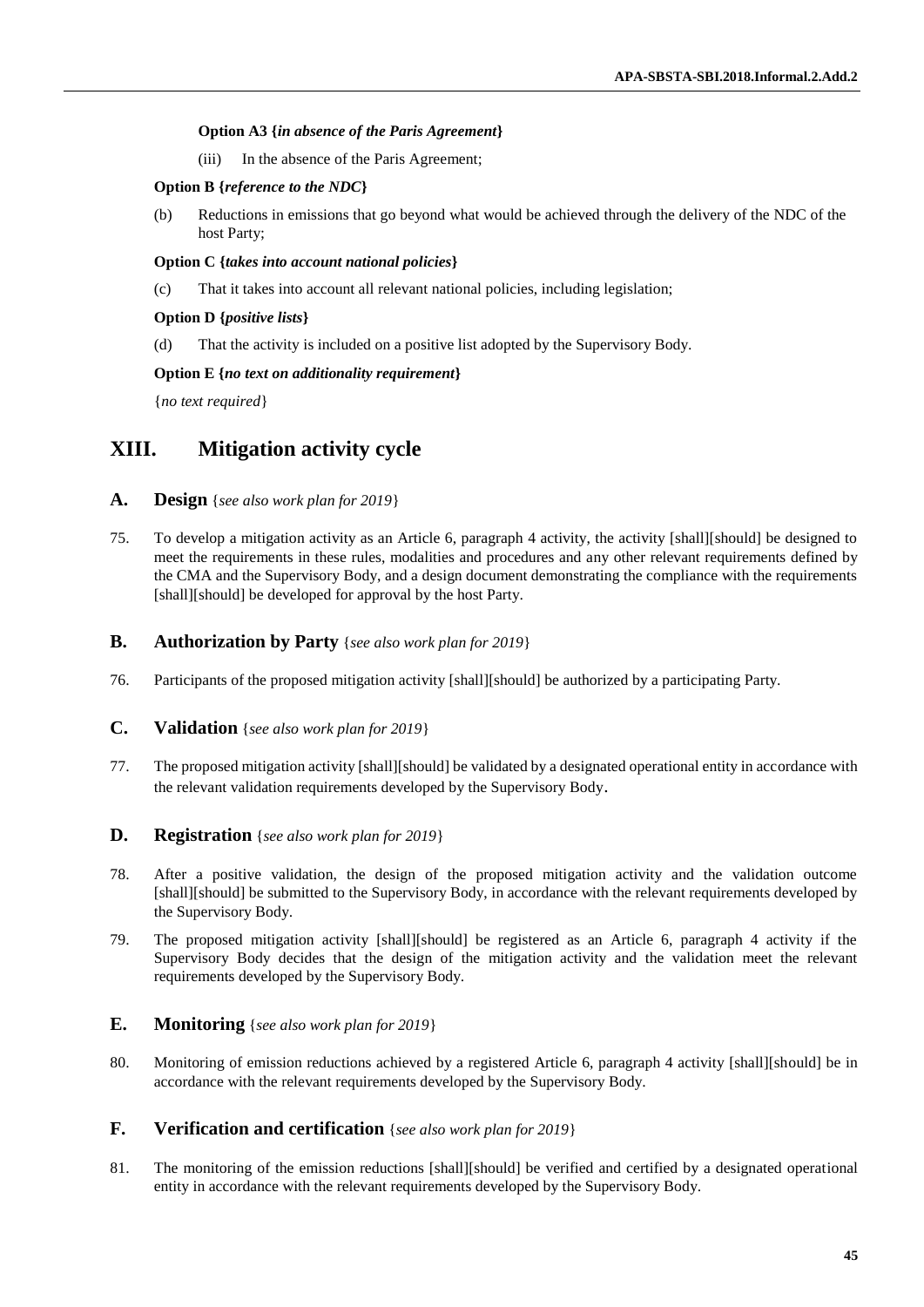**Option A3 {*in absence of the Paris Agreement*}**

(iii) In the absence of the Paris Agreement;

**Option B {*reference to the NDC*}**

(b) Reductions in emissions that go beyond what would be achieved through the delivery of the NDC of the host Party;

**Option C {*takes into account national policies*}**

(c) That it takes into account all relevant national policies, including legislation;

**Option D {*positive lists*}**

(d) That the activity is included on a positive list adopted by the Supervisory Body.

**Option E {*no text on additionality requirement*}**

{*no text required*}

# XIII. Mitigation activity cycle

## A. Design {*see also work plan for 2019*}

75. To develop a mitigation activity as an Article 6, paragraph 4 activity, the activity [shall][should] be designed to meet the requirements in these rules, modalities and procedures and any other relevant requirements defined by the CMA and the Supervisory Body, and a design document demonstrating the compliance with the requirements [shall][should] be developed for approval by the host Party.

## B. Authorization by Party {*see also work plan for 2019*}

76. Participants of the proposed mitigation activity [shall][should] be authorized by a participating Party.

## C. Validation {*see also work plan for 2019*}

77. The proposed mitigation activity [shall][should] be validated by a designated operational entity in accordance with the relevant validation requirements developed by the Supervisory Body.

## D. Registration {*see also work plan for 2019*}

78. After a positive validation, the design of the proposed mitigation activity and the validation outcome [shall][should] be submitted to the Supervisory Body, in accordance with the relevant requirements developed by the Supervisory Body.

79. The proposed mitigation activity [shall][should] be registered as an Article 6, paragraph 4 activity if the Supervisory Body decides that the design of the mitigation activity and the validation meet the relevant requirements developed by the Supervisory Body.

## E. Monitoring {*see also work plan for 2019*}

80. Monitoring of emission reductions achieved by a registered Article 6, paragraph 4 activity [shall][should] be in accordance with the relevant requirements developed by the Supervisory Body.

## F. Verification and certification {*see also work plan for 2019*}

81. The monitoring of the emission reductions [shall][should] be verified and certified by a designated operational entity in accordance with the relevant requirements developed by the Supervisory Body.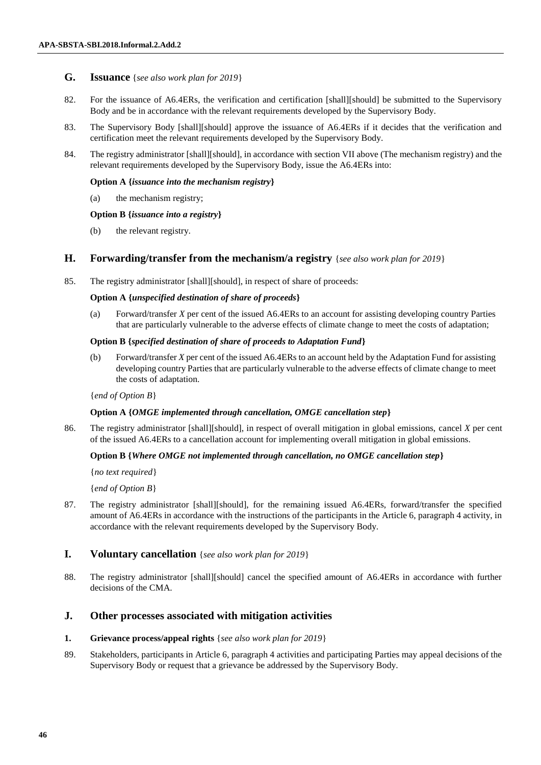## G. Issuance {*see also work plan for 2019*}

82. For the issuance of A6.4ERs, the verification and certification [shall][should] be submitted to the Supervisory Body and be in accordance with the relevant requirements developed by the Supervisory Body.

83. The Supervisory Body [shall][should] approve the issuance of A6.4ERs if it decides that the verification and certification meet the relevant requirements developed by the Supervisory Body.

84. The registry administrator [shall][should], in accordance with section VII above (The mechanism registry) and the relevant requirements developed by the Supervisory Body, issue the A6.4ERs into:

**Option A {*issuance into the mechanism registry*}**

(a) the mechanism registry;

**Option B {*issuance into a registry*}**

(b) the relevant registry.

## H. Forwarding/transfer from the mechanism/a registry {*see also work plan for 2019*}

85. The registry administrator [shall][should], in respect of share of proceeds:

**Option A {*unspecified destination of share of proceeds*}**

(a) Forward/transfer *X* per cent of the issued A6.4ERs to an account for assisting developing country Parties that are particularly vulnerable to the adverse effects of climate change to meet the costs of adaptation;

**Option B {*specified destination of share of proceeds to Adaptation Fund*}**

(b) Forward/transfer *X* per cent of the issued A6.4ERs to an account held by the Adaptation Fund for assisting developing country Parties that are particularly vulnerable to the adverse effects of climate change to meet the costs of adaptation.

{*end of Option B*}

**Option A {*OMGE implemented through cancellation, OMGE cancellation step*}**

86. The registry administrator [shall][should], in respect of overall mitigation in global emissions, cancel *X* per cent of the issued A6.4ERs to a cancellation account for implementing overall mitigation in global emissions.

**Option B {*Where OMGE not implemented through cancellation, no OMGE cancellation step*}**

{*no text required*}

{*end of Option B*}

87. The registry administrator [shall][should], for the remaining issued A6.4ERs, forward/transfer the specified amount of A6.4ERs in accordance with the instructions of the participants in the Article 6, paragraph 4 activity, in accordance with the relevant requirements developed by the Supervisory Body.

## I. Voluntary cancellation {*see also work plan for 2019*}

88. The registry administrator [shall][should] cancel the specified amount of A6.4ERs in accordance with further decisions of the CMA.

## J. Other processes associated with mitigation activities

### 1. Grievance process/appeal rights {*see also work plan for 2019*}

89. Stakeholders, participants in Article 6, paragraph 4 activities and participating Parties may appeal decisions of the Supervisory Body or request that a grievance be addressed by the Supervisory Body.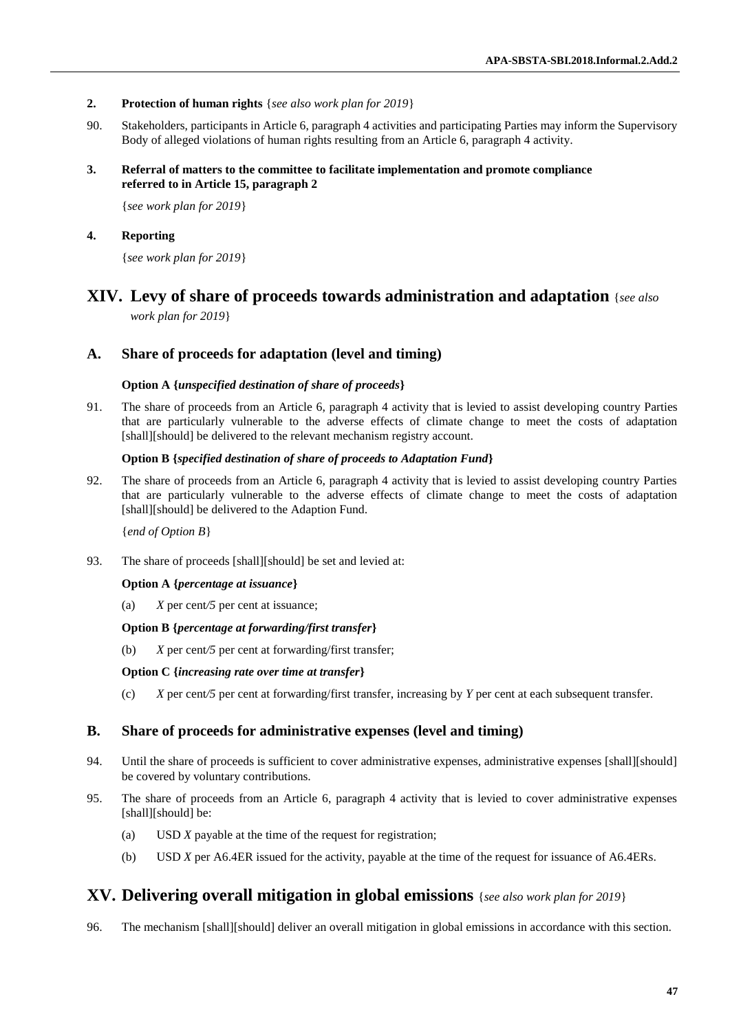#### 2. Protection of human rights {*see also work plan for 2019*}

90. Stakeholders, participants in Article 6, paragraph 4 activities and participating Parties may inform the Supervisory Body of alleged violations of human rights resulting from an Article 6, paragraph 4 activity.

#### 3. Referral of matters to the committee to facilitate implementation and promote compliance referred to in Article 15, paragraph 2

{*see work plan for 2019*}

#### 4. Reporting

{*see work plan for 2019*}

# XIV. Levy of share of proceeds towards administration and adaptation {*see also work plan for 2019*}

## A. Share of proceeds for adaptation (level and timing)

**Option A {*unspecified destination of share of proceeds*}**

91. The share of proceeds from an Article 6, paragraph 4 activity that is levied to assist developing country Parties that are particularly vulnerable to the adverse effects of climate change to meet the costs of adaptation [shall][should] be delivered to the relevant mechanism registry account.

**Option B {*specified destination of share of proceeds to Adaptation Fund*}**

92. The share of proceeds from an Article 6, paragraph 4 activity that is levied to assist developing country Parties that are particularly vulnerable to the adverse effects of climate change to meet the costs of adaptation [shall][should] be delivered to the Adaption Fund.

{*end of Option B*}

93. The share of proceeds [shall][should] be set and levied at:

**Option A {*percentage at issuance*}**

(a) *X* per cent*/5* per cent at issuance;

**Option B {*percentage at forwarding/first transfer*}**

(b) *X* per cent*/5* per cent at forwarding/first transfer;

**Option C {*increasing rate over time at transfer*}**

(c) *X* per cent*/5* per cent at forwarding/first transfer, increasing by *Y* per cent at each subsequent transfer.

## B. Share of proceeds for administrative expenses (level and timing)

94. Until the share of proceeds is sufficient to cover administrative expenses, administrative expenses [shall][should] be covered by voluntary contributions.

95. The share of proceeds from an Article 6, paragraph 4 activity that is levied to cover administrative expenses [shall][should] be:

(a) USD *X* payable at the time of the request for registration;

(b) USD *X* per A6.4ER issued for the activity, payable at the time of the request for issuance of A6.4ERs.

# XV. Delivering overall mitigation in global emissions {*see also work plan for 2019*}

96. The mechanism [shall][should] deliver an overall mitigation in global emissions in accordance with this section.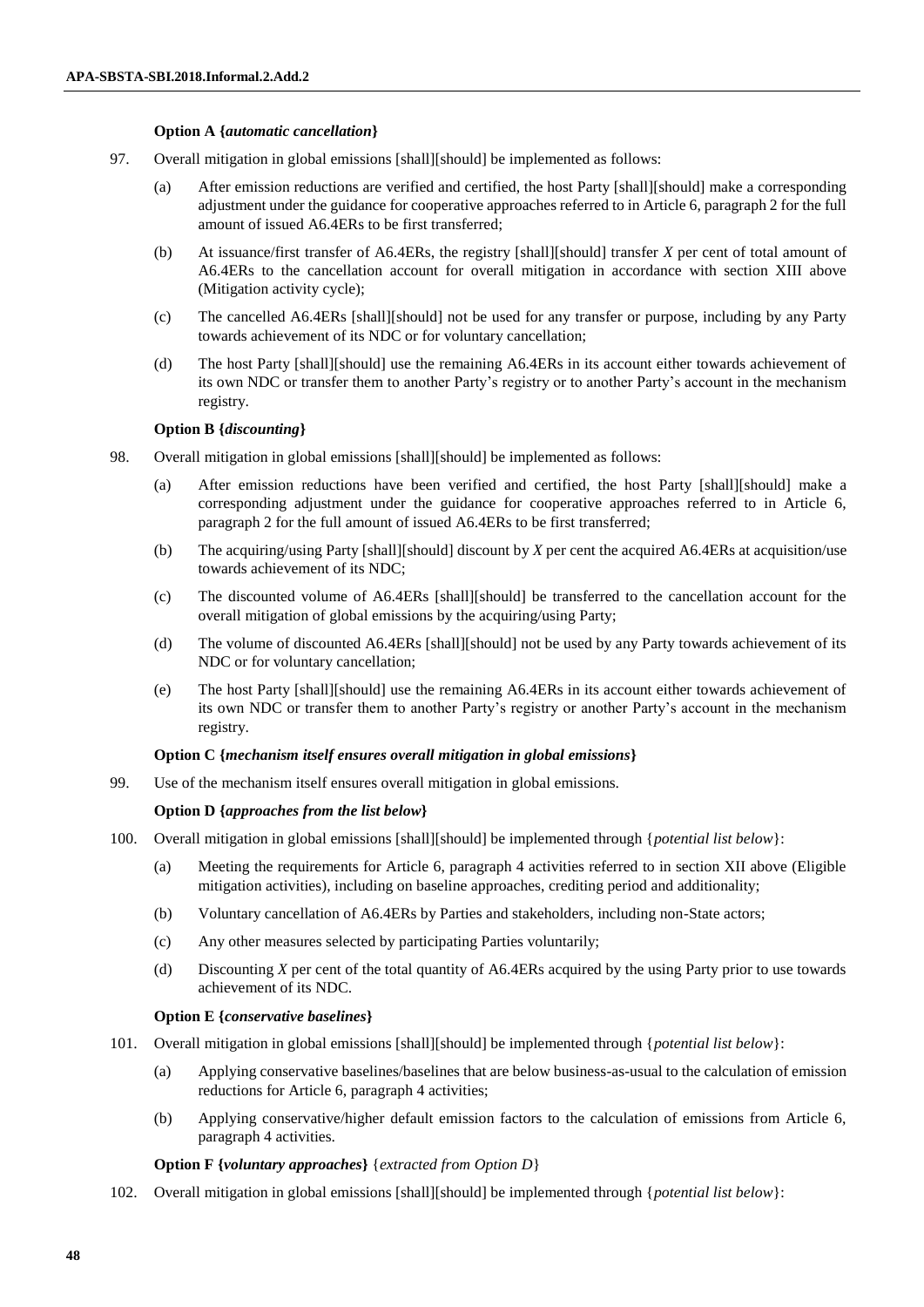**Option A {*automatic cancellation*}**

97. Overall mitigation in global emissions [shall][should] be implemented as follows:

    (a) After emission reductions are verified and certified, the host Party [shall][should] make a corresponding adjustment under the guidance for cooperative approaches referred to in Article 6, paragraph 2 for the full amount of issued A6.4ERs to be first transferred;

    (b) At issuance/first transfer of A6.4ERs, the registry [shall][should] transfer *X* per cent of total amount of A6.4ERs to the cancellation account for overall mitigation in accordance with section XIII above (Mitigation activity cycle);

    (c) The cancelled A6.4ERs [shall][should] not be used for any transfer or purpose, including by any Party towards achievement of its NDC or for voluntary cancellation;

    (d) The host Party [shall][should] use the remaining A6.4ERs in its account either towards achievement of its own NDC or transfer them to another Party's registry or to another Party's account in the mechanism registry.

**Option B {*discounting*}**

98. Overall mitigation in global emissions [shall][should] be implemented as follows:

    (a) After emission reductions have been verified and certified, the host Party [shall][should] make a corresponding adjustment under the guidance for cooperative approaches referred to in Article 6, paragraph 2 for the full amount of issued A6.4ERs to be first transferred;

    (b) The acquiring/using Party [shall][should] discount by *X* per cent the acquired A6.4ERs at acquisition/use towards achievement of its NDC;

    (c) The discounted volume of A6.4ERs [shall][should] be transferred to the cancellation account for the overall mitigation of global emissions by the acquiring/using Party;

    (d) The volume of discounted A6.4ERs [shall][should] not be used by any Party towards achievement of its NDC or for voluntary cancellation;

    (e) The host Party [shall][should] use the remaining A6.4ERs in its account either towards achievement of its own NDC or transfer them to another Party's registry or another Party's account in the mechanism registry.

**Option C {*mechanism itself ensures overall mitigation in global emissions*}**

99. Use of the mechanism itself ensures overall mitigation in global emissions.

**Option D {*approaches from the list below*}**

100. Overall mitigation in global emissions [shall][should] be implemented through {*potential list below*}:

    (a) Meeting the requirements for Article 6, paragraph 4 activities referred to in section XII above (Eligible mitigation activities), including on baseline approaches, crediting period and additionality;

    (b) Voluntary cancellation of A6.4ERs by Parties and stakeholders, including non-State actors;

    (c) Any other measures selected by participating Parties voluntarily;

    (d) Discounting *X* per cent of the total quantity of A6.4ERs acquired by the using Party prior to use towards achievement of its NDC.

**Option E {*conservative baselines*}**

101. Overall mitigation in global emissions [shall][should] be implemented through {*potential list below*}:

    (a) Applying conservative baselines/baselines that are below business-as-usual to the calculation of emission reductions for Article 6, paragraph 4 activities;

    (b) Applying conservative/higher default emission factors to the calculation of emissions from Article 6, paragraph 4 activities.

**Option F {*voluntary approaches*}** {*extracted from Option D*}

102. Overall mitigation in global emissions [shall][should] be implemented through {*potential list below*}: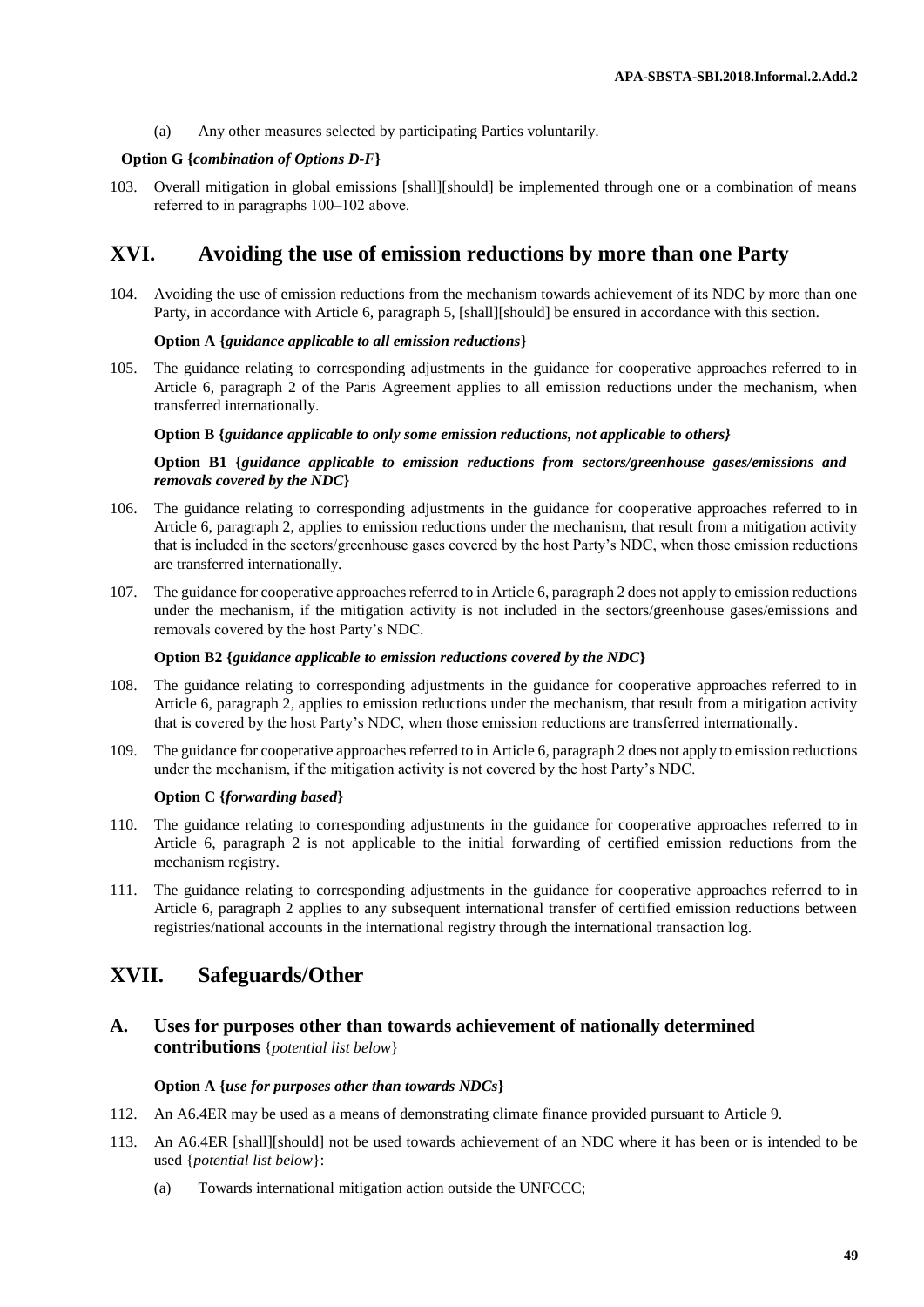(a) Any other measures selected by participating Parties voluntarily.

**Option G {*combination of Options D-F*}**

103. Overall mitigation in global emissions [shall][should] be implemented through one or a combination of means referred to in paragraphs 100–102 above.

# XVI. Avoiding the use of emission reductions by more than one Party

104. Avoiding the use of emission reductions from the mechanism towards achievement of its NDC by more than one Party, in accordance with Article 6, paragraph 5, [shall][should] be ensured in accordance with this section.

**Option A {*guidance applicable to all emission reductions*}**

105. The guidance relating to corresponding adjustments in the guidance for cooperative approaches referred to in Article 6, paragraph 2 of the Paris Agreement applies to all emission reductions under the mechanism, when transferred internationally.

**Option B {*guidance applicable to only some emission reductions, not applicable to others}***

**Option B1 {*guidance applicable to emission reductions from sectors/greenhouse gases/emissions and removals covered by the NDC*}**

106. The guidance relating to corresponding adjustments in the guidance for cooperative approaches referred to in Article 6, paragraph 2, applies to emission reductions under the mechanism, that result from a mitigation activity that is included in the sectors/greenhouse gases covered by the host Party's NDC, when those emission reductions are transferred internationally.

107. The guidance for cooperative approaches referred to in Article 6, paragraph 2 does not apply to emission reductions under the mechanism, if the mitigation activity is not included in the sectors/greenhouse gases/emissions and removals covered by the host Party's NDC.

**Option B2 {*guidance applicable to emission reductions covered by the NDC*}**

108. The guidance relating to corresponding adjustments in the guidance for cooperative approaches referred to in Article 6, paragraph 2, applies to emission reductions under the mechanism, that result from a mitigation activity that is covered by the host Party's NDC, when those emission reductions are transferred internationally.

109. The guidance for cooperative approaches referred to in Article 6, paragraph 2 does not apply to emission reductions under the mechanism, if the mitigation activity is not covered by the host Party's NDC.

**Option C {*forwarding based*}**

110. The guidance relating to corresponding adjustments in the guidance for cooperative approaches referred to in Article 6, paragraph 2 is not applicable to the initial forwarding of certified emission reductions from the mechanism registry.

111. The guidance relating to corresponding adjustments in the guidance for cooperative approaches referred to in Article 6, paragraph 2 applies to any subsequent international transfer of certified emission reductions between registries/national accounts in the international registry through the international transaction log.

# XVII. Safeguards/Other

## A. Uses for purposes other than towards achievement of nationally determined contributions {*potential list below*}

**Option A {*use for purposes other than towards NDCs*}**

112. An A6.4ER may be used as a means of demonstrating climate finance provided pursuant to Article 9.

113. An A6.4ER [shall][should] not be used towards achievement of an NDC where it has been or is intended to be used {*potential list below*}:

(a) Towards international mitigation action outside the UNFCCC;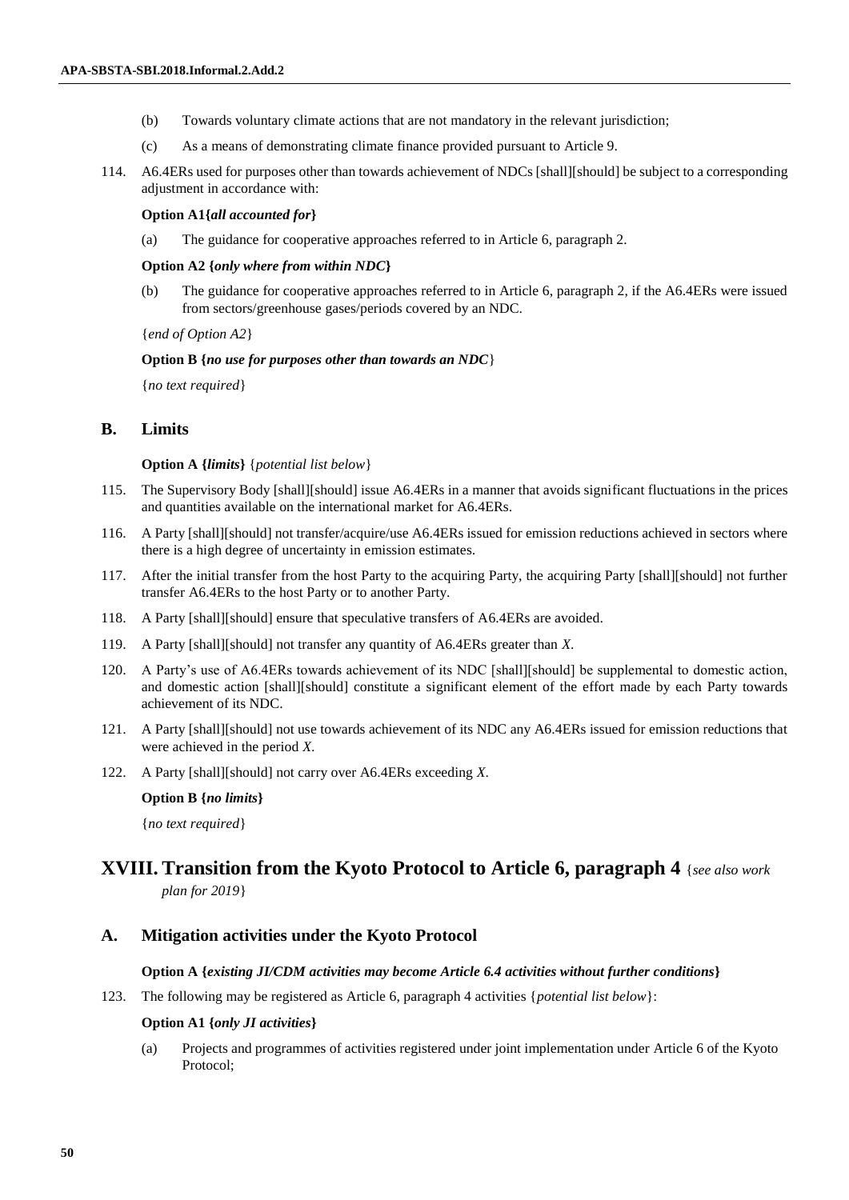(b) Towards voluntary climate actions that are not mandatory in the relevant jurisdiction;

(c) As a means of demonstrating climate finance provided pursuant to Article 9.

114. A6.4ERs used for purposes other than towards achievement of NDCs [shall][should] be subject to a corresponding adjustment in accordance with:

**Option A1{*all accounted for*}**

(a) The guidance for cooperative approaches referred to in Article 6, paragraph 2.

**Option A2 {*only where from within NDC*}**

(b) The guidance for cooperative approaches referred to in Article 6, paragraph 2, if the A6.4ERs were issued from sectors/greenhouse gases/periods covered by an NDC.

{*end of Option A2*}

**Option B {*no use for purposes other than towards an NDC*}**

{*no text required*}

## B. Limits

**Option A {*limits*}** {*potential list below*}

115. The Supervisory Body [shall][should] issue A6.4ERs in a manner that avoids significant fluctuations in the prices and quantities available on the international market for A6.4ERs.

116. A Party [shall][should] not transfer/acquire/use A6.4ERs issued for emission reductions achieved in sectors where there is a high degree of uncertainty in emission estimates.

117. After the initial transfer from the host Party to the acquiring Party, the acquiring Party [shall][should] not further transfer A6.4ERs to the host Party or to another Party.

118. A Party [shall][should] ensure that speculative transfers of A6.4ERs are avoided.

119. A Party [shall][should] not transfer any quantity of A6.4ERs greater than *X*.

120. A Party's use of A6.4ERs towards achievement of its NDC [shall][should] be supplemental to domestic action, and domestic action [shall][should] constitute a significant element of the effort made by each Party towards achievement of its NDC.

121. A Party [shall][should] not use towards achievement of its NDC any A6.4ERs issued for emission reductions that were achieved in the period *X*.

122. A Party [shall][should] not carry over A6.4ERs exceeding *X*.

**Option B {*no limits*}**

{*no text required*}

# XVIII. Transition from the Kyoto Protocol to Article 6, paragraph 4 {*see also work plan for 2019*}

## A. Mitigation activities under the Kyoto Protocol

**Option A {*existing JI/CDM activities may become Article 6.4 activities without further conditions*}**

123. The following may be registered as Article 6, paragraph 4 activities {*potential list below*}:

**Option A1 {*only JI activities*}**

(a) Projects and programmes of activities registered under joint implementation under Article 6 of the Kyoto Protocol;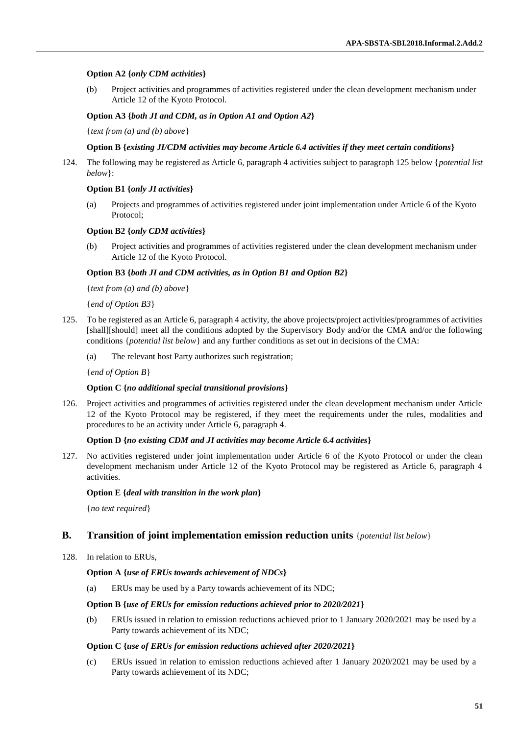**Option A2 {*only CDM activities*}**

(b) Project activities and programmes of activities registered under the clean development mechanism under Article 12 of the Kyoto Protocol.

**Option A3 {*both JI and CDM, as in Option A1 and Option A2*}**

{*text from (a) and (b) above*}

**Option B {*existing JI/CDM activities may become Article 6.4 activities if they meet certain conditions*}**

124. The following may be registered as Article 6, paragraph 4 activities subject to paragraph 125 below {*potential list below*}:

**Option B1 {*only JI activities*}**

(a) Projects and programmes of activities registered under joint implementation under Article 6 of the Kyoto Protocol;

**Option B2 {*only CDM activities*}**

(b) Project activities and programmes of activities registered under the clean development mechanism under Article 12 of the Kyoto Protocol.

**Option B3 {*both JI and CDM activities, as in Option B1 and Option B2*}**

{*text from (a) and (b) above*}

{*end of Option B3*}

125. To be registered as an Article 6, paragraph 4 activity, the above projects/project activities/programmes of activities [shall][should] meet all the conditions adopted by the Supervisory Body and/or the CMA and/or the following conditions {*potential list below*} and any further conditions as set out in decisions of the CMA:

(a) The relevant host Party authorizes such registration;

{*end of Option B*}

**Option C {*no additional special transitional provisions*}**

126. Project activities and programmes of activities registered under the clean development mechanism under Article 12 of the Kyoto Protocol may be registered, if they meet the requirements under the rules, modalities and procedures to be an activity under Article 6, paragraph 4.

**Option D {*no existing CDM and JI activities may become Article 6.4 activities*}**

127. No activities registered under joint implementation under Article 6 of the Kyoto Protocol or under the clean development mechanism under Article 12 of the Kyoto Protocol may be registered as Article 6, paragraph 4 activities.

**Option E {*deal with transition in the work plan*}**

{*no text required*}

## B. Transition of joint implementation emission reduction units {*potential list below*}

128. In relation to ERUs,

**Option A {*use of ERUs towards achievement of NDCs*}**

(a) ERUs may be used by a Party towards achievement of its NDC;

**Option B {*use of ERUs for emission reductions achieved prior to 2020/2021*}**

(b) ERUs issued in relation to emission reductions achieved prior to 1 January 2020/2021 may be used by a Party towards achievement of its NDC;

**Option C {*use of ERUs for emission reductions achieved after 2020/2021*}**

(c) ERUs issued in relation to emission reductions achieved after 1 January 2020/2021 may be used by a Party towards achievement of its NDC;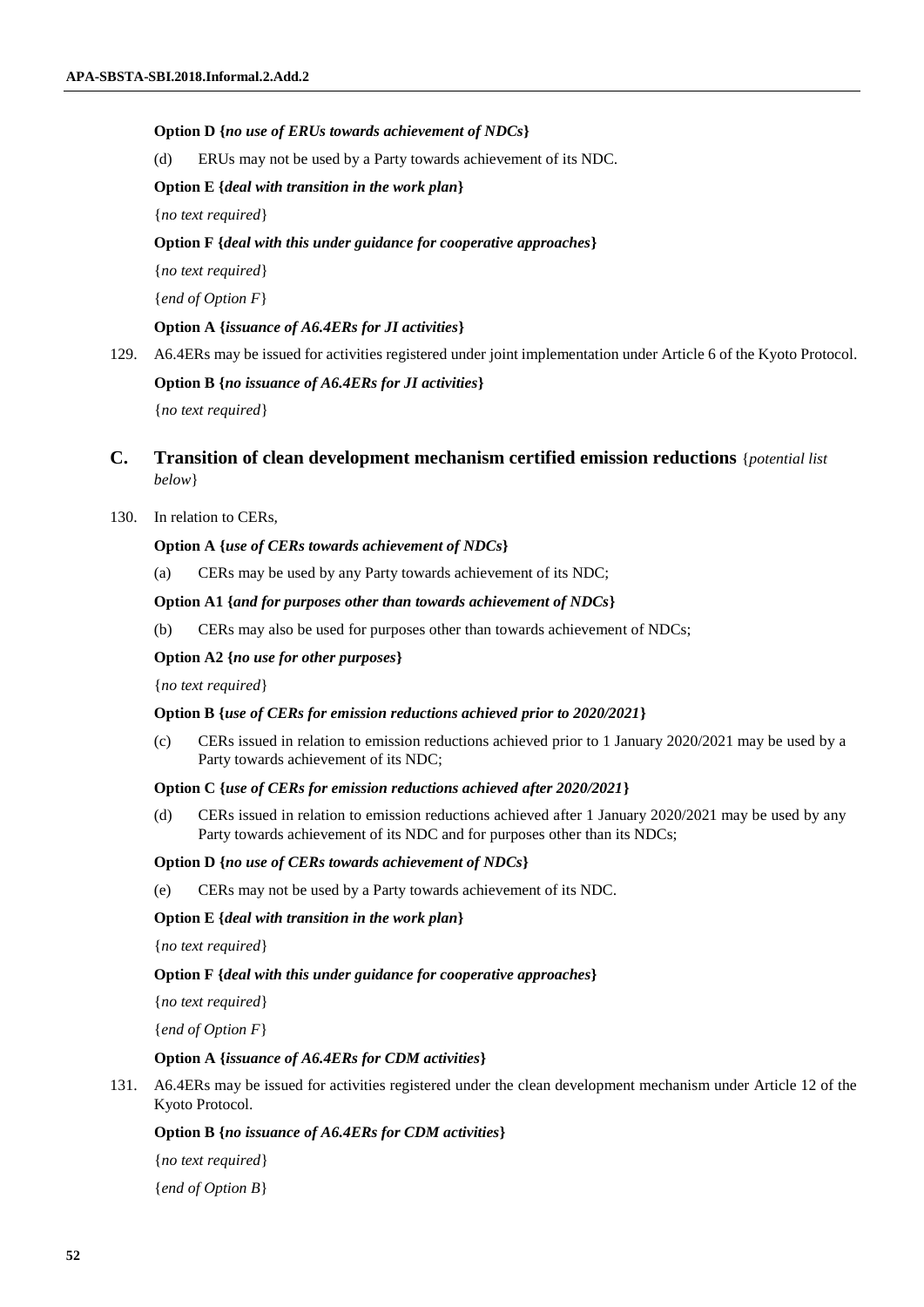**Option D {*no use of ERUs towards achievement of NDCs*}**

(d) ERUs may not be used by a Party towards achievement of its NDC.

**Option E {*deal with transition in the work plan*}**

{*no text required*}

**Option F {*deal with this under guidance for cooperative approaches*}**

{*no text required*}

{*end of Option F*}

**Option A {*issuance of A6.4ERs for JI activities*}**

129. A6.4ERs may be issued for activities registered under joint implementation under Article 6 of the Kyoto Protocol.

**Option B {*no issuance of A6.4ERs for JI activities*}**

{*no text required*}

## C. Transition of clean development mechanism certified emission reductions {*potential list below*}

130. In relation to CERs,

**Option A {*use of CERs towards achievement of NDCs*}**

(a) CERs may be used by any Party towards achievement of its NDC;

**Option A1 {*and for purposes other than towards achievement of NDCs*}**

(b) CERs may also be used for purposes other than towards achievement of NDCs;

**Option A2 {*no use for other purposes*}**

{*no text required*}

**Option B {*use of CERs for emission reductions achieved prior to 2020/2021*}**

(c) CERs issued in relation to emission reductions achieved prior to 1 January 2020/2021 may be used by a Party towards achievement of its NDC;

**Option C {*use of CERs for emission reductions achieved after 2020/2021*}**

(d) CERs issued in relation to emission reductions achieved after 1 January 2020/2021 may be used by any Party towards achievement of its NDC and for purposes other than its NDCs;

**Option D {*no use of CERs towards achievement of NDCs*}**

(e) CERs may not be used by a Party towards achievement of its NDC.

**Option E {*deal with transition in the work plan*}**

{*no text required*}

**Option F {*deal with this under guidance for cooperative approaches*}**

{*no text required*}

{*end of Option F*}

**Option A {*issuance of A6.4ERs for CDM activities*}**

131. A6.4ERs may be issued for activities registered under the clean development mechanism under Article 12 of the Kyoto Protocol.

**Option B {*no issuance of A6.4ERs for CDM activities*}**

{*no text required*}

{*end of Option B*}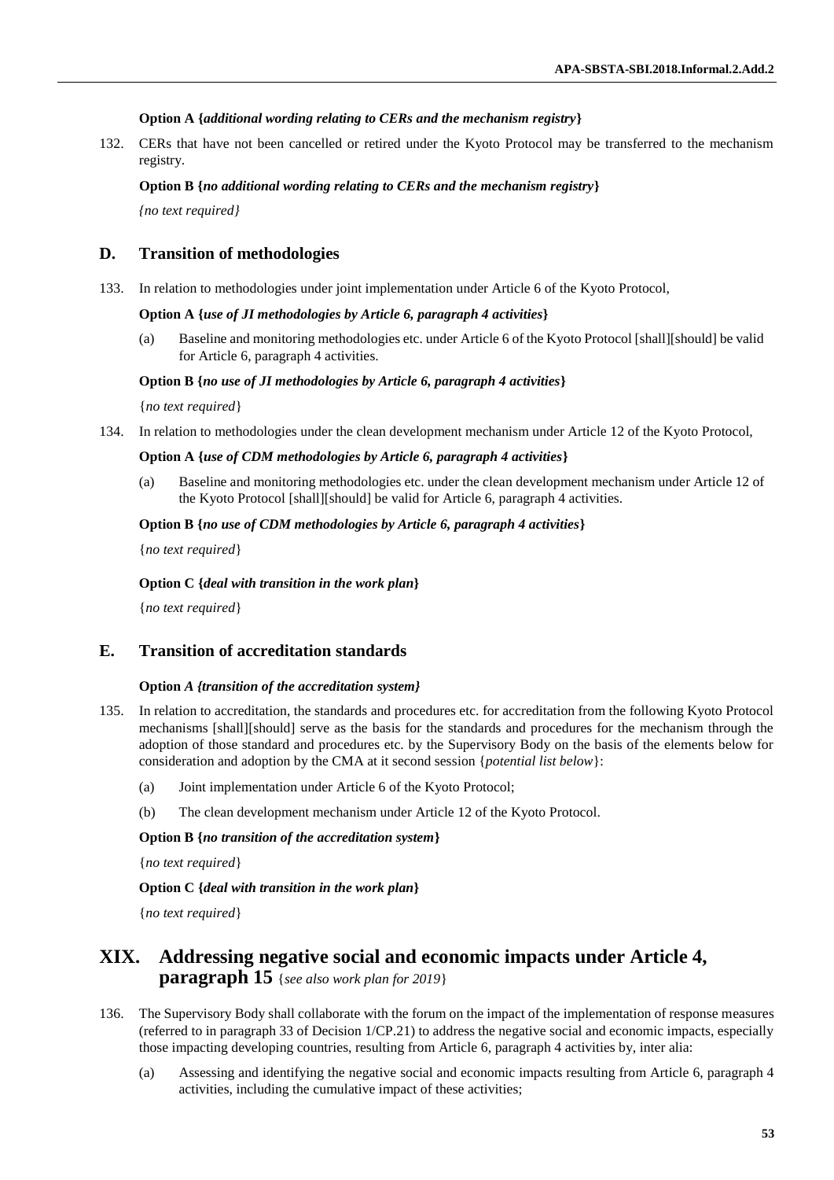**Option A {*additional wording relating to CERs and the mechanism registry*}**

132. CERs that have not been cancelled or retired under the Kyoto Protocol may be transferred to the mechanism registry.

**Option B {*no additional wording relating to CERs and the mechanism registry*}**

*{no text required}*

## D. Transition of methodologies

133. In relation to methodologies under joint implementation under Article 6 of the Kyoto Protocol,

**Option A {*use of JI methodologies by Article 6, paragraph 4 activities*}**

(a) Baseline and monitoring methodologies etc. under Article 6 of the Kyoto Protocol [shall][should] be valid for Article 6, paragraph 4 activities.

**Option B {*no use of JI methodologies by Article 6, paragraph 4 activities*}**

{*no text required*}

134. In relation to methodologies under the clean development mechanism under Article 12 of the Kyoto Protocol,

**Option A {*use of CDM methodologies by Article 6, paragraph 4 activities*}**

(a) Baseline and monitoring methodologies etc. under the clean development mechanism under Article 12 of the Kyoto Protocol [shall][should] be valid for Article 6, paragraph 4 activities.

**Option B {*no use of CDM methodologies by Article 6, paragraph 4 activities*}**

{*no text required*}

**Option C {*deal with transition in the work plan*}**

{*no text required*}

## E. Transition of accreditation standards

**Option** *A {transition of the accreditation system}*

135. In relation to accreditation, the standards and procedures etc. for accreditation from the following Kyoto Protocol mechanisms [shall][should] serve as the basis for the standards and procedures for the mechanism through the adoption of those standard and procedures etc. by the Supervisory Body on the basis of the elements below for consideration and adoption by the CMA at it second session {*potential list below*}:

(a) Joint implementation under Article 6 of the Kyoto Protocol;

(b) The clean development mechanism under Article 12 of the Kyoto Protocol.

**Option B {*no transition of the accreditation system*}**

{*no text required*}

**Option C {*deal with transition in the work plan*}**

{*no text required*}

# XIX. Addressing negative social and economic impacts under Article 4, paragraph 15 {*see also work plan for 2019*}

136. The Supervisory Body shall collaborate with the forum on the impact of the implementation of response measures (referred to in paragraph 33 of Decision 1/CP.21) to address the negative social and economic impacts, especially those impacting developing countries, resulting from Article 6, paragraph 4 activities by, inter alia:

(a) Assessing and identifying the negative social and economic impacts resulting from Article 6, paragraph 4 activities, including the cumulative impact of these activities;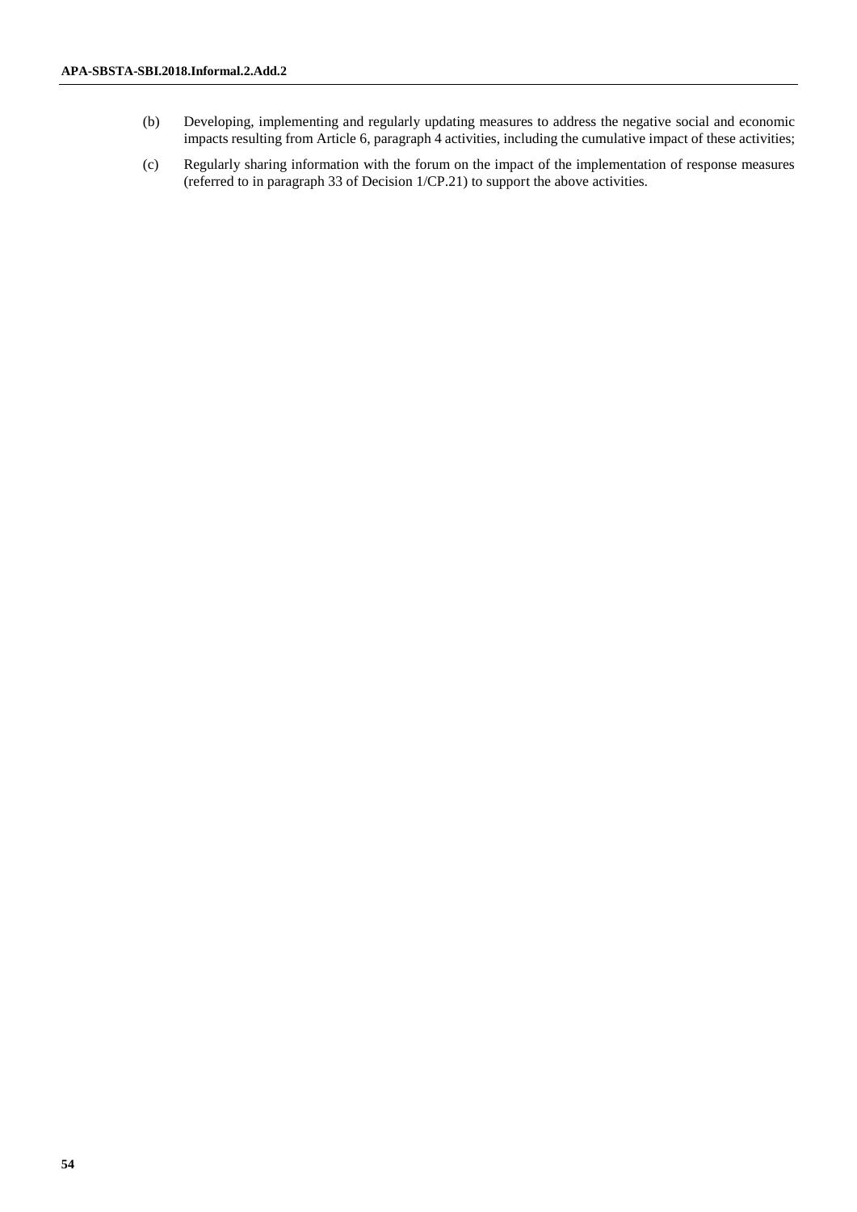(b) Developing, implementing and regularly updating measures to address the negative social and economic impacts resulting from Article 6, paragraph 4 activities, including the cumulative impact of these activities;

(c) Regularly sharing information with the forum on the impact of the implementation of response measures (referred to in paragraph 33 of Decision 1/CP.21) to support the above activities.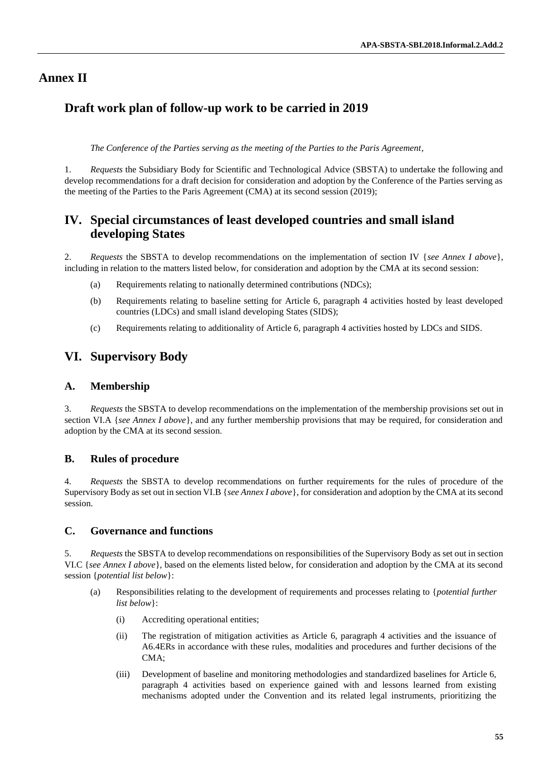# Annex II

## Draft work plan of follow-up work to be carried in 2019

*The Conference of the Parties serving as the meeting of the Parties to the Paris Agreement*,

1. *Requests* the Subsidiary Body for Scientific and Technological Advice (SBSTA) to undertake the following and develop recommendations for a draft decision for consideration and adoption by the Conference of the Parties serving as the meeting of the Parties to the Paris Agreement (CMA) at its second session (2019);

## IV. Special circumstances of least developed countries and small island developing States

2. *Requests* the SBSTA to develop recommendations on the implementation of section IV {*see Annex I above*}, including in relation to the matters listed below, for consideration and adoption by the CMA at its second session:

   (a) Requirements relating to nationally determined contributions (NDCs);

   (b) Requirements relating to baseline setting for Article 6, paragraph 4 activities hosted by least developed countries (LDCs) and small island developing States (SIDS);

   (c) Requirements relating to additionality of Article 6, paragraph 4 activities hosted by LDCs and SIDS.

## VI. Supervisory Body

### A. Membership

3. *Requests* the SBSTA to develop recommendations on the implementation of the membership provisions set out in section VI.A {*see Annex I above*}, and any further membership provisions that may be required, for consideration and adoption by the CMA at its second session.

### B. Rules of procedure

4. *Requests* the SBSTA to develop recommendations on further requirements for the rules of procedure of the Supervisory Body as set out in section VI.B {*see Annex I above*}, for consideration and adoption by the CMA at its second session.

### C. Governance and functions

5. *Requests* the SBSTA to develop recommendations on responsibilities of the Supervisory Body as set out in section VI.C {*see Annex I above*}, based on the elements listed below, for consideration and adoption by the CMA at its second session {*potential list below*}:

   (a) Responsibilities relating to the development of requirements and processes relating to {*potential further list below*}:

      (i) Accrediting operational entities;

      (ii) The registration of mitigation activities as Article 6, paragraph 4 activities and the issuance of A6.4ERs in accordance with these rules, modalities and procedures and further decisions of the CMA;

      (iii) Development of baseline and monitoring methodologies and standardized baselines for Article 6, paragraph 4 activities based on experience gained with and lessons learned from existing mechanisms adopted under the Convention and its related legal instruments, prioritizing the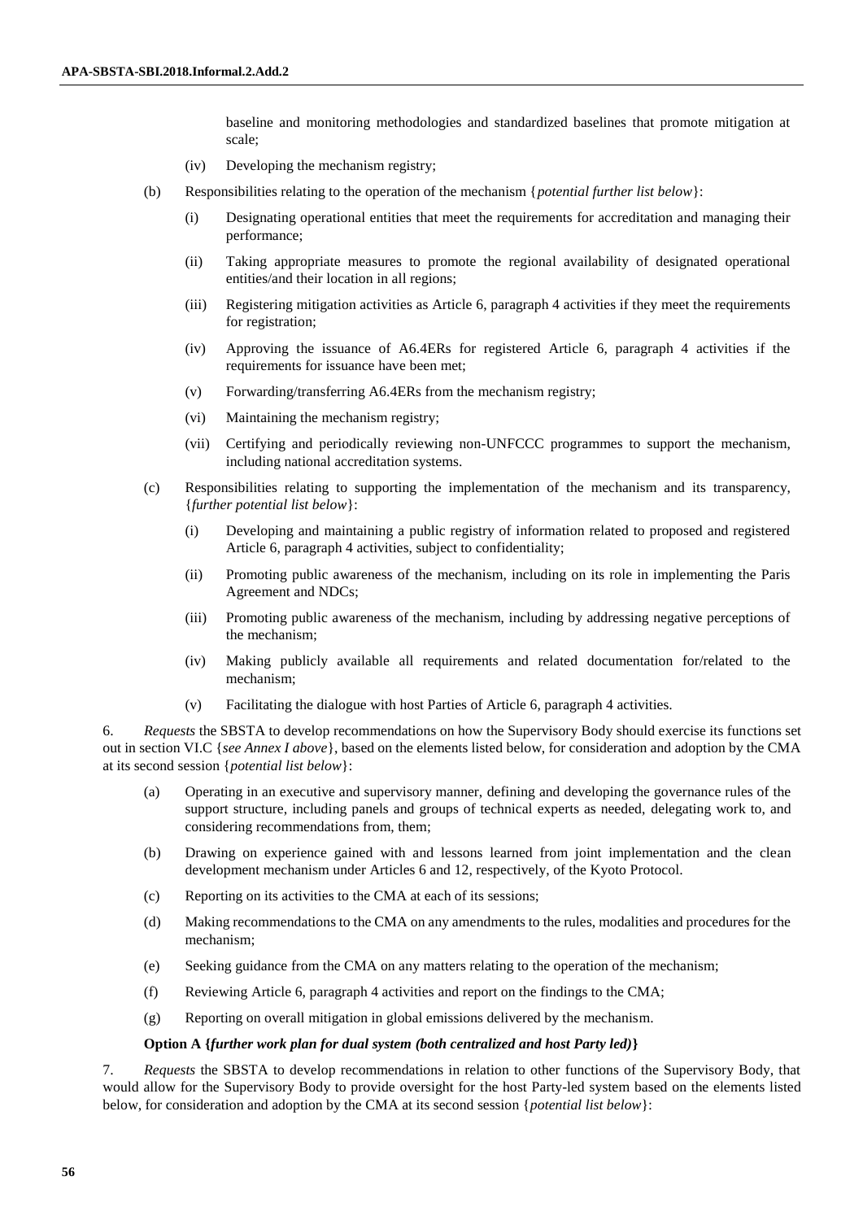baseline and monitoring methodologies and standardized baselines that promote mitigation at scale;

(iv) Developing the mechanism registry;

(b) Responsibilities relating to the operation of the mechanism {*potential further list below*}:

(i) Designating operational entities that meet the requirements for accreditation and managing their performance;

(ii) Taking appropriate measures to promote the regional availability of designated operational entities/and their location in all regions;

(iii) Registering mitigation activities as Article 6, paragraph 4 activities if they meet the requirements for registration;

(iv) Approving the issuance of A6.4ERs for registered Article 6, paragraph 4 activities if the requirements for issuance have been met;

(v) Forwarding/transferring A6.4ERs from the mechanism registry;

(vi) Maintaining the mechanism registry;

(vii) Certifying and periodically reviewing non-UNFCCC programmes to support the mechanism, including national accreditation systems.

(c) Responsibilities relating to supporting the implementation of the mechanism and its transparency, {*further potential list below*}:

(i) Developing and maintaining a public registry of information related to proposed and registered Article 6, paragraph 4 activities, subject to confidentiality;

(ii) Promoting public awareness of the mechanism, including on its role in implementing the Paris Agreement and NDCs;

(iii) Promoting public awareness of the mechanism, including by addressing negative perceptions of the mechanism;

(iv) Making publicly available all requirements and related documentation for/related to the mechanism;

(v) Facilitating the dialogue with host Parties of Article 6, paragraph 4 activities.

6. *Requests* the SBSTA to develop recommendations on how the Supervisory Body should exercise its functions set out in section VI.C {*see Annex I above*}, based on the elements listed below, for consideration and adoption by the CMA at its second session {*potential list below*}:

(a) Operating in an executive and supervisory manner, defining and developing the governance rules of the support structure, including panels and groups of technical experts as needed, delegating work to, and considering recommendations from, them;

(b) Drawing on experience gained with and lessons learned from joint implementation and the clean development mechanism under Articles 6 and 12, respectively, of the Kyoto Protocol.

(c) Reporting on its activities to the CMA at each of its sessions;

(d) Making recommendations to the CMA on any amendments to the rules, modalities and procedures for the mechanism;

(e) Seeking guidance from the CMA on any matters relating to the operation of the mechanism;

(f) Reviewing Article 6, paragraph 4 activities and report on the findings to the CMA;

(g) Reporting on overall mitigation in global emissions delivered by the mechanism.

**Option A {*further work plan for dual system (both centralized and host Party led)*}**

7. *Requests* the SBSTA to develop recommendations in relation to other functions of the Supervisory Body, that would allow for the Supervisory Body to provide oversight for the host Party-led system based on the elements listed below, for consideration and adoption by the CMA at its second session {*potential list below*}: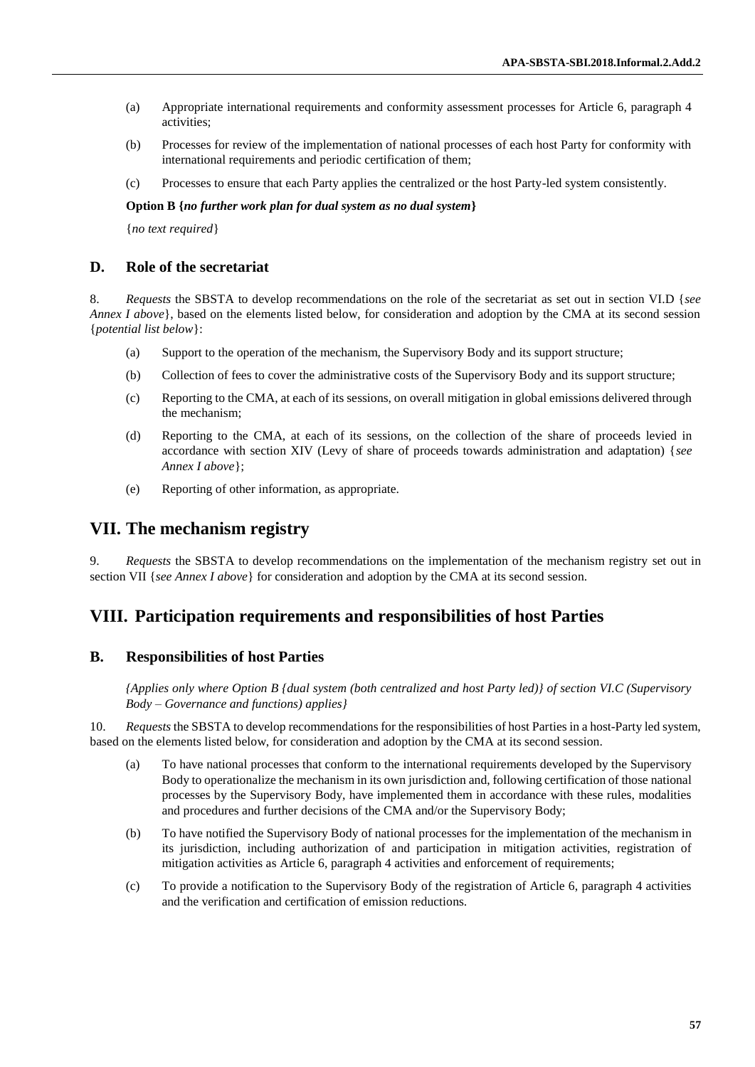(a) Appropriate international requirements and conformity assessment processes for Article 6, paragraph 4 activities;

(b) Processes for review of the implementation of national processes of each host Party for conformity with international requirements and periodic certification of them;

(c) Processes to ensure that each Party applies the centralized or the host Party-led system consistently.

**Option B {*no further work plan for dual system as no dual system*}**

{*no text required*}

### D. Role of the secretariat

8. *Requests* the SBSTA to develop recommendations on the role of the secretariat as set out in section VI.D {*see Annex I above*}, based on the elements listed below, for consideration and adoption by the CMA at its second session {*potential list below*}:

(a) Support to the operation of the mechanism, the Supervisory Body and its support structure;

(b) Collection of fees to cover the administrative costs of the Supervisory Body and its support structure;

(c) Reporting to the CMA, at each of its sessions, on overall mitigation in global emissions delivered through the mechanism;

(d) Reporting to the CMA, at each of its sessions, on the collection of the share of proceeds levied in accordance with section XIV (Levy of share of proceeds towards administration and adaptation) {*see Annex I above*};

(e) Reporting of other information, as appropriate.

## VII. The mechanism registry

9. *Requests* the SBSTA to develop recommendations on the implementation of the mechanism registry set out in section VII {*see Annex I above*} for consideration and adoption by the CMA at its second session.

## VIII. Participation requirements and responsibilities of host Parties

### B. Responsibilities of host Parties

*{Applies only where Option B {dual system (both centralized and host Party led)} of section VI.C (Supervisory Body – Governance and functions) applies}*

10. *Requests* the SBSTA to develop recommendations for the responsibilities of host Parties in a host-Party led system, based on the elements listed below, for consideration and adoption by the CMA at its second session.

(a) To have national processes that conform to the international requirements developed by the Supervisory Body to operationalize the mechanism in its own jurisdiction and, following certification of those national processes by the Supervisory Body, have implemented them in accordance with these rules, modalities and procedures and further decisions of the CMA and/or the Supervisory Body;

(b) To have notified the Supervisory Body of national processes for the implementation of the mechanism in its jurisdiction, including authorization of and participation in mitigation activities, registration of mitigation activities as Article 6, paragraph 4 activities and enforcement of requirements;

(c) To provide a notification to the Supervisory Body of the registration of Article 6, paragraph 4 activities and the verification and certification of emission reductions.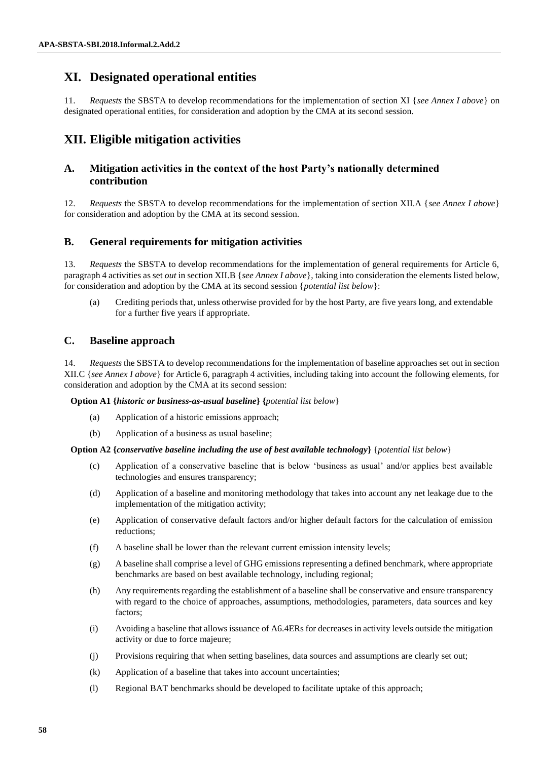# XI. Designated operational entities

11. *Requests* the SBSTA to develop recommendations for the implementation of section XI {*see Annex I above*} on designated operational entities, for consideration and adoption by the CMA at its second session.

# XII. Eligible mitigation activities

## A. Mitigation activities in the context of the host Party's nationally determined contribution

12. *Requests* the SBSTA to develop recommendations for the implementation of section XII.A {*see Annex I above*} for consideration and adoption by the CMA at its second session.

## B. General requirements for mitigation activities

13. *Requests* the SBSTA to develop recommendations for the implementation of general requirements for Article 6, paragraph 4 activities as set *out* in section XII.B {*see Annex I above*}, taking into consideration the elements listed below, for consideration and adoption by the CMA at its second session {*potential list below*}:

(a) Crediting periods that, unless otherwise provided for by the host Party, are five years long, and extendable for a further five years if appropriate.

## C. Baseline approach

14. *Requests* the SBSTA to develop recommendations for the implementation of baseline approaches set out in section XII.C {*see Annex I above*} for Article 6, paragraph 4 activities, including taking into account the following elements, for consideration and adoption by the CMA at its second session:

**Option A1 {*historic or business-as-usual baseline*} {***potential list below*}

(a) Application of a historic emissions approach;

(b) Application of a business as usual baseline;

**Option A2 {*conservative baseline including the use of best available technology*}** {*potential list below*}

(c) Application of a conservative baseline that is below 'business as usual' and/or applies best available technologies and ensures transparency;

(d) Application of a baseline and monitoring methodology that takes into account any net leakage due to the implementation of the mitigation activity;

(e) Application of conservative default factors and/or higher default factors for the calculation of emission reductions;

(f) A baseline shall be lower than the relevant current emission intensity levels;

(g) A baseline shall comprise a level of GHG emissions representing a defined benchmark, where appropriate benchmarks are based on best available technology, including regional;

(h) Any requirements regarding the establishment of a baseline shall be conservative and ensure transparency with regard to the choice of approaches, assumptions, methodologies, parameters, data sources and key factors;

(i) Avoiding a baseline that allows issuance of A6.4ERs for decreases in activity levels outside the mitigation activity or due to force majeure;

(j) Provisions requiring that when setting baselines, data sources and assumptions are clearly set out;

(k) Application of a baseline that takes into account uncertainties;

(l) Regional BAT benchmarks should be developed to facilitate uptake of this approach;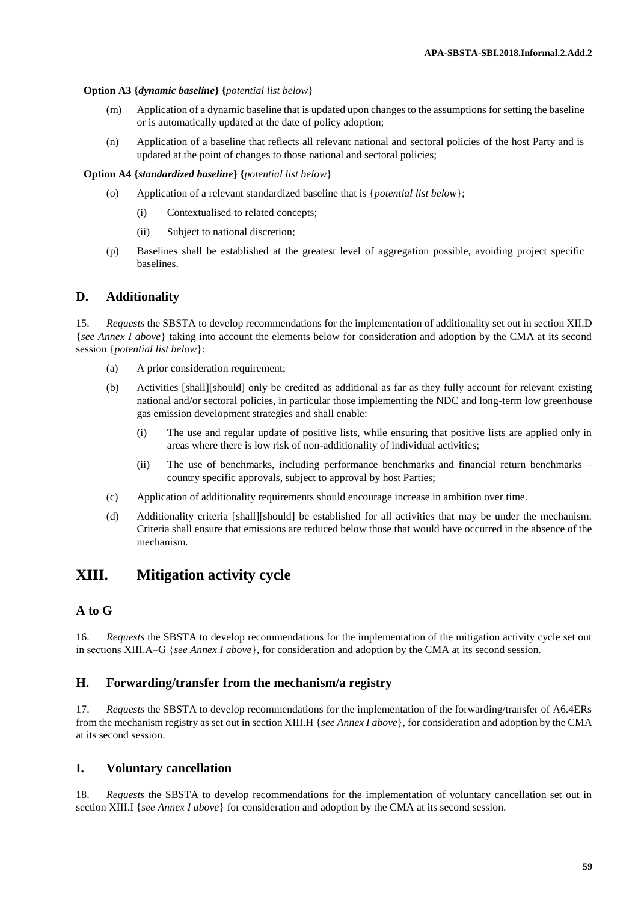**Option A3 {*dynamic baseline*} {***potential list below*}

(m) Application of a dynamic baseline that is updated upon changes to the assumptions for setting the baseline or is automatically updated at the date of policy adoption;

(n) Application of a baseline that reflects all relevant national and sectoral policies of the host Party and is updated at the point of changes to those national and sectoral policies;

**Option A4 {*standardized baseline*} {***potential list below*}

(o) Application of a relevant standardized baseline that is {*potential list below*};

   (i) Contextualised to related concepts;

   (ii) Subject to national discretion;

(p) Baselines shall be established at the greatest level of aggregation possible, avoiding project specific baselines.

## D. Additionality

15. *Requests* the SBSTA to develop recommendations for the implementation of additionality set out in section XII.D {*see Annex I above*} taking into account the elements below for consideration and adoption by the CMA at its second session {*potential list below*}:

(a) A prior consideration requirement;

(b) Activities [shall][should] only be credited as additional as far as they fully account for relevant existing national and/or sectoral policies, in particular those implementing the NDC and long-term low greenhouse gas emission development strategies and shall enable:

   (i) The use and regular update of positive lists, while ensuring that positive lists are applied only in areas where there is low risk of non-additionality of individual activities;

   (ii) The use of benchmarks, including performance benchmarks and financial return benchmarks – country specific approvals, subject to approval by host Parties;

(c) Application of additionality requirements should encourage increase in ambition over time.

(d) Additionality criteria [shall][should] be established for all activities that may be under the mechanism. Criteria shall ensure that emissions are reduced below those that would have occurred in the absence of the mechanism.

# XIII. Mitigation activity cycle

## A to G

16. *Requests* the SBSTA to develop recommendations for the implementation of the mitigation activity cycle set out in sections XIII.A–G {*see Annex I above*}, for consideration and adoption by the CMA at its second session.

## H. Forwarding/transfer from the mechanism/a registry

17. *Requests* the SBSTA to develop recommendations for the implementation of the forwarding/transfer of A6.4ERs from the mechanism registry as set out in section XIII.H {*see Annex I above*}, for consideration and adoption by the CMA at its second session.

## I. Voluntary cancellation

18. *Requests* the SBSTA to develop recommendations for the implementation of voluntary cancellation set out in section XIII.I {*see Annex I above*} for consideration and adoption by the CMA at its second session.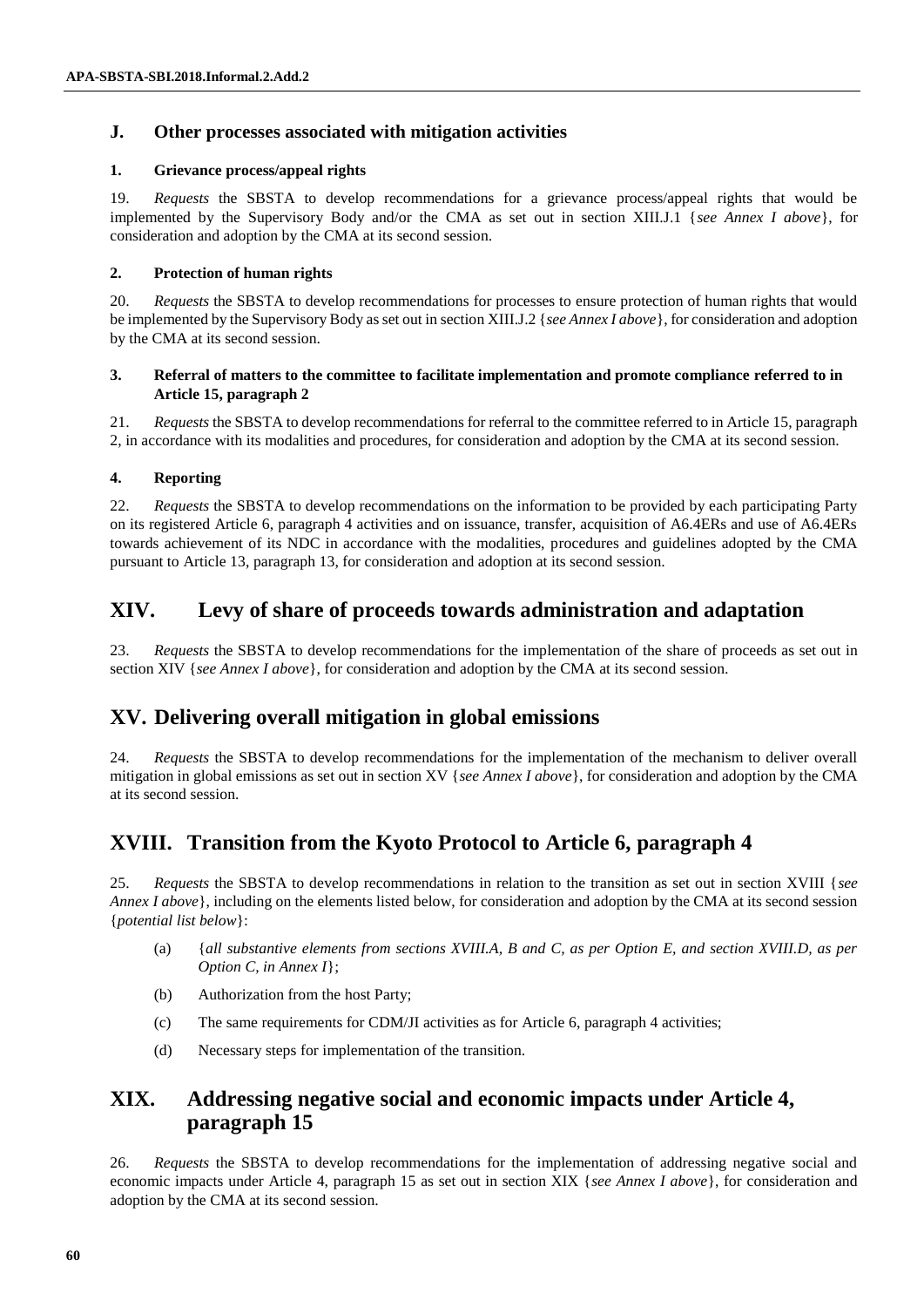### J. Other processes associated with mitigation activities

#### 1. Grievance process/appeal rights

19. *Requests* the SBSTA to develop recommendations for a grievance process/appeal rights that would be implemented by the Supervisory Body and/or the CMA as set out in section XIII.J.1 {*see Annex I above*}, for consideration and adoption by the CMA at its second session.

#### 2. Protection of human rights

20. *Requests* the SBSTA to develop recommendations for processes to ensure protection of human rights that would be implemented by the Supervisory Body as set out in section XIII.J.2 {*see Annex I above*}, for consideration and adoption by the CMA at its second session.

#### 3. Referral of matters to the committee to facilitate implementation and promote compliance referred to in Article 15, paragraph 2

21. *Requests* the SBSTA to develop recommendations for referral to the committee referred to in Article 15, paragraph 2, in accordance with its modalities and procedures, for consideration and adoption by the CMA at its second session.

#### 4. Reporting

22. *Requests* the SBSTA to develop recommendations on the information to be provided by each participating Party on its registered Article 6, paragraph 4 activities and on issuance, transfer, acquisition of A6.4ERs and use of A6.4ERs towards achievement of its NDC in accordance with the modalities, procedures and guidelines adopted by the CMA pursuant to Article 13, paragraph 13, for consideration and adoption at its second session.

## XIV. Levy of share of proceeds towards administration and adaptation

23. *Requests* the SBSTA to develop recommendations for the implementation of the share of proceeds as set out in section XIV {*see Annex I above*}, for consideration and adoption by the CMA at its second session.

## XV. Delivering overall mitigation in global emissions

24. *Requests* the SBSTA to develop recommendations for the implementation of the mechanism to deliver overall mitigation in global emissions as set out in section XV {*see Annex I above*}, for consideration and adoption by the CMA at its second session.

## XVIII. Transition from the Kyoto Protocol to Article 6, paragraph 4

25. *Requests* the SBSTA to develop recommendations in relation to the transition as set out in section XVIII {*see Annex I above*}, including on the elements listed below, for consideration and adoption by the CMA at its second session {*potential list below*}:

(a) {*all substantive elements from sections XVIII.A, B and C, as per Option E, and section XVIII.D, as per Option C, in Annex I*};

(b) Authorization from the host Party;

(c) The same requirements for CDM/JI activities as for Article 6, paragraph 4 activities;

(d) Necessary steps for implementation of the transition.

## XIX. Addressing negative social and economic impacts under Article 4, paragraph 15

26. *Requests* the SBSTA to develop recommendations for the implementation of addressing negative social and economic impacts under Article 4, paragraph 15 as set out in section XIX {*see Annex I above*}, for consideration and adoption by the CMA at its second session.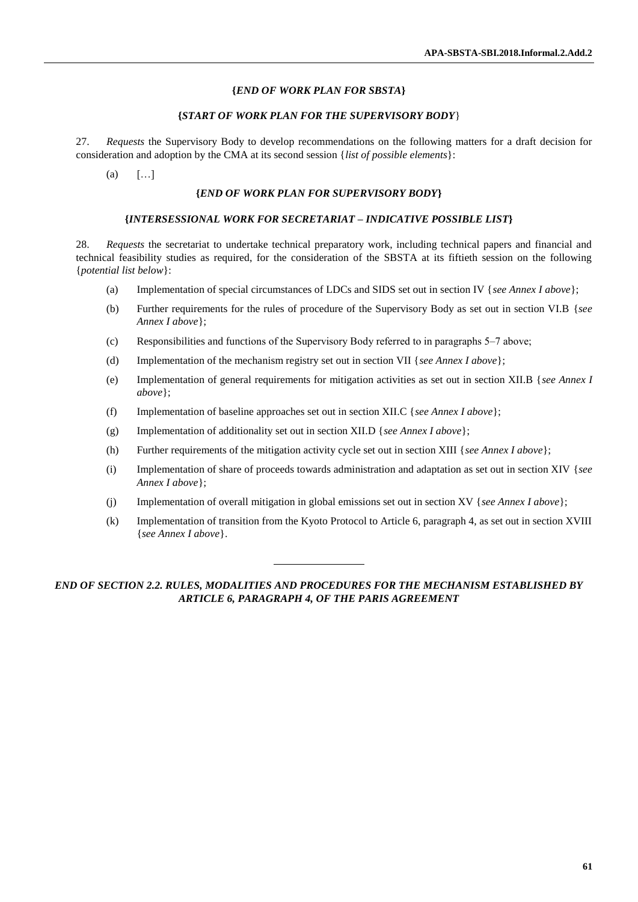**{*END OF WORK PLAN FOR SBSTA*}**

**{*START OF WORK PLAN FOR THE SUPERVISORY BODY*}**

27. *Requests* the Supervisory Body to develop recommendations on the following matters for a draft decision for consideration and adoption by the CMA at its second session {*list of possible elements*}:

(a) […]

**{*END OF WORK PLAN FOR SUPERVISORY BODY*}**

**{*INTERSESSIONAL WORK FOR SECRETARIAT – INDICATIVE POSSIBLE LIST*}**

28. *Requests* the secretariat to undertake technical preparatory work, including technical papers and financial and technical feasibility studies as required, for the consideration of the SBSTA at its fiftieth session on the following {*potential list below*}:

(a) Implementation of special circumstances of LDCs and SIDS set out in section IV {*see Annex I above*};

(b) Further requirements for the rules of procedure of the Supervisory Body as set out in section VI.B {*see Annex I above*};

(c) Responsibilities and functions of the Supervisory Body referred to in paragraphs 5–7 above;

(d) Implementation of the mechanism registry set out in section VII {*see Annex I above*};

(e) Implementation of general requirements for mitigation activities as set out in section XII.B {*see Annex I above*};

(f) Implementation of baseline approaches set out in section XII.C {*see Annex I above*};

(g) Implementation of additionality set out in section XII.D {*see Annex I above*};

(h) Further requirements of the mitigation activity cycle set out in section XIII {*see Annex I above*};

(i) Implementation of share of proceeds towards administration and adaptation as set out in section XIV {*see Annex I above*};

(j) Implementation of overall mitigation in global emissions set out in section XV {*see Annex I above*};

(k) Implementation of transition from the Kyoto Protocol to Article 6, paragraph 4, as set out in section XVIII {*see Annex I above*}.

---

***END OF SECTION 2.2. RULES, MODALITIES AND PROCEDURES FOR THE MECHANISM ESTABLISHED BY ARTICLE 6, PARAGRAPH 4, OF THE PARIS AGREEMENT***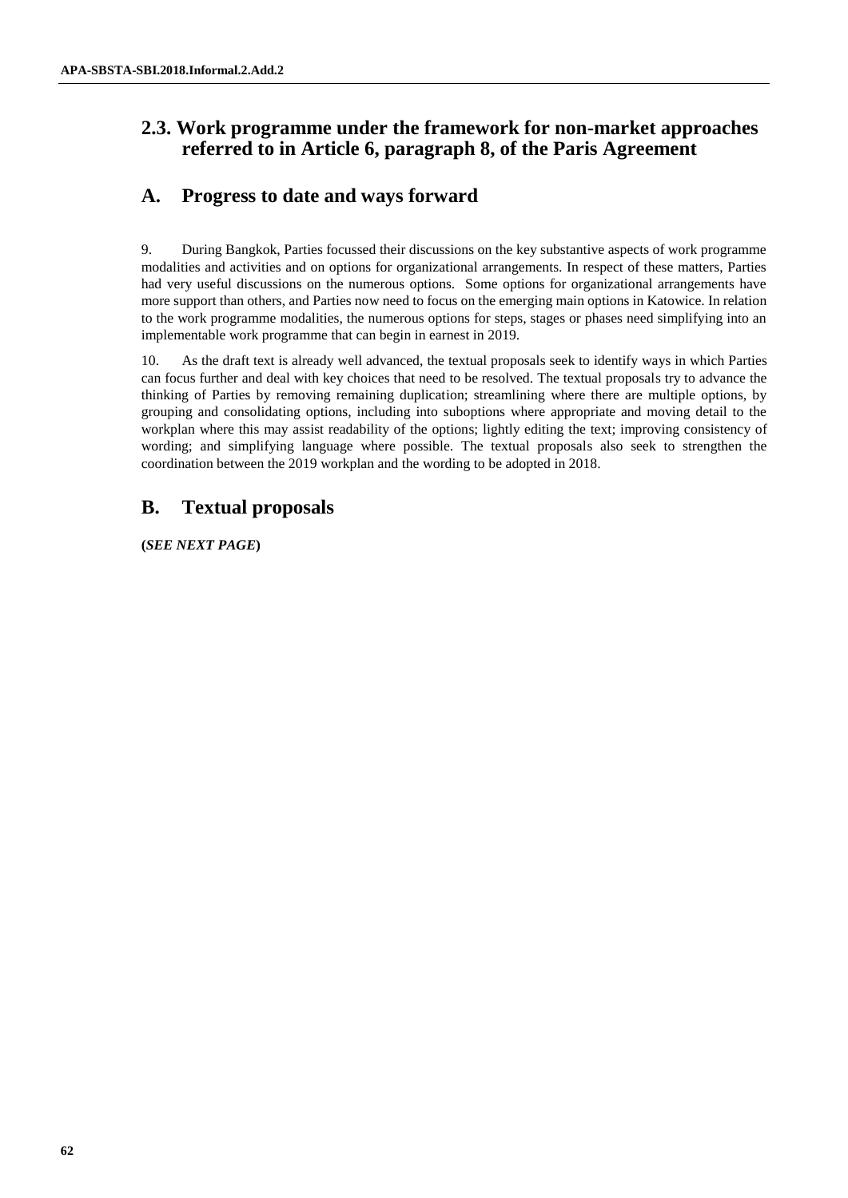## 2.3. Work programme under the framework for non-market approaches referred to in Article 6, paragraph 8, of the Paris Agreement

## A. Progress to date and ways forward

9. During Bangkok, Parties focussed their discussions on the key substantive aspects of work programme modalities and activities and on options for organizational arrangements. In respect of these matters, Parties had very useful discussions on the numerous options. Some options for organizational arrangements have more support than others, and Parties now need to focus on the emerging main options in Katowice. In relation to the work programme modalities, the numerous options for steps, stages or phases need simplifying into an implementable work programme that can begin in earnest in 2019.

10. As the draft text is already well advanced, the textual proposals seek to identify ways in which Parties can focus further and deal with key choices that need to be resolved. The textual proposals try to advance the thinking of Parties by removing remaining duplication; streamlining where there are multiple options, by grouping and consolidating options, including into suboptions where appropriate and moving detail to the workplan where this may assist readability of the options; lightly editing the text; improving consistency of wording; and simplifying language where possible. The textual proposals also seek to strengthen the coordination between the 2019 workplan and the wording to be adopted in 2018.

## B. Textual proposals

**(*SEE NEXT PAGE*)**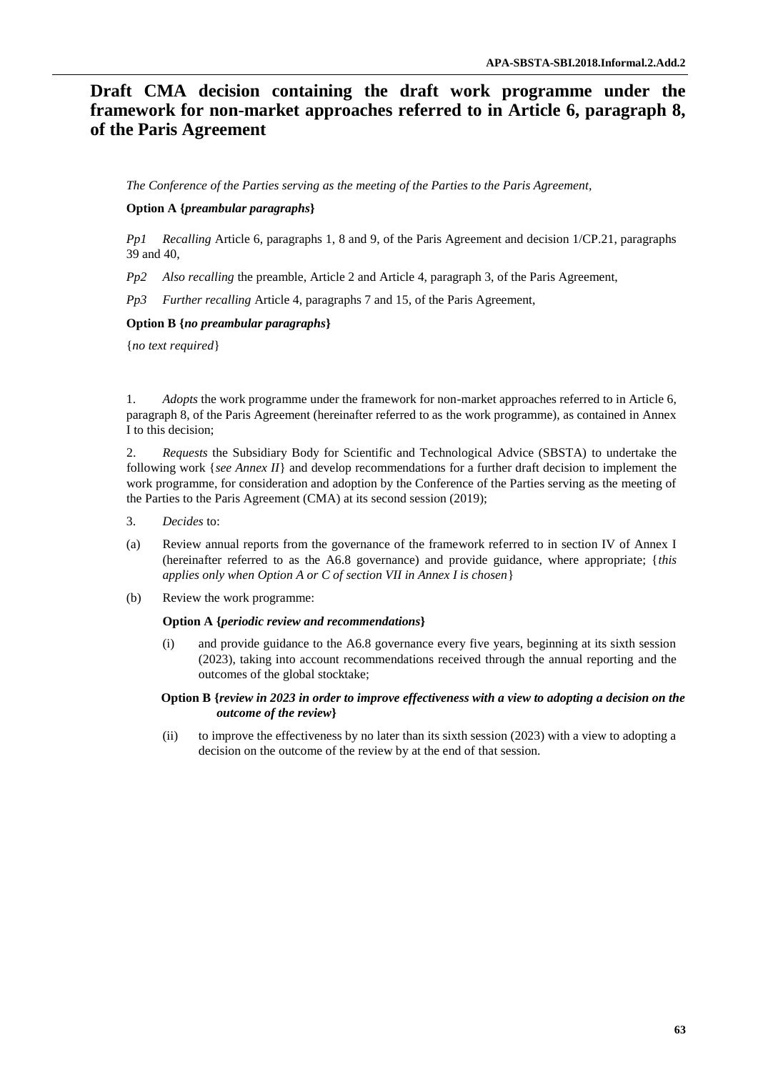# Draft CMA decision containing the draft work programme under the framework for non-market approaches referred to in Article 6, paragraph 8, of the Paris Agreement

*The Conference of the Parties serving as the meeting of the Parties to the Paris Agreement*,

**Option A {*preambular paragraphs*}**

*Pp1* *Recalling* Article 6, paragraphs 1, 8 and 9, of the Paris Agreement and decision 1/CP.21, paragraphs 39 and 40,

*Pp2* *Also recalling* the preamble, Article 2 and Article 4, paragraph 3, of the Paris Agreement,

*Pp3* *Further recalling* Article 4, paragraphs 7 and 15, of the Paris Agreement,

**Option B {*no preambular paragraphs*}**

{*no text required*}

1. *Adopts* the work programme under the framework for non-market approaches referred to in Article 6, paragraph 8, of the Paris Agreement (hereinafter referred to as the work programme), as contained in Annex I to this decision;

2. *Requests* the Subsidiary Body for Scientific and Technological Advice (SBSTA) to undertake the following work {*see Annex II*} and develop recommendations for a further draft decision to implement the work programme, for consideration and adoption by the Conference of the Parties serving as the meeting of the Parties to the Paris Agreement (CMA) at its second session (2019);

3. *Decides* to:

(a) Review annual reports from the governance of the framework referred to in section IV of Annex I (hereinafter referred to as the A6.8 governance) and provide guidance, where appropriate; {*this applies only when Option A or C of section VII in Annex I is chosen*}

(b) Review the work programme:

**Option A {*periodic review and recommendations*}**

(i) and provide guidance to the A6.8 governance every five years, beginning at its sixth session (2023), taking into account recommendations received through the annual reporting and the outcomes of the global stocktake;

**Option B {*review in 2023 in order to improve effectiveness with a view to adopting a decision on the outcome of the review*}**

(ii) to improve the effectiveness by no later than its sixth session (2023) with a view to adopting a decision on the outcome of the review by at the end of that session.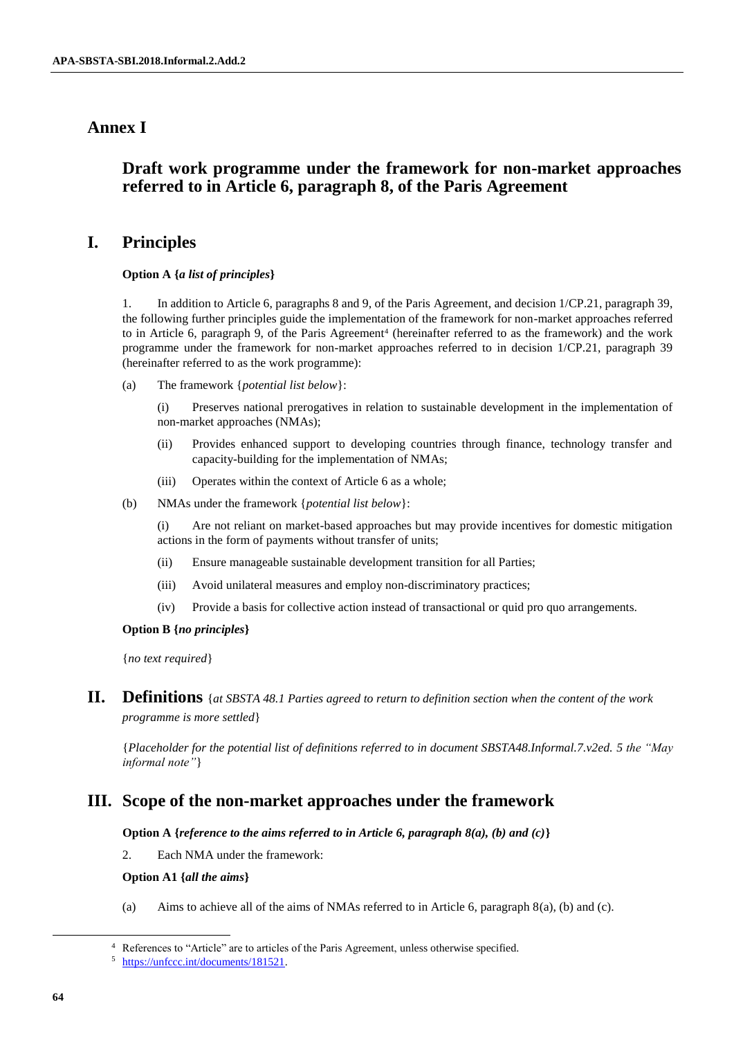# Annex I

## Draft work programme under the framework for non-market approaches referred to in Article 6, paragraph 8, of the Paris Agreement

## I. Principles

**Option A {*a list of principles*}**

1. In addition to Article 6, paragraphs 8 and 9, of the Paris Agreement, and decision 1/CP.21, paragraph 39, the following further principles guide the implementation of the framework for non-market approaches referred to in Article 6, paragraph 9, of the Paris Agreement[4] (hereinafter referred to as the framework) and the work programme under the framework for non-market approaches referred to in decision 1/CP.21, paragraph 39 (hereinafter referred to as the work programme):

(a) The framework {*potential list below*}:

(i) Preserves national prerogatives in relation to sustainable development in the implementation of non-market approaches (NMAs);

(ii) Provides enhanced support to developing countries through finance, technology transfer and capacity-building for the implementation of NMAs;

(iii) Operates within the context of Article 6 as a whole;

(b) NMAs under the framework {*potential list below*}:

(i) Are not reliant on market-based approaches but may provide incentives for domestic mitigation actions in the form of payments without transfer of units;

(ii) Ensure manageable sustainable development transition for all Parties;

(iii) Avoid unilateral measures and employ non-discriminatory practices;

(iv) Provide a basis for collective action instead of transactional or quid pro quo arrangements.

**Option B {*no principles*}**

{*no text required*}

## II. Definitions {*at SBSTA 48.1 Parties agreed to return to definition section when the content of the work programme is more settled*}

{*Placeholder for the potential list of definitions referred to in document SBSTA48.Informal.7.v2ed. 5 the "May informal note"*}

## III. Scope of the non-market approaches under the framework

**Option A {*reference to the aims referred to in Article 6, paragraph 8(a), (b) and (c)*}**

2. Each NMA under the framework:

**Option A1 {*all the aims*}**

(a) Aims to achieve all of the aims of NMAs referred to in Article 6, paragraph 8(a), (b) and (c).

[4] References to "Article" are to articles of the Paris Agreement, unless otherwise specified.

[5] https://unfccc.int/documents/181521.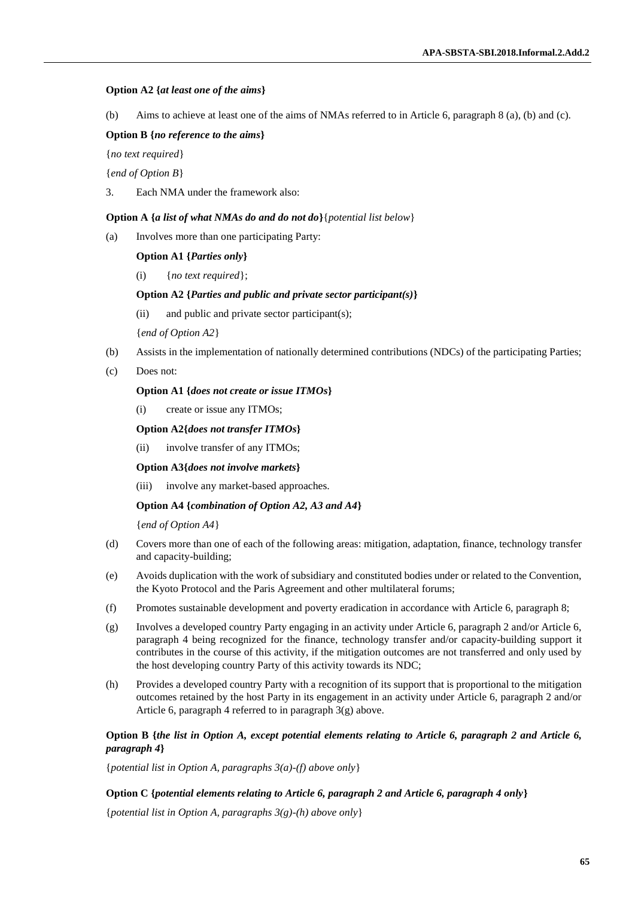**Option A2 {*at least one of the aims*}**

(b) Aims to achieve at least one of the aims of NMAs referred to in Article 6, paragraph 8 (a), (b) and (c).

**Option B {*no reference to the aims*}**

{*no text required*}

{*end of Option B*}

3. Each NMA under the framework also:

**Option A {*a list of what NMAs do and do not do*}**{*potential list below*}

(a) Involves more than one participating Party:

**Option A1 {*Parties only*}**

(i) {*no text required*};

**Option A2 {*Parties and public and private sector participant(s)*}**

(ii) and public and private sector participant(s);

{*end of Option A2*}

(b) Assists in the implementation of nationally determined contributions (NDCs) of the participating Parties;

(c) Does not:

**Option A1 {*does not create or issue ITMOs*}**

(i) create or issue any ITMOs;

**Option A2{*does not transfer ITMOs*}**

(ii) involve transfer of any ITMOs;

**Option A3{*does not involve markets*}**

(iii) involve any market-based approaches.

**Option A4 {*combination of Option A2, A3 and A4*}**

{*end of Option A4*}

(d) Covers more than one of each of the following areas: mitigation, adaptation, finance, technology transfer and capacity-building;

(e) Avoids duplication with the work of subsidiary and constituted bodies under or related to the Convention, the Kyoto Protocol and the Paris Agreement and other multilateral forums;

(f) Promotes sustainable development and poverty eradication in accordance with Article 6, paragraph 8;

(g) Involves a developed country Party engaging in an activity under Article 6, paragraph 2 and/or Article 6, paragraph 4 being recognized for the finance, technology transfer and/or capacity-building support it contributes in the course of this activity, if the mitigation outcomes are not transferred and only used by the host developing country Party of this activity towards its NDC;

(h) Provides a developed country Party with a recognition of its support that is proportional to the mitigation outcomes retained by the host Party in its engagement in an activity under Article 6, paragraph 2 and/or Article 6, paragraph 4 referred to in paragraph 3(g) above.

**Option B {*the list in Option A, except potential elements relating to Article 6, paragraph 2 and Article 6, paragraph 4*}**

{*potential list in Option A, paragraphs 3(a)-(f) above only*}

**Option C {*potential elements relating to Article 6, paragraph 2 and Article 6, paragraph 4 only*}**

{*potential list in Option A, paragraphs 3(g)-(h) above only*}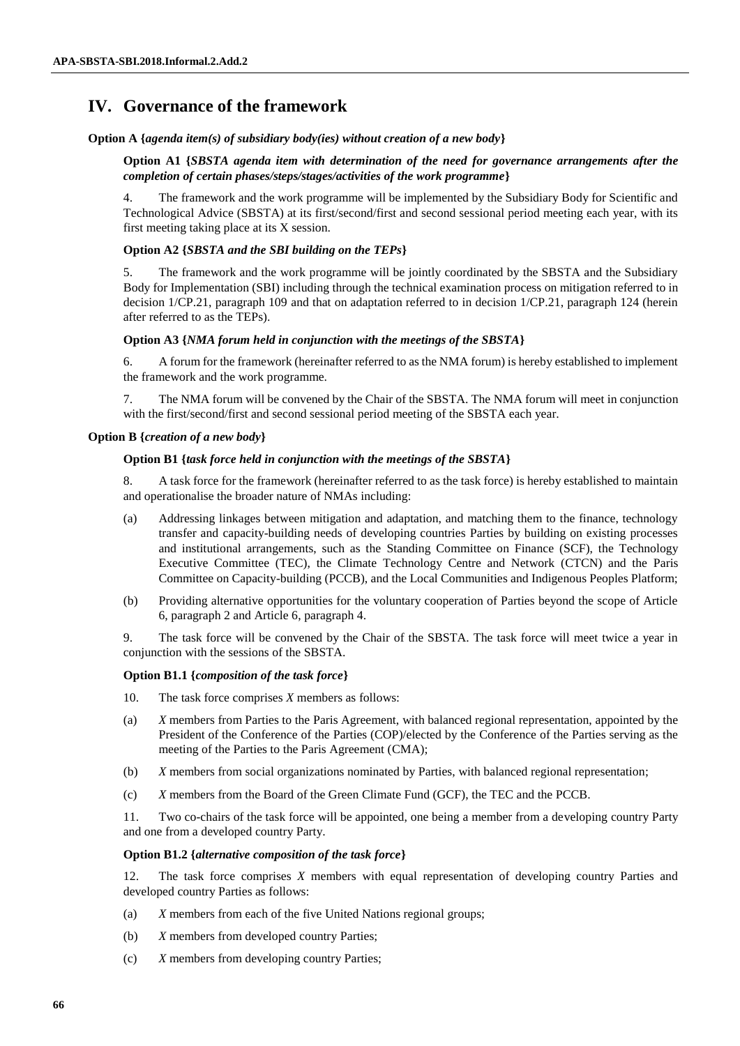## IV. Governance of the framework

**Option A {*agenda item(s) of subsidiary body(ies) without creation of a new body*}**

**Option A1 {*SBSTA agenda item with determination of the need for governance arrangements after the completion of certain phases/steps/stages/activities of the work programme*}**

4. The framework and the work programme will be implemented by the Subsidiary Body for Scientific and Technological Advice (SBSTA) at its first/second/first and second sessional period meeting each year, with its first meeting taking place at its X session.

**Option A2 {*SBSTA and the SBI building on the TEPs*}**

5. The framework and the work programme will be jointly coordinated by the SBSTA and the Subsidiary Body for Implementation (SBI) including through the technical examination process on mitigation referred to in decision 1/CP.21, paragraph 109 and that on adaptation referred to in decision 1/CP.21, paragraph 124 (herein after referred to as the TEPs).

**Option A3 {*NMA forum held in conjunction with the meetings of the SBSTA*}**

6. A forum for the framework (hereinafter referred to as the NMA forum) is hereby established to implement the framework and the work programme.

7. The NMA forum will be convened by the Chair of the SBSTA. The NMA forum will meet in conjunction with the first/second/first and second sessional period meeting of the SBSTA each year.

**Option B {*creation of a new body*}**

**Option B1 {*task force held in conjunction with the meetings of the SBSTA*}**

8. A task force for the framework (hereinafter referred to as the task force) is hereby established to maintain and operationalise the broader nature of NMAs including:

(a) Addressing linkages between mitigation and adaptation, and matching them to the finance, technology transfer and capacity-building needs of developing countries Parties by building on existing processes and institutional arrangements, such as the Standing Committee on Finance (SCF), the Technology Executive Committee (TEC), the Climate Technology Centre and Network (CTCN) and the Paris Committee on Capacity-building (PCCB), and the Local Communities and Indigenous Peoples Platform;

(b) Providing alternative opportunities for the voluntary cooperation of Parties beyond the scope of Article 6, paragraph 2 and Article 6, paragraph 4.

9. The task force will be convened by the Chair of the SBSTA. The task force will meet twice a year in conjunction with the sessions of the SBSTA.

**Option B1.1 {*composition of the task force*}**

10. The task force comprises *X* members as follows:

(a) *X* members from Parties to the Paris Agreement, with balanced regional representation, appointed by the President of the Conference of the Parties (COP)/elected by the Conference of the Parties serving as the meeting of the Parties to the Paris Agreement (CMA);

(b) *X* members from social organizations nominated by Parties, with balanced regional representation;

(c) *X* members from the Board of the Green Climate Fund (GCF), the TEC and the PCCB.

11. Two co-chairs of the task force will be appointed, one being a member from a developing country Party and one from a developed country Party.

**Option B1.2 {*alternative composition of the task force*}**

12. The task force comprises *X* members with equal representation of developing country Parties and developed country Parties as follows:

(a) *X* members from each of the five United Nations regional groups;

(b) *X* members from developed country Parties;

(c) *X* members from developing country Parties;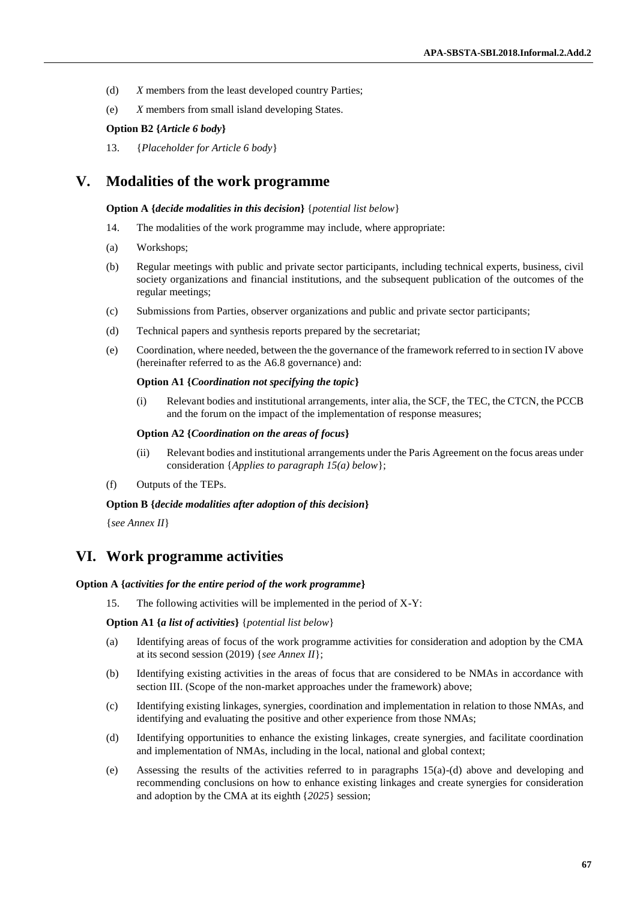(d) *X* members from the least developed country Parties;

(e) *X* members from small island developing States.

**Option B2 {*Article 6 body*}**

13. {*Placeholder for Article 6 body*}

## V. Modalities of the work programme

**Option A {*decide modalities in this decision*}** {*potential list below*}

14. The modalities of the work programme may include, where appropriate:

(a) Workshops;

(b) Regular meetings with public and private sector participants, including technical experts, business, civil society organizations and financial institutions, and the subsequent publication of the outcomes of the regular meetings;

(c) Submissions from Parties, observer organizations and public and private sector participants;

(d) Technical papers and synthesis reports prepared by the secretariat;

(e) Coordination, where needed, between the the governance of the framework referred to in section IV above (hereinafter referred to as the A6.8 governance) and:

**Option A1 {*Coordination not specifying the topic*}**

(i) Relevant bodies and institutional arrangements, inter alia, the SCF, the TEC, the CTCN, the PCCB and the forum on the impact of the implementation of response measures;

**Option A2 {*Coordination on the areas of focus*}**

(ii) Relevant bodies and institutional arrangements under the Paris Agreement on the focus areas under consideration {*Applies to paragraph 15(a) below*};

(f) Outputs of the TEPs.

**Option B {*decide modalities after adoption of this decision*}**

{*see Annex II*}

## VI. Work programme activities

**Option A {*activities for the entire period of the work programme*}**

15. The following activities will be implemented in the period of X-Y:

**Option A1 {*a list of activities*}** {*potential list below*}

(a) Identifying areas of focus of the work programme activities for consideration and adoption by the CMA at its second session (2019) {*see Annex II*};

(b) Identifying existing activities in the areas of focus that are considered to be NMAs in accordance with section III. (Scope of the non-market approaches under the framework) above;

(c) Identifying existing linkages, synergies, coordination and implementation in relation to those NMAs, and identifying and evaluating the positive and other experience from those NMAs;

(d) Identifying opportunities to enhance the existing linkages, create synergies, and facilitate coordination and implementation of NMAs, including in the local, national and global context;

(e) Assessing the results of the activities referred to in paragraphs 15(a)-(d) above and developing and recommending conclusions on how to enhance existing linkages and create synergies for consideration and adoption by the CMA at its eighth {*2025*} session;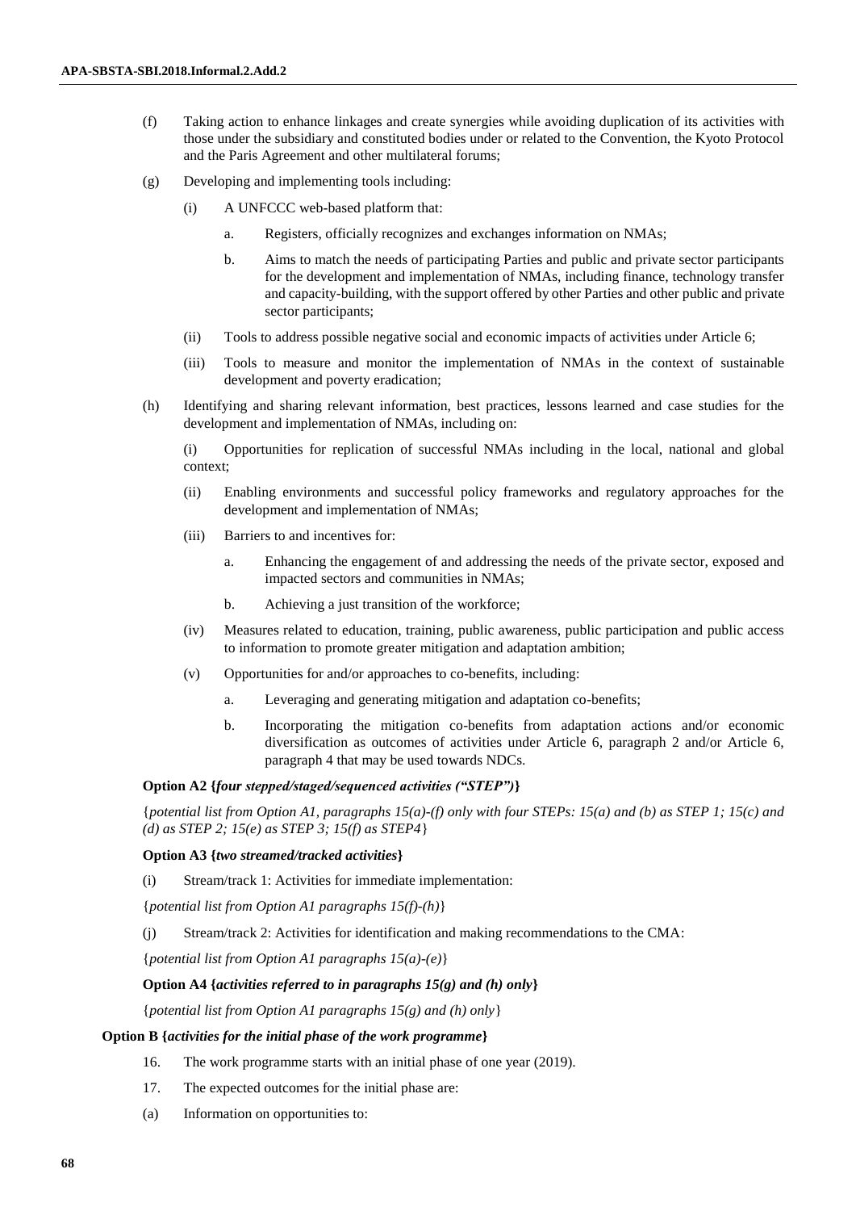(f) Taking action to enhance linkages and create synergies while avoiding duplication of its activities with those under the subsidiary and constituted bodies under or related to the Convention, the Kyoto Protocol and the Paris Agreement and other multilateral forums;

(g) Developing and implementing tools including:

(i) A UNFCCC web-based platform that:

a. Registers, officially recognizes and exchanges information on NMAs;

b. Aims to match the needs of participating Parties and public and private sector participants for the development and implementation of NMAs, including finance, technology transfer and capacity-building, with the support offered by other Parties and other public and private sector participants;

(ii) Tools to address possible negative social and economic impacts of activities under Article 6;

(iii) Tools to measure and monitor the implementation of NMAs in the context of sustainable development and poverty eradication;

(h) Identifying and sharing relevant information, best practices, lessons learned and case studies for the development and implementation of NMAs, including on:

(i) Opportunities for replication of successful NMAs including in the local, national and global context;

(ii) Enabling environments and successful policy frameworks and regulatory approaches for the development and implementation of NMAs;

(iii) Barriers to and incentives for:

a. Enhancing the engagement of and addressing the needs of the private sector, exposed and impacted sectors and communities in NMAs;

b. Achieving a just transition of the workforce;

(iv) Measures related to education, training, public awareness, public participation and public access to information to promote greater mitigation and adaptation ambition;

(v) Opportunities for and/or approaches to co-benefits, including:

a. Leveraging and generating mitigation and adaptation co-benefits;

b. Incorporating the mitigation co-benefits from adaptation actions and/or economic diversification as outcomes of activities under Article 6, paragraph 2 and/or Article 6, paragraph 4 that may be used towards NDCs.

**Option A2 {*four stepped/staged/sequenced activities ("STEP")*}**

{*potential list from Option A1, paragraphs 15(a)-(f) only with four STEPs: 15(a) and (b) as STEP 1; 15(c) and (d) as STEP 2; 15(e) as STEP 3; 15(f) as STEP4*}

**Option A3 {*two streamed/tracked activities*}**

(i) Stream/track 1: Activities for immediate implementation:

{*potential list from Option A1 paragraphs 15(f)-(h)*}

(j) Stream/track 2: Activities for identification and making recommendations to the CMA:

{*potential list from Option A1 paragraphs 15(a)-(e)*}

**Option A4 {*activities referred to in paragraphs 15(g) and (h) only*}**

{*potential list from Option A1 paragraphs 15(g) and (h) only*}

**Option B {*activities for the initial phase of the work programme*}**

16. The work programme starts with an initial phase of one year (2019).

17. The expected outcomes for the initial phase are:

(a) Information on opportunities to: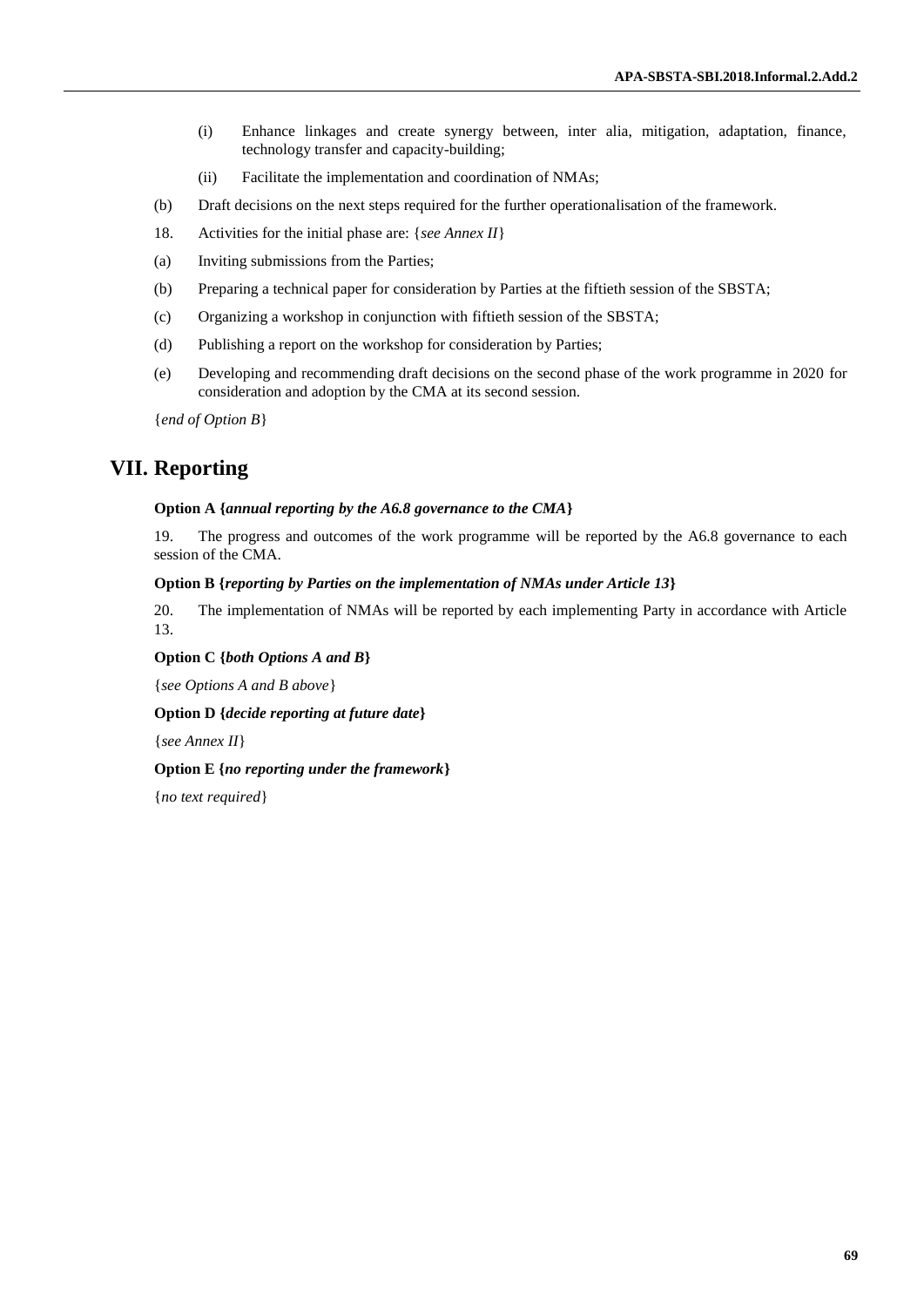(i) Enhance linkages and create synergy between, inter alia, mitigation, adaptation, finance, technology transfer and capacity-building;

(ii) Facilitate the implementation and coordination of NMAs;

(b) Draft decisions on the next steps required for the further operationalisation of the framework.

18. Activities for the initial phase are: {*see Annex II*}

(a) Inviting submissions from the Parties;

(b) Preparing a technical paper for consideration by Parties at the fiftieth session of the SBSTA;

(c) Organizing a workshop in conjunction with fiftieth session of the SBSTA;

(d) Publishing a report on the workshop for consideration by Parties;

(e) Developing and recommending draft decisions on the second phase of the work programme in 2020 for consideration and adoption by the CMA at its second session.

{*end of Option B*}

## VII. Reporting

**Option A {*annual reporting by the A6.8 governance to the CMA*}**

19. The progress and outcomes of the work programme will be reported by the A6.8 governance to each session of the CMA.

**Option B {*reporting by Parties on the implementation of NMAs under Article 13*}**

20. The implementation of NMAs will be reported by each implementing Party in accordance with Article 13.

**Option C {*both Options A and B*}**

{*see Options A and B above*}

**Option D {*decide reporting at future date*}**

{*see Annex II*}

**Option E {*no reporting under the framework*}**

{*no text required*}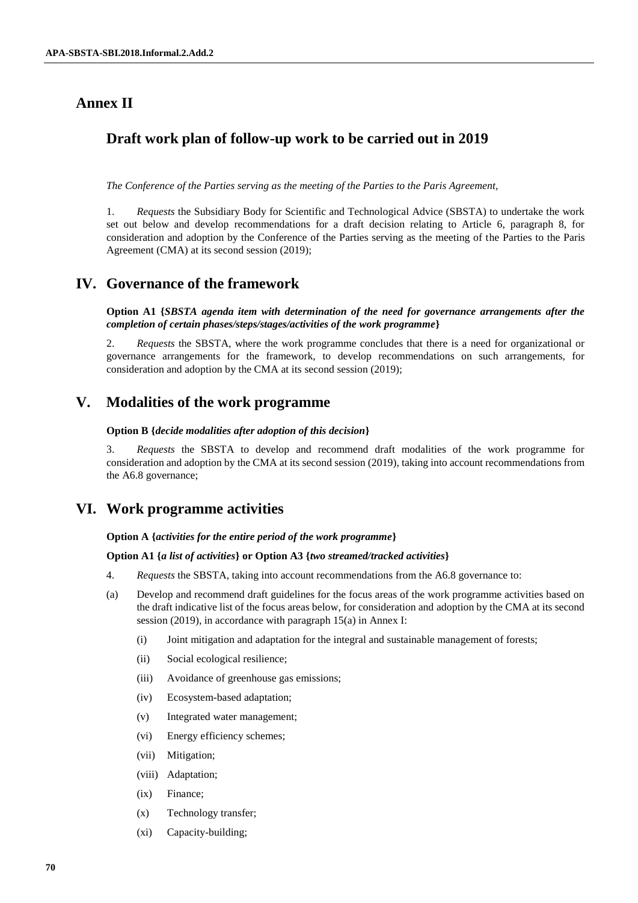# Annex II

## Draft work plan of follow-up work to be carried out in 2019

*The Conference of the Parties serving as the meeting of the Parties to the Paris Agreement,*

1. *Requests* the Subsidiary Body for Scientific and Technological Advice (SBSTA) to undertake the work set out below and develop recommendations for a draft decision relating to Article 6, paragraph 8, for consideration and adoption by the Conference of the Parties serving as the meeting of the Parties to the Paris Agreement (CMA) at its second session (2019);

## IV. Governance of the framework

**Option A1 {*SBSTA agenda item with determination of the need for governance arrangements after the completion of certain phases/steps/stages/activities of the work programme*}**

2. *Requests* the SBSTA, where the work programme concludes that there is a need for organizational or governance arrangements for the framework, to develop recommendations on such arrangements, for consideration and adoption by the CMA at its second session (2019);

## V. Modalities of the work programme

**Option B {*decide modalities after adoption of this decision*}**

3. *Requests* the SBSTA to develop and recommend draft modalities of the work programme for consideration and adoption by the CMA at its second session (2019), taking into account recommendations from the A6.8 governance;

## VI. Work programme activities

**Option A {*activities for the entire period of the work programme*}**

**Option A1 {*a list of activities*} or Option A3 {*two streamed/tracked activities*}**

4. *Requests* the SBSTA, taking into account recommendations from the A6.8 governance to:

(a) Develop and recommend draft guidelines for the focus areas of the work programme activities based on the draft indicative list of the focus areas below, for consideration and adoption by the CMA at its second session (2019), in accordance with paragraph 15(a) in Annex I:

- (i) Joint mitigation and adaptation for the integral and sustainable management of forests;
- (ii) Social ecological resilience;
- (iii) Avoidance of greenhouse gas emissions;
- (iv) Ecosystem-based adaptation;
- (v) Integrated water management;
- (vi) Energy efficiency schemes;
- (vii) Mitigation;
- (viii) Adaptation;
- (ix) Finance;
- (x) Technology transfer;
- (xi) Capacity-building;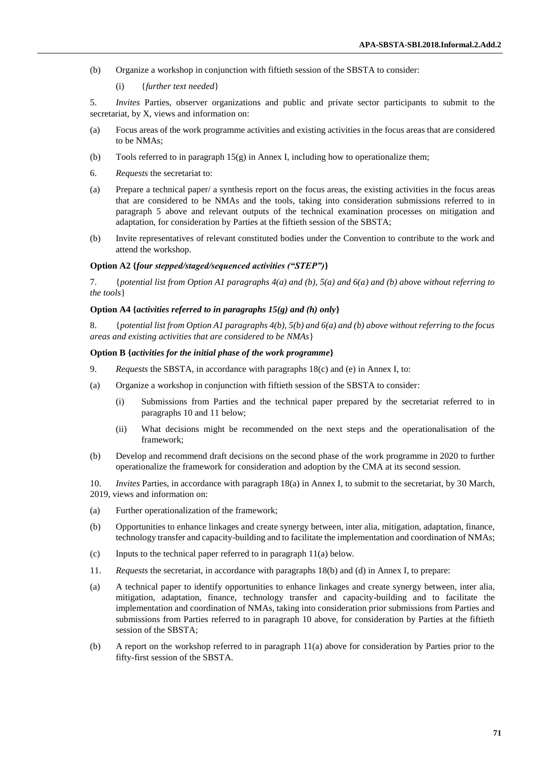(b) Organize a workshop in conjunction with fiftieth session of the SBSTA to consider:

(i) {*further text needed*}

5. *Invites* Parties, observer organizations and public and private sector participants to submit to the secretariat, by X, views and information on:

(a) Focus areas of the work programme activities and existing activities in the focus areas that are considered to be NMAs;

(b) Tools referred to in paragraph 15(g) in Annex I, including how to operationalize them;

6. *Requests* the secretariat to:

(a) Prepare a technical paper/ a synthesis report on the focus areas, the existing activities in the focus areas that are considered to be NMAs and the tools, taking into consideration submissions referred to in paragraph 5 above and relevant outputs of the technical examination processes on mitigation and adaptation, for consideration by Parties at the fiftieth session of the SBSTA;

(b) Invite representatives of relevant constituted bodies under the Convention to contribute to the work and attend the workshop.

**Option A2 {*four stepped/staged/sequenced activities ("STEP")*}**

7. {*potential list from Option A1 paragraphs 4(a) and (b), 5(a) and 6(a) and (b) above without referring to the tools*}

**Option A4 {*activities referred to in paragraphs 15(g) and (h) only*}**

8. {*potential list from Option A1 paragraphs 4(b), 5(b) and 6(a) and (b) above without referring to the focus areas and existing activities that are considered to be NMAs*}

**Option B {*activities for the initial phase of the work programme*}**

9. *Requests* the SBSTA, in accordance with paragraphs 18(c) and (e) in Annex I, to:

(a) Organize a workshop in conjunction with fiftieth session of the SBSTA to consider:

(i) Submissions from Parties and the technical paper prepared by the secretariat referred to in paragraphs 10 and 11 below;

(ii) What decisions might be recommended on the next steps and the operationalisation of the framework;

(b) Develop and recommend draft decisions on the second phase of the work programme in 2020 to further operationalize the framework for consideration and adoption by the CMA at its second session.

10. *Invites* Parties, in accordance with paragraph 18(a) in Annex I, to submit to the secretariat, by 30 March, 2019, views and information on:

(a) Further operationalization of the framework;

(b) Opportunities to enhance linkages and create synergy between, inter alia, mitigation, adaptation, finance, technology transfer and capacity-building and to facilitate the implementation and coordination of NMAs;

(c) Inputs to the technical paper referred to in paragraph 11(a) below.

11. *Requests* the secretariat, in accordance with paragraphs 18(b) and (d) in Annex I, to prepare:

(a) A technical paper to identify opportunities to enhance linkages and create synergy between, inter alia, mitigation, adaptation, finance, technology transfer and capacity-building and to facilitate the implementation and coordination of NMAs, taking into consideration prior submissions from Parties and submissions from Parties referred to in paragraph 10 above, for consideration by Parties at the fiftieth session of the SBSTA;

(b) A report on the workshop referred to in paragraph 11(a) above for consideration by Parties prior to the fifty-first session of the SBSTA.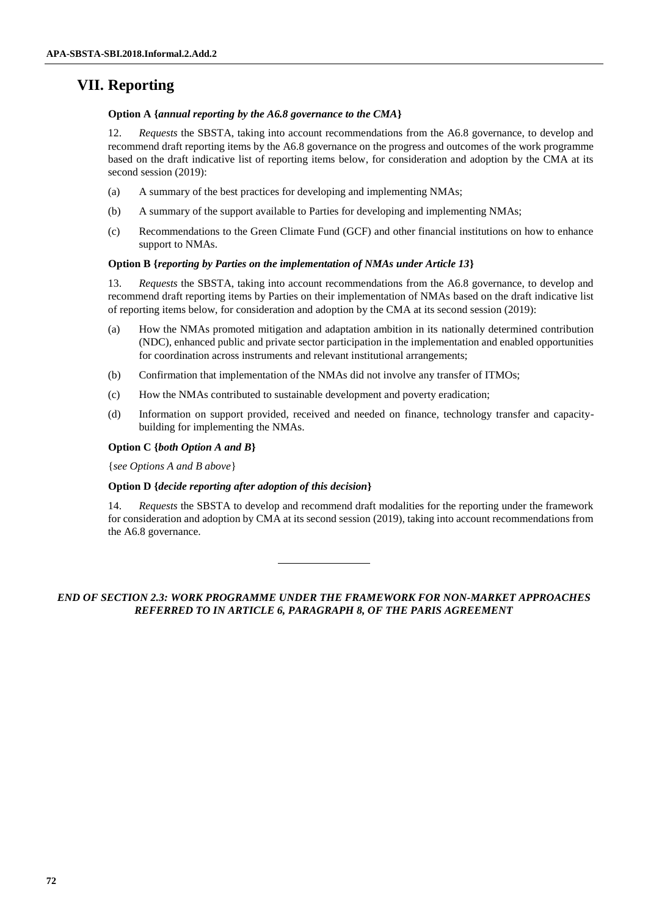# VII. Reporting

**Option A {*annual reporting by the A6.8 governance to the CMA*}**

12. *Requests* the SBSTA, taking into account recommendations from the A6.8 governance, to develop and recommend draft reporting items by the A6.8 governance on the progress and outcomes of the work programme based on the draft indicative list of reporting items below, for consideration and adoption by the CMA at its second session (2019):

(a) A summary of the best practices for developing and implementing NMAs;

(b) A summary of the support available to Parties for developing and implementing NMAs;

(c) Recommendations to the Green Climate Fund (GCF) and other financial institutions on how to enhance support to NMAs.

**Option B {*reporting by Parties on the implementation of NMAs under Article 13*}**

13. *Requests* the SBSTA, taking into account recommendations from the A6.8 governance, to develop and recommend draft reporting items by Parties on their implementation of NMAs based on the draft indicative list of reporting items below, for consideration and adoption by the CMA at its second session (2019):

(a) How the NMAs promoted mitigation and adaptation ambition in its nationally determined contribution (NDC), enhanced public and private sector participation in the implementation and enabled opportunities for coordination across instruments and relevant institutional arrangements;

(b) Confirmation that implementation of the NMAs did not involve any transfer of ITMOs;

(c) How the NMAs contributed to sustainable development and poverty eradication;

(d) Information on support provided, received and needed on finance, technology transfer and capacity-building for implementing the NMAs.

**Option C {*both Option A and B*}**

{*see Options A and B above*}

**Option D {*decide reporting after adoption of this decision*}**

14. *Requests* the SBSTA to develop and recommend draft modalities for the reporting under the framework for consideration and adoption by CMA at its second session (2019), taking into account recommendations from the A6.8 governance.

---

***END OF SECTION 2.3: WORK PROGRAMME UNDER THE FRAMEWORK FOR NON-MARKET APPROACHES REFERRED TO IN ARTICLE 6, PARAGRAPH 8, OF THE PARIS AGREEMENT***